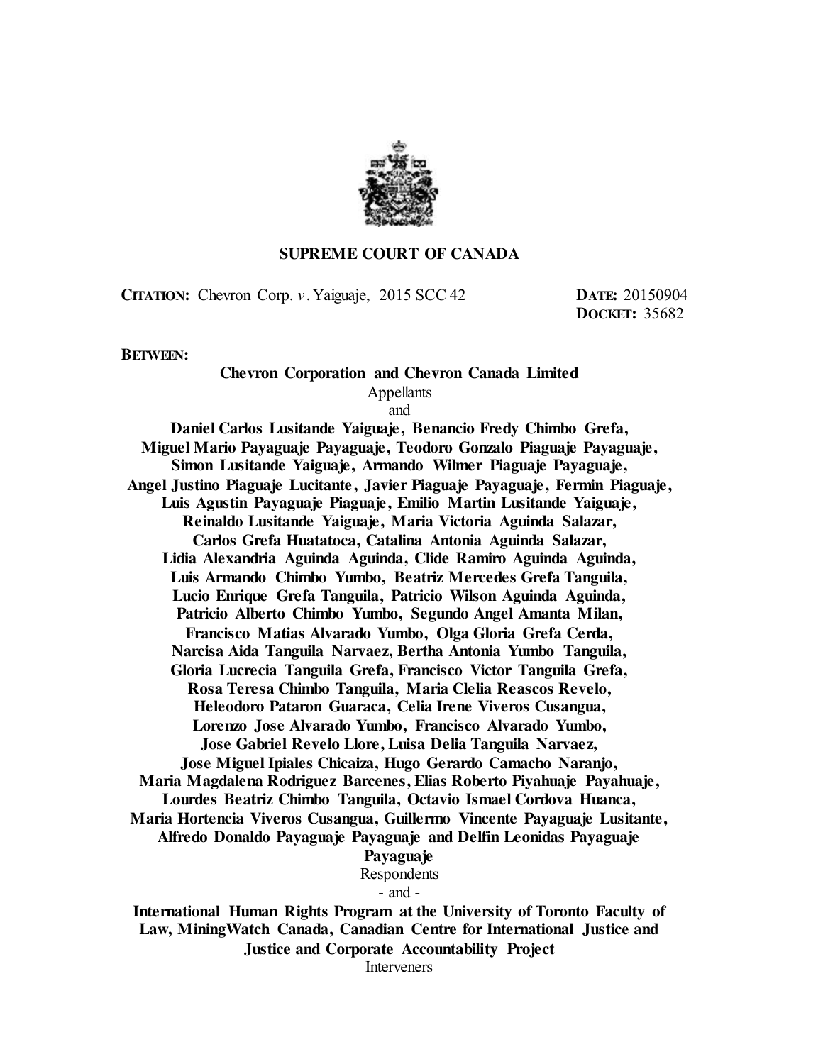# SUPREME COURT OF CANADA

**CITATION:** Chevron Corp. *v*. Yaiguaje, 2015 SCC 42

**DATE:** 20150904
**DOCKET:** 35682

**BETWEEN:**

**Chevron Corporation and Chevron Canada Limited**
Appellants
and
**Daniel Carlos Lusitande Yaiguaje, Benancio Fredy Chimbo Grefa, Miguel Mario Payaguaje Payaguaje, Teodoro Gonzalo Piaguaje Payaguaje, Simon Lusitande Yaiguaje, Armando Wilmer Piaguaje Payaguaje, Angel Justino Piaguaje Lucitante, Javier Piaguaje Payaguaje, Fermin Piaguaje, Luis Agustin Payaguaje Piaguaje, Emilio Martin Lusitande Yaiguaje, Reinaldo Lusitande Yaiguaje, Maria Victoria Aguinda Salazar, Carlos Grefa Huatatoca, Catalina Antonia Aguinda Salazar, Lidia Alexandria Aguinda Aguinda, Clide Ramiro Aguinda Aguinda, Luis Armando Chimbo Yumbo, Beatriz Mercedes Grefa Tanguila, Lucio Enrique Grefa Tanguila, Patricio Wilson Aguinda Aguinda, Patricio Alberto Chimbo Yumbo, Segundo Angel Amanta Milan, Francisco Matias Alvarado Yumbo, Olga Gloria Grefa Cerda, Narcisa Aida Tanguila Narvaez, Bertha Antonia Yumbo Tanguila, Gloria Lucrecia Tanguila Grefa, Francisco Victor Tanguila Grefa, Rosa Teresa Chimbo Tanguila, Maria Clelia Reascos Revelo, Heleodoro Pataron Guaraca, Celia Irene Viveros Cusangua, Lorenzo Jose Alvarado Yumbo, Francisco Alvarado Yumbo, Jose Gabriel Revelo Llore, Luisa Delia Tanguila Narvaez, Jose Miguel Ipiales Chicaiza, Hugo Gerardo Camacho Naranjo, Maria Magdalena Rodriguez Barcenes, Elias Roberto Piyahuaje Payahuaje, Lourdes Beatriz Chimbo Tanguila, Octavio Ismael Cordova Huanca, Maria Hortencia Viveros Cusangua, Guillermo Vincente Payaguaje Lusitante, Alfredo Donaldo Payaguaje Payaguaje and Delfin Leonidas Payaguaje Payaguaje**
Respondents
\- and -
**International Human Rights Program at the University of Toronto Faculty of Law, MiningWatch Canada, Canadian Centre for International Justice and Justice and Corporate Accountability Project**
Interveners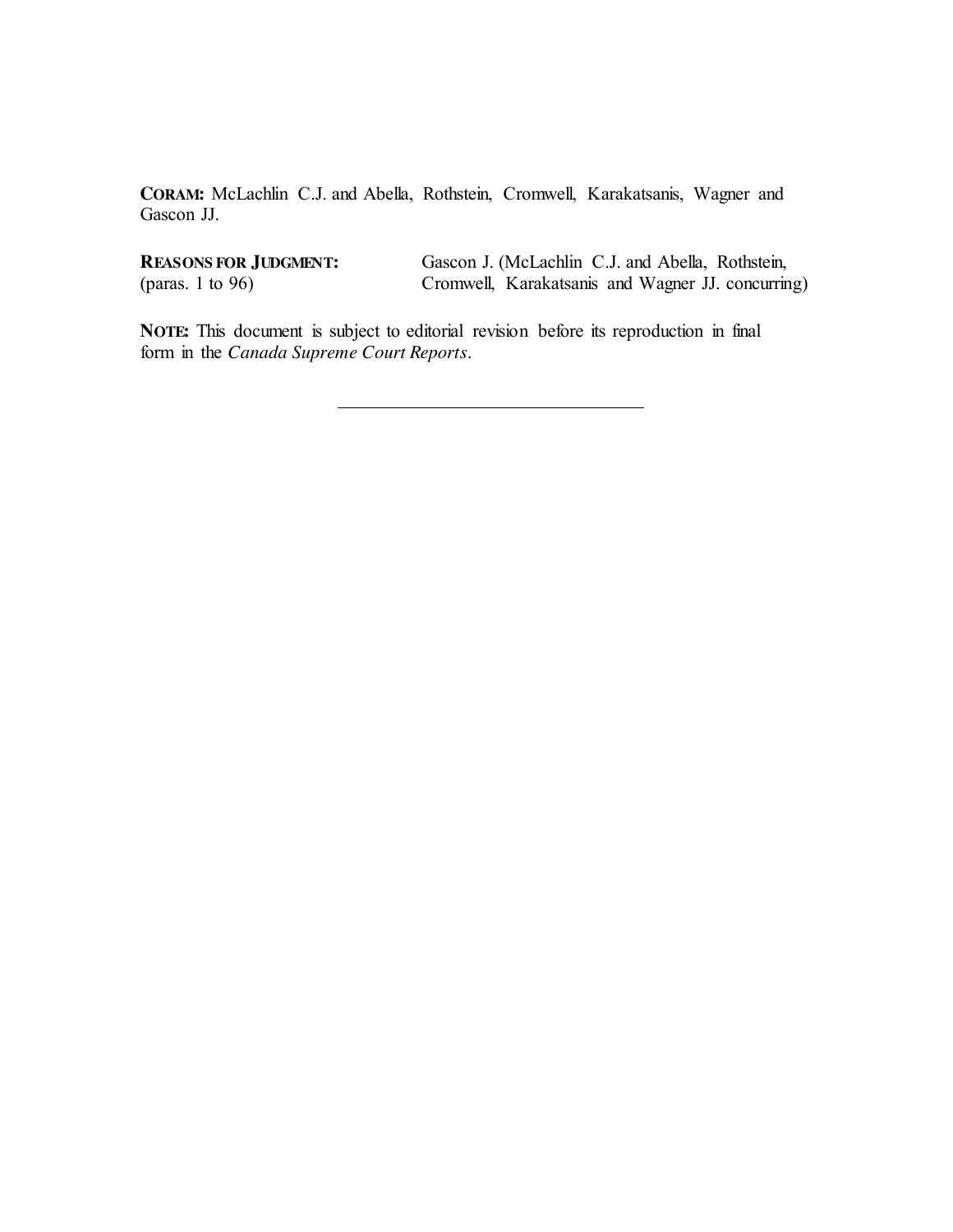**CORAM:** McLachlin C.J. and Abella, Rothstein, Cromwell, Karakatsanis, Wagner and Gascon JJ.

| | |
|---|---|
| **REASONS FOR JUDGMENT:** (paras. 1 to 96) | Gascon J. (McLachlin C.J. and Abella, Rothstein, Cromwell, Karakatsanis and Wagner JJ. concurring) |

**NOTE:** This document is subject to editorial revision before its reproduction in final form in the *Canada Supreme Court Reports*.

---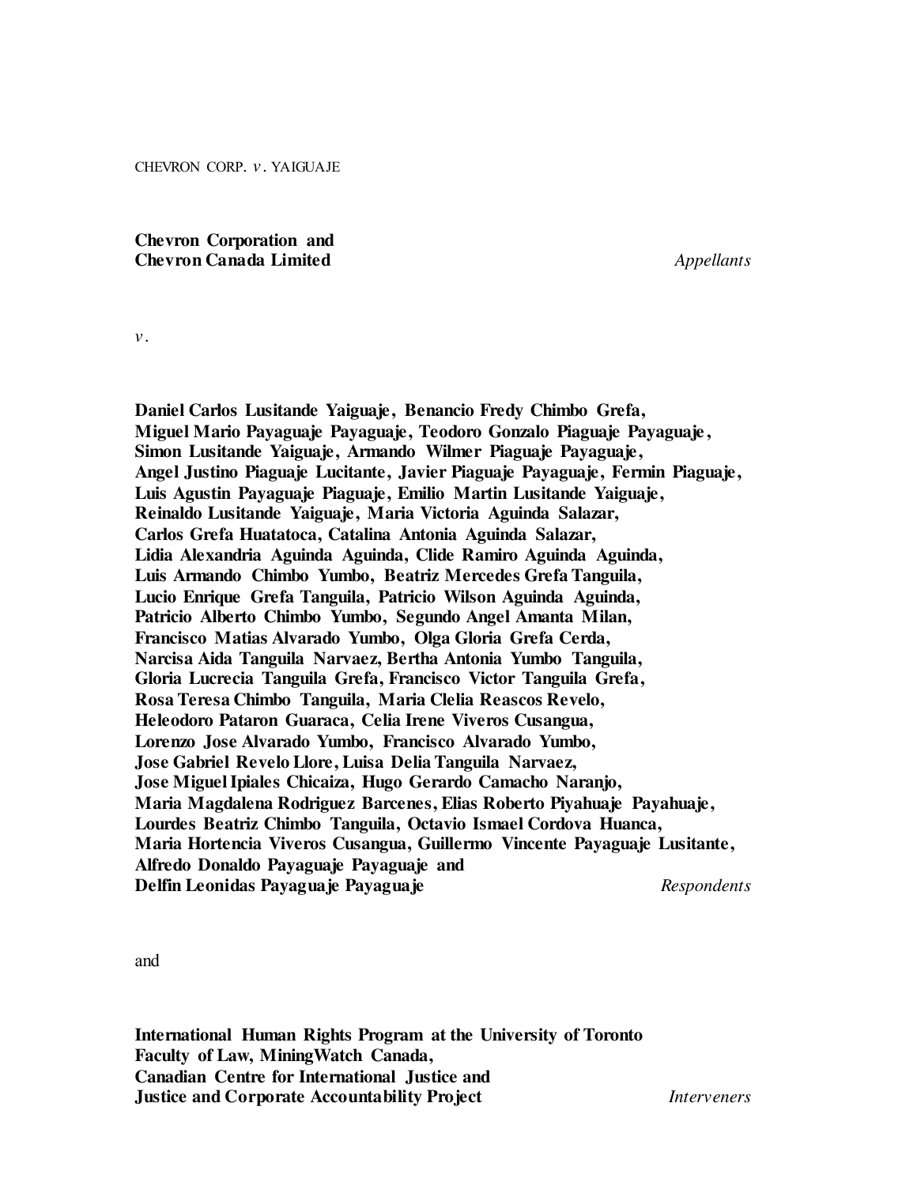CHEVRON CORP. *v.* YAIGUAJE

**Chevron Corporation and**
**Chevron Canada Limited** *Appellants*

*v.*

**Daniel Carlos Lusitande Yaiguaje, Benancio Fredy Chimbo Grefa, Miguel Mario Payaguaje Payaguaje, Teodoro Gonzalo Piaguaje Payaguaje, Simon Lusitande Yaiguaje, Armando Wilmer Piaguaje Payaguaje, Angel Justino Piaguaje Lucitante, Javier Piaguaje Payaguaje, Fermin Piaguaje, Luis Agustin Payaguaje Piaguaje, Emilio Martin Lusitande Yaiguaje, Reinaldo Lusitande Yaiguaje, Maria Victoria Aguinda Salazar, Carlos Grefa Huatatoca, Catalina Antonia Aguinda Salazar, Lidia Alexandria Aguinda Aguinda, Clide Ramiro Aguinda Aguinda, Luis Armando Chimbo Yumbo, Beatriz Mercedes Grefa Tanguila, Lucio Enrique Grefa Tanguila, Patricio Wilson Aguinda Aguinda, Patricio Alberto Chimbo Yumbo, Segundo Angel Amanta Milan, Francisco Matias Alvarado Yumbo, Olga Gloria Grefa Cerda, Narcisa Aida Tanguila Narvaez, Bertha Antonia Yumbo Tanguila, Gloria Lucrecia Tanguila Grefa, Francisco Victor Tanguila Grefa, Rosa Teresa Chimbo Tanguila, Maria Clelia Reascos Revelo, Heleodoro Pataron Guaraca, Celia Irene Viveros Cusangua, Lorenzo Jose Alvarado Yumbo, Francisco Alvarado Yumbo, Jose Gabriel Revelo Llore, Luisa Delia Tanguila Narvaez, Jose Miguel Ipiales Chicaiza, Hugo Gerardo Camacho Naranjo, Maria Magdalena Rodriguez Barcenes, Elias Roberto Piyahuaje Payahuaje, Lourdes Beatriz Chimbo Tanguila, Octavio Ismael Cordova Huanca, Maria Hortencia Viveros Cusangua, Guillermo Vincente Payaguaje Lusitante, Alfredo Donaldo Payaguaje Payaguaje and Delfin Leonidas Payaguaje Payaguaje** *Respondents*

and

**International Human Rights Program at the University of Toronto Faculty of Law, MiningWatch Canada, Canadian Centre for International Justice and Justice and Corporate Accountability Project** *Interveners*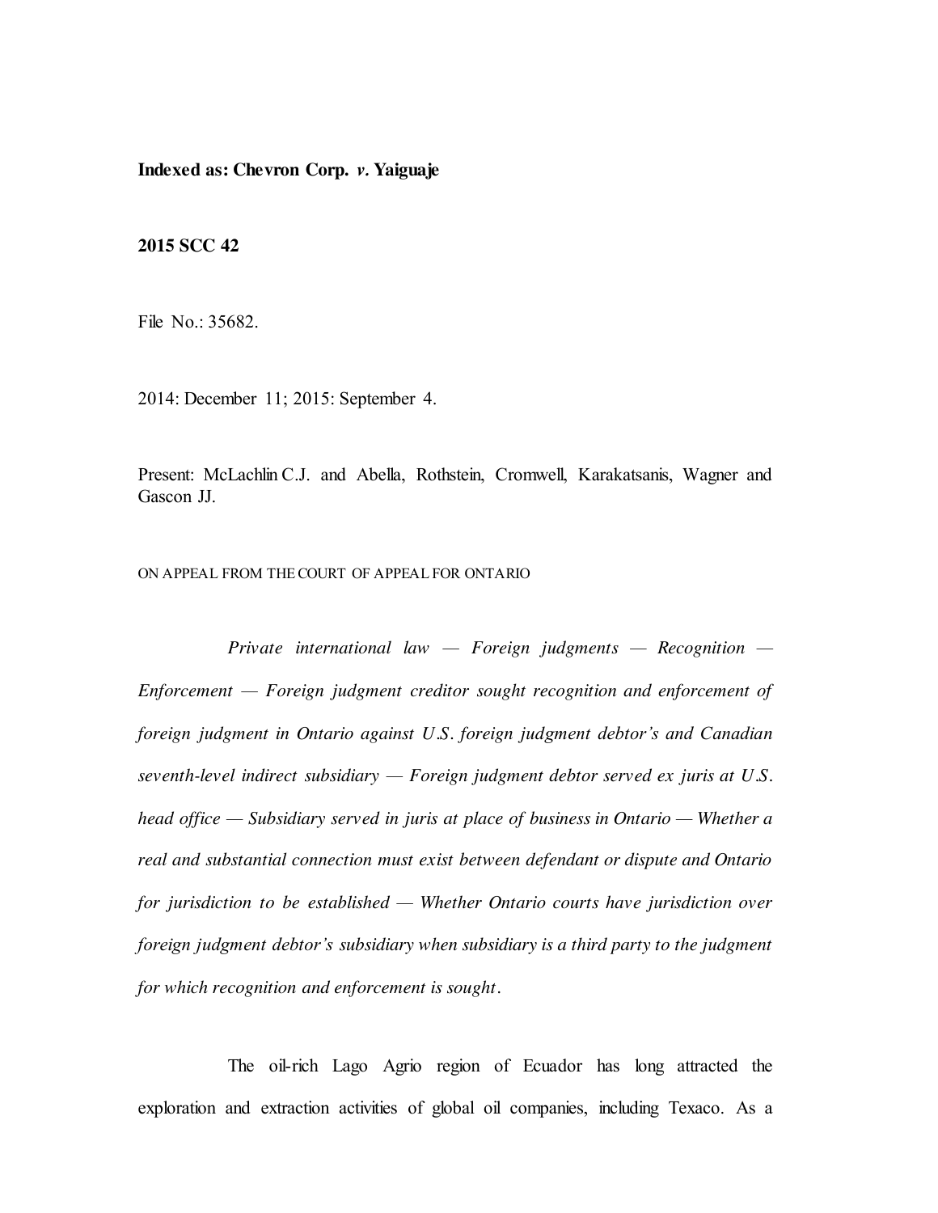**Indexed as: Chevron Corp. *v.* Yaiguaje**

**2015 SCC 42**

File No.: 35682.

2014: December 11; 2015: September 4.

Present: McLachlin C.J. and Abella, Rothstein, Cromwell, Karakatsanis, Wagner and Gascon JJ.

ON APPEAL FROM THE COURT OF APPEAL FOR ONTARIO

*Private international law — Foreign judgments — Recognition — Enforcement — Foreign judgment creditor sought recognition and enforcement of foreign judgment in Ontario against U.S. foreign judgment debtor's and Canadian seventh-level indirect subsidiary — Foreign judgment debtor served ex juris at U.S. head office — Subsidiary served in juris at place of business in Ontario — Whether a real and substantial connection must exist between defendant or dispute and Ontario for jurisdiction to be established — Whether Ontario courts have jurisdiction over foreign judgment debtor's subsidiary when subsidiary is a third party to the judgment for which recognition and enforcement is sought.*

The oil-rich Lago Agrio region of Ecuador has long attracted the exploration and extraction activities of global oil companies, including Texaco. As a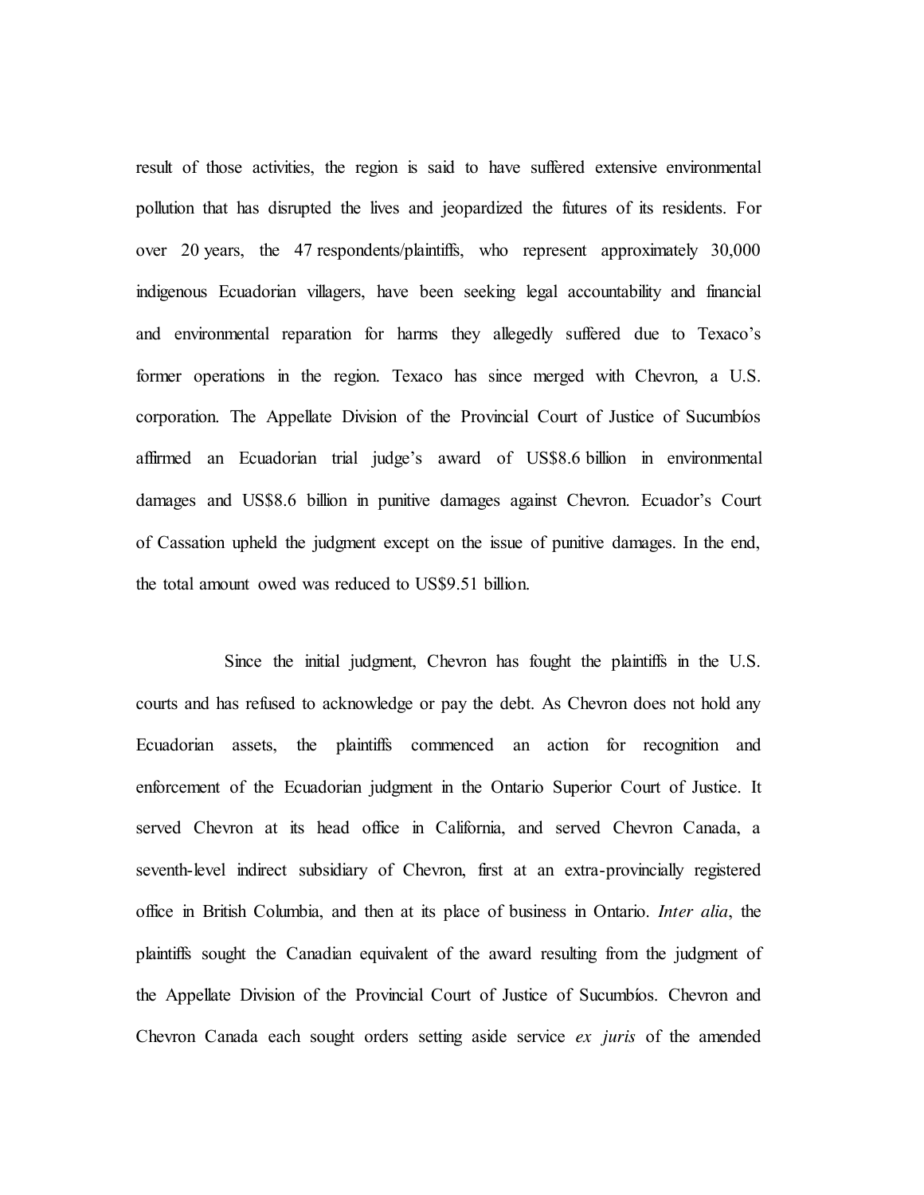result of those activities, the region is said to have suffered extensive environmental pollution that has disrupted the lives and jeopardized the futures of its residents. For over 20 years, the 47 respondents/plaintiffs, who represent approximately 30,000 indigenous Ecuadorian villagers, have been seeking legal accountability and financial and environmental reparation for harms they allegedly suffered due to Texaco's former operations in the region. Texaco has since merged with Chevron, a U.S. corporation. The Appellate Division of the Provincial Court of Justice of Sucumbíos affirmed an Ecuadorian trial judge's award of US$8.6 billion in environmental damages and US$8.6 billion in punitive damages against Chevron. Ecuador's Court of Cassation upheld the judgment except on the issue of punitive damages. In the end, the total amount owed was reduced to US$9.51 billion.

Since the initial judgment, Chevron has fought the plaintiffs in the U.S. courts and has refused to acknowledge or pay the debt. As Chevron does not hold any Ecuadorian assets, the plaintiffs commenced an action for recognition and enforcement of the Ecuadorian judgment in the Ontario Superior Court of Justice. It served Chevron at its head office in California, and served Chevron Canada, a seventh-level indirect subsidiary of Chevron, first at an extra-provincially registered office in British Columbia, and then at its place of business in Ontario. *Inter alia*, the plaintiffs sought the Canadian equivalent of the award resulting from the judgment of the Appellate Division of the Provincial Court of Justice of Sucumbíos. Chevron and Chevron Canada each sought orders setting aside service *ex juris* of the amended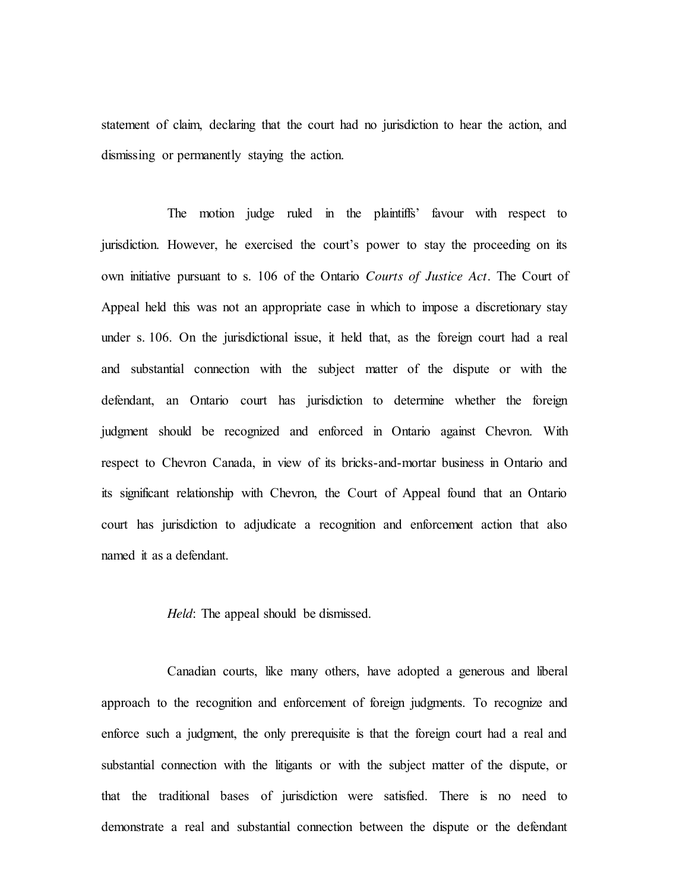statement of claim, declaring that the court had no jurisdiction to hear the action, and dismissing or permanently staying the action.

The motion judge ruled in the plaintiffs' favour with respect to jurisdiction. However, he exercised the court's power to stay the proceeding on its own initiative pursuant to s. 106 of the Ontario *Courts of Justice Act*. The Court of Appeal held this was not an appropriate case in which to impose a discretionary stay under s. 106. On the jurisdictional issue, it held that, as the foreign court had a real and substantial connection with the subject matter of the dispute or with the defendant, an Ontario court has jurisdiction to determine whether the foreign judgment should be recognized and enforced in Ontario against Chevron. With respect to Chevron Canada, in view of its bricks-and-mortar business in Ontario and its significant relationship with Chevron, the Court of Appeal found that an Ontario court has jurisdiction to adjudicate a recognition and enforcement action that also named it as a defendant.

*Held*: The appeal should be dismissed.

Canadian courts, like many others, have adopted a generous and liberal approach to the recognition and enforcement of foreign judgments. To recognize and enforce such a judgment, the only prerequisite is that the foreign court had a real and substantial connection with the litigants or with the subject matter of the dispute, or that the traditional bases of jurisdiction were satisfied. There is no need to demonstrate a real and substantial connection between the dispute or the defendant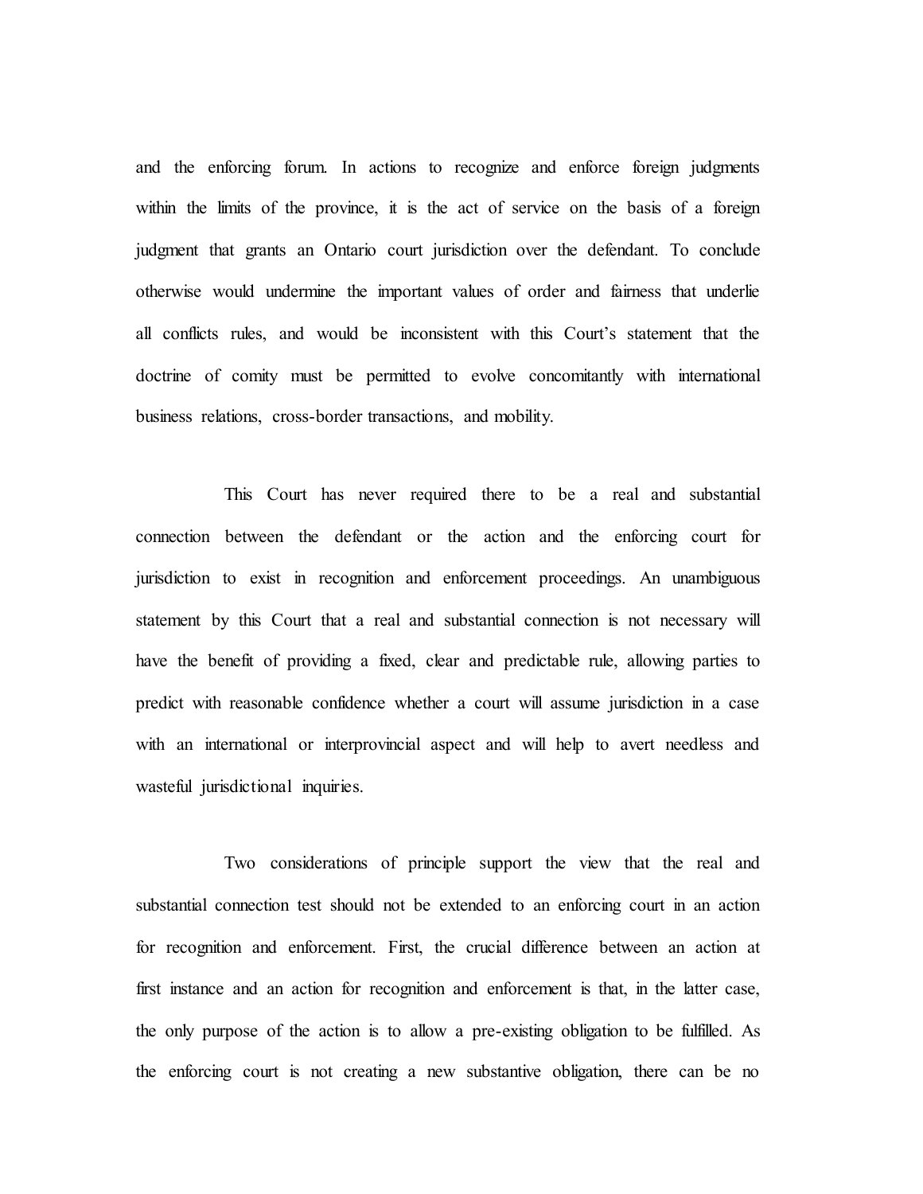and the enforcing forum. In actions to recognize and enforce foreign judgments within the limits of the province, it is the act of service on the basis of a foreign judgment that grants an Ontario court jurisdiction over the defendant. To conclude otherwise would undermine the important values of order and fairness that underlie all conflicts rules, and would be inconsistent with this Court's statement that the doctrine of comity must be permitted to evolve concomitantly with international business relations, cross-border transactions, and mobility.

This Court has never required there to be a real and substantial connection between the defendant or the action and the enforcing court for jurisdiction to exist in recognition and enforcement proceedings. An unambiguous statement by this Court that a real and substantial connection is not necessary will have the benefit of providing a fixed, clear and predictable rule, allowing parties to predict with reasonable confidence whether a court will assume jurisdiction in a case with an international or interprovincial aspect and will help to avert needless and wasteful jurisdictional inquiries.

Two considerations of principle support the view that the real and substantial connection test should not be extended to an enforcing court in an action for recognition and enforcement. First, the crucial difference between an action at first instance and an action for recognition and enforcement is that, in the latter case, the only purpose of the action is to allow a pre-existing obligation to be fulfilled. As the enforcing court is not creating a new substantive obligation, there can be no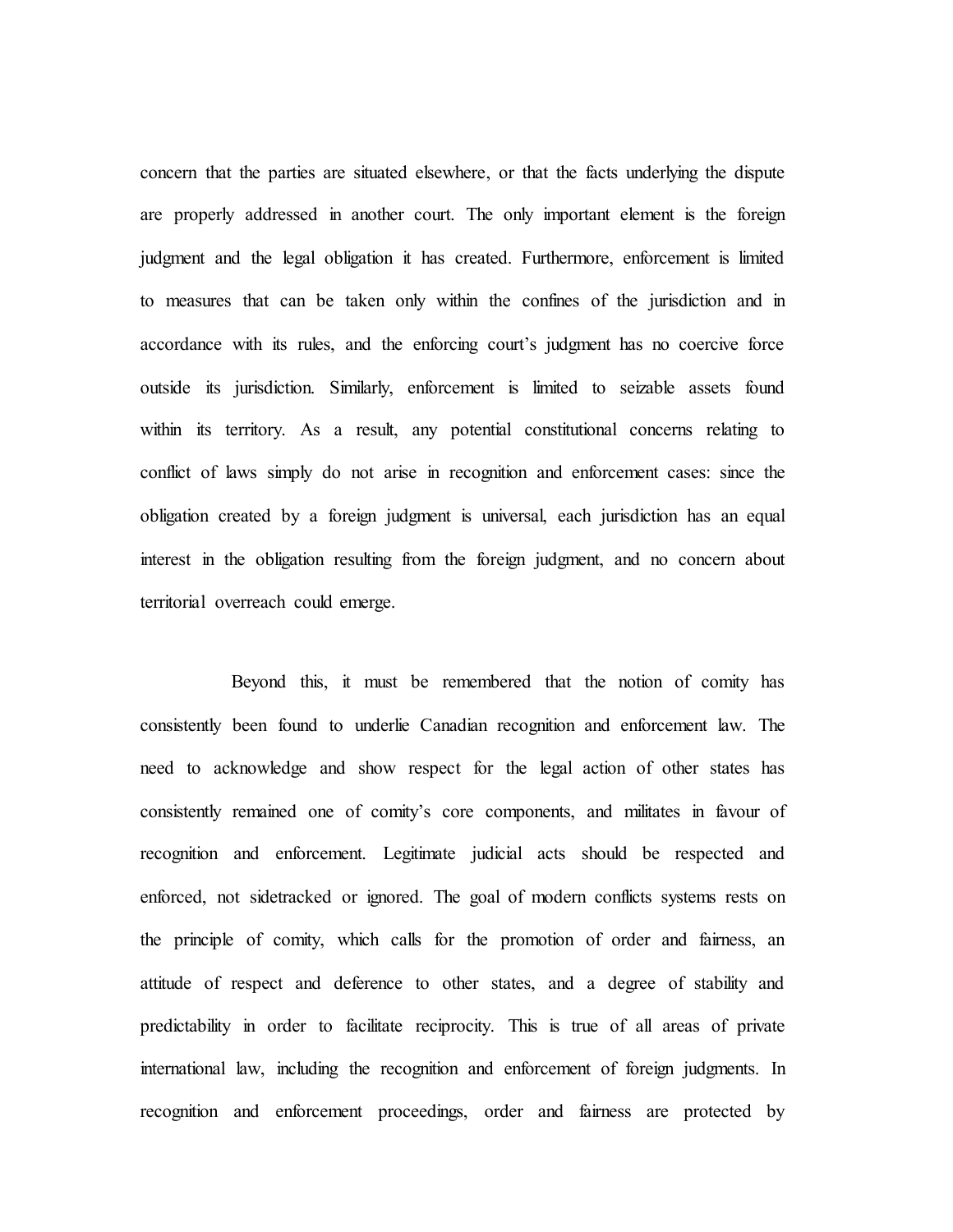concern that the parties are situated elsewhere, or that the facts underlying the dispute are properly addressed in another court. The only important element is the foreign judgment and the legal obligation it has created. Furthermore, enforcement is limited to measures that can be taken only within the confines of the jurisdiction and in accordance with its rules, and the enforcing court's judgment has no coercive force outside its jurisdiction. Similarly, enforcement is limited to seizable assets found within its territory. As a result, any potential constitutional concerns relating to conflict of laws simply do not arise in recognition and enforcement cases: since the obligation created by a foreign judgment is universal, each jurisdiction has an equal interest in the obligation resulting from the foreign judgment, and no concern about territorial overreach could emerge.

Beyond this, it must be remembered that the notion of comity has consistently been found to underlie Canadian recognition and enforcement law. The need to acknowledge and show respect for the legal action of other states has consistently remained one of comity's core components, and militates in favour of recognition and enforcement. Legitimate judicial acts should be respected and enforced, not sidetracked or ignored. The goal of modern conflicts systems rests on the principle of comity, which calls for the promotion of order and fairness, an attitude of respect and deference to other states, and a degree of stability and predictability in order to facilitate reciprocity. This is true of all areas of private international law, including the recognition and enforcement of foreign judgments. In recognition and enforcement proceedings, order and fairness are protected by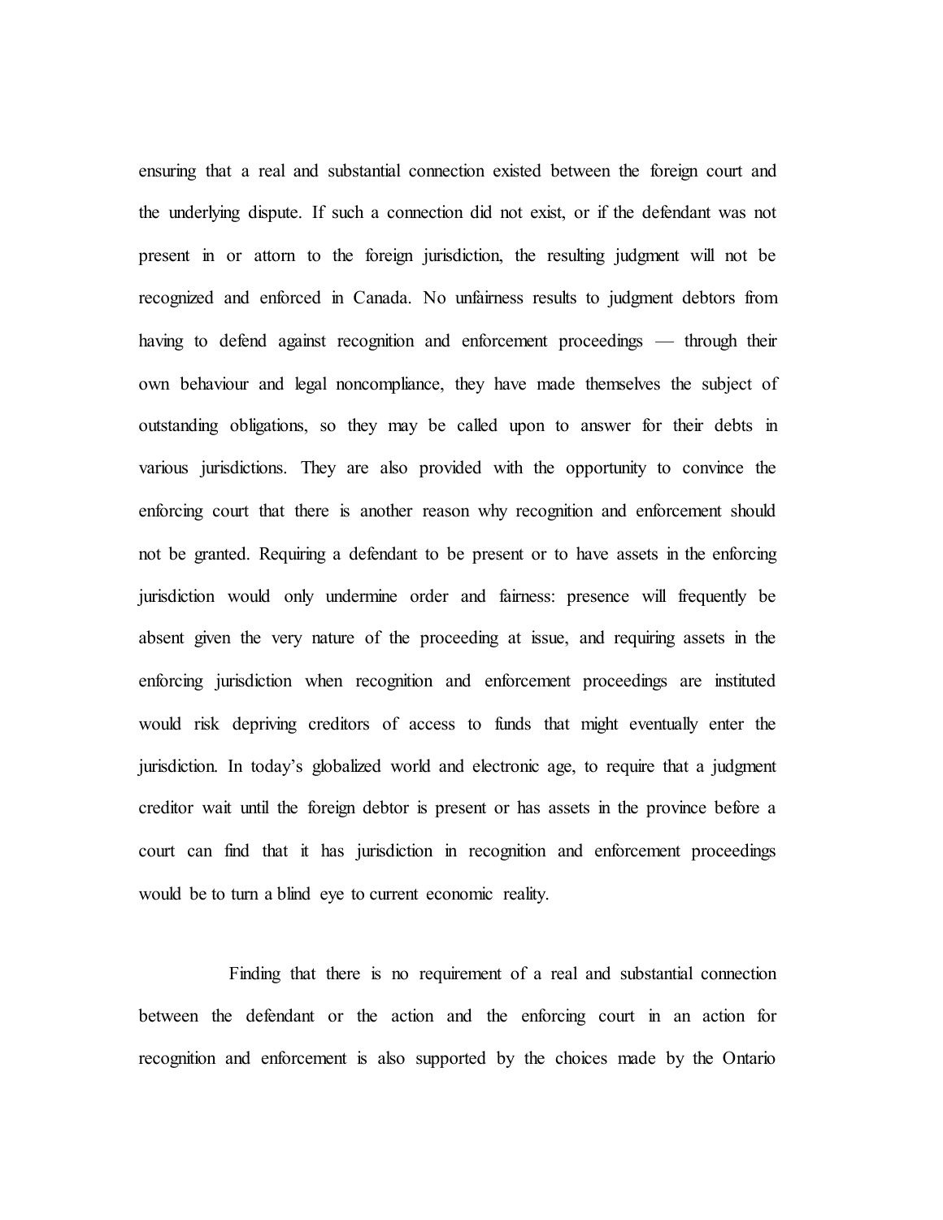ensuring that a real and substantial connection existed between the foreign court and the underlying dispute. If such a connection did not exist, or if the defendant was not present in or attorn to the foreign jurisdiction, the resulting judgment will not be recognized and enforced in Canada. No unfairness results to judgment debtors from having to defend against recognition and enforcement proceedings — through their own behaviour and legal noncompliance, they have made themselves the subject of outstanding obligations, so they may be called upon to answer for their debts in various jurisdictions. They are also provided with the opportunity to convince the enforcing court that there is another reason why recognition and enforcement should not be granted. Requiring a defendant to be present or to have assets in the enforcing jurisdiction would only undermine order and fairness: presence will frequently be absent given the very nature of the proceeding at issue, and requiring assets in the enforcing jurisdiction when recognition and enforcement proceedings are instituted would risk depriving creditors of access to funds that might eventually enter the jurisdiction. In today's globalized world and electronic age, to require that a judgment creditor wait until the foreign debtor is present or has assets in the province before a court can find that it has jurisdiction in recognition and enforcement proceedings would be to turn a blind eye to current economic reality.

Finding that there is no requirement of a real and substantial connection between the defendant or the action and the enforcing court in an action for recognition and enforcement is also supported by the choices made by the Ontario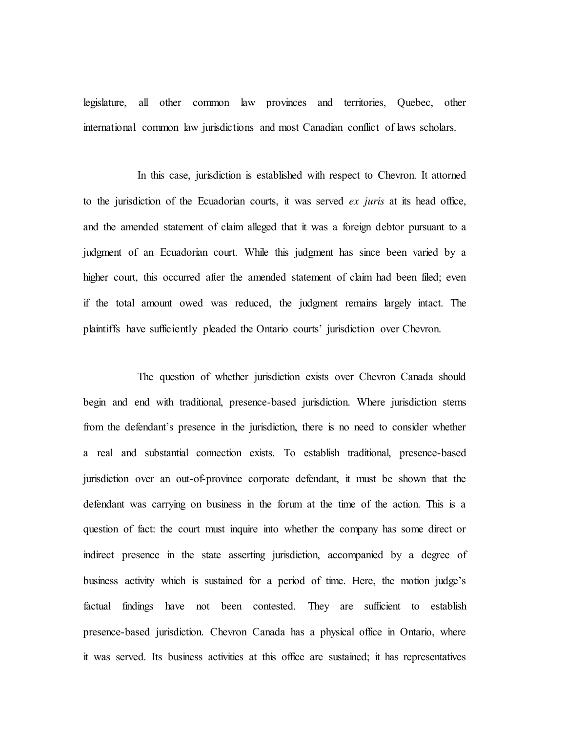legislature, all other common law provinces and territories, Quebec, other international common law jurisdictions and most Canadian conflict of laws scholars.

In this case, jurisdiction is established with respect to Chevron. It attorned to the jurisdiction of the Ecuadorian courts, it was served *ex juris* at its head office, and the amended statement of claim alleged that it was a foreign debtor pursuant to a judgment of an Ecuadorian court. While this judgment has since been varied by a higher court, this occurred after the amended statement of claim had been filed; even if the total amount owed was reduced, the judgment remains largely intact. The plaintiffs have sufficiently pleaded the Ontario courts' jurisdiction over Chevron.

The question of whether jurisdiction exists over Chevron Canada should begin and end with traditional, presence-based jurisdiction. Where jurisdiction stems from the defendant's presence in the jurisdiction, there is no need to consider whether a real and substantial connection exists. To establish traditional, presence-based jurisdiction over an out-of-province corporate defendant, it must be shown that the defendant was carrying on business in the forum at the time of the action. This is a question of fact: the court must inquire into whether the company has some direct or indirect presence in the state asserting jurisdiction, accompanied by a degree of business activity which is sustained for a period of time. Here, the motion judge's factual findings have not been contested. They are sufficient to establish presence-based jurisdiction. Chevron Canada has a physical office in Ontario, where it was served. Its business activities at this office are sustained; it has representatives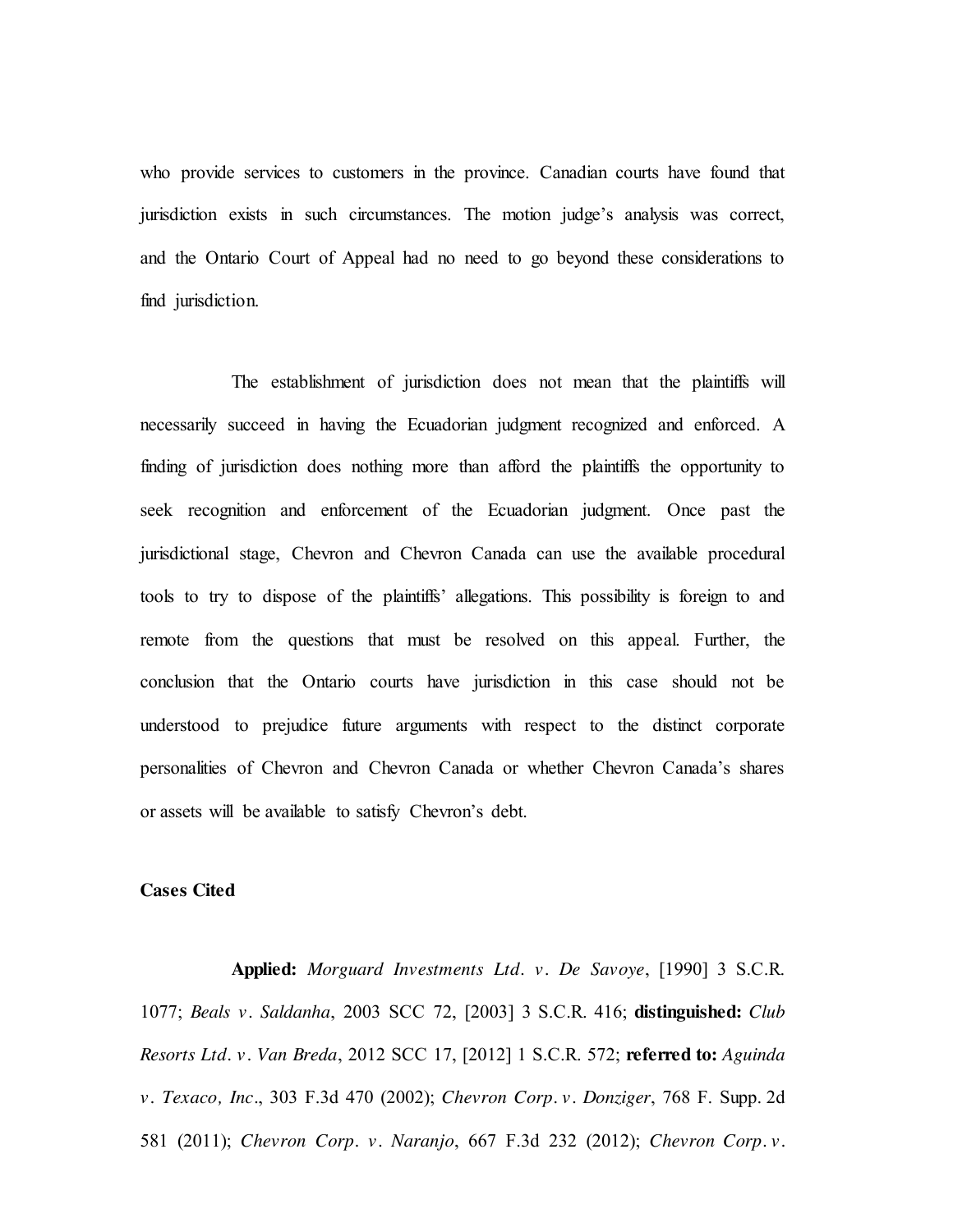who provide services to customers in the province. Canadian courts have found that jurisdiction exists in such circumstances. The motion judge's analysis was correct, and the Ontario Court of Appeal had no need to go beyond these considerations to find jurisdiction.

The establishment of jurisdiction does not mean that the plaintiffs will necessarily succeed in having the Ecuadorian judgment recognized and enforced. A finding of jurisdiction does nothing more than afford the plaintiffs the opportunity to seek recognition and enforcement of the Ecuadorian judgment. Once past the jurisdictional stage, Chevron and Chevron Canada can use the available procedural tools to try to dispose of the plaintiffs' allegations. This possibility is foreign to and remote from the questions that must be resolved on this appeal. Further, the conclusion that the Ontario courts have jurisdiction in this case should not be understood to prejudice future arguments with respect to the distinct corporate personalities of Chevron and Chevron Canada or whether Chevron Canada's shares or assets will be available to satisfy Chevron's debt.

**Cases Cited**

**Applied:** *Morguard Investments Ltd. v. De Savoye*, [1990] 3 S.C.R. 1077; *Beals v. Saldanha*, 2003 SCC 72, [2003] 3 S.C.R. 416; **distinguished:** *Club Resorts Ltd. v. Van Breda*, 2012 SCC 17, [2012] 1 S.C.R. 572; **referred to:** *Aguinda v. Texaco, Inc.*, 303 F.3d 470 (2002); *Chevron Corp. v. Donziger*, 768 F. Supp. 2d 581 (2011); *Chevron Corp. v. Naranjo*, 667 F.3d 232 (2012); *Chevron Corp. v.*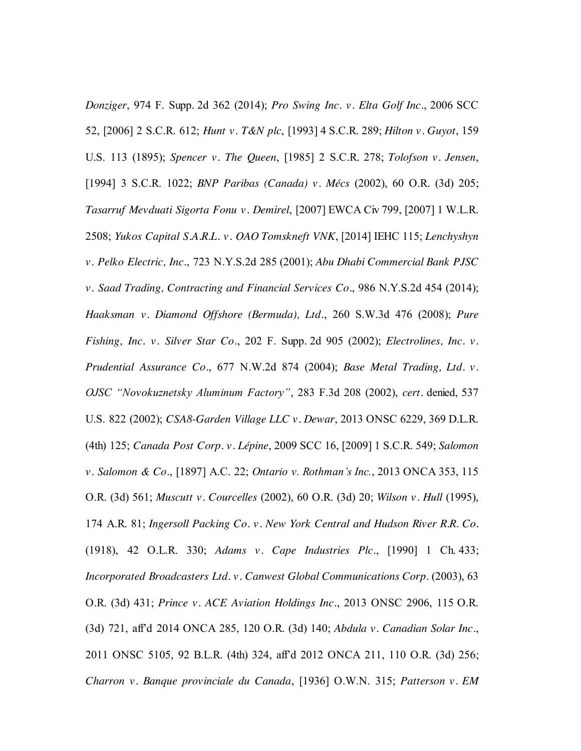*Donziger*, 974 F. Supp. 2d 362 (2014); *Pro Swing Inc. v. Elta Golf Inc.*, 2006 SCC 52, [2006] 2 S.C.R. 612; *Hunt v. T&N plc*, [1993] 4 S.C.R. 289; *Hilton v. Guyot*, 159 U.S. 113 (1895); *Spencer v. The Queen*, [1985] 2 S.C.R. 278; *Tolofson v. Jensen*, [1994] 3 S.C.R. 1022; *BNP Paribas (Canada) v. Mécs* (2002), 60 O.R. (3d) 205; *Tasarruf Mevduati Sigorta Fonu v. Demirel*, [2007] EWCA Civ 799, [2007] 1 W.L.R. 2508; *Yukos Capital S.A.R.L. v. OAO Tomskneft VNK*, [2014] IEHC 115; *Lenchyshyn v. Pelko Electric, Inc.*, 723 N.Y.S.2d 285 (2001); *Abu Dhabi Commercial Bank PJSC v. Saad Trading, Contracting and Financial Services Co.*, 986 N.Y.S.2d 454 (2014); *Haaksman v. Diamond Offshore (Bermuda), Ltd.*, 260 S.W.3d 476 (2008); *Pure Fishing, Inc. v. Silver Star Co.*, 202 F. Supp. 2d 905 (2002); *Electrolines, Inc. v. Prudential Assurance Co.*, 677 N.W.2d 874 (2004); *Base Metal Trading, Ltd. v. OJSC "Novokuznetsky Aluminum Factory"*, 283 F.3d 208 (2002), *cert.* denied, 537 U.S. 822 (2002); *CSA8-Garden Village LLC v. Dewar*, 2013 ONSC 6229, 369 D.L.R. (4th) 125; *Canada Post Corp. v. Lépine*, 2009 SCC 16, [2009] 1 S.C.R. 549; *Salomon v. Salomon & Co.*, [1897] A.C. 22; *Ontario v. Rothman's Inc.*, 2013 ONCA 353, 115 O.R. (3d) 561; *Muscutt v. Courcelles* (2002), 60 O.R. (3d) 20; *Wilson v. Hull* (1995), 174 A.R. 81; *Ingersoll Packing Co. v. New York Central and Hudson River R.R. Co.* (1918), 42 O.L.R. 330; *Adams v. Cape Industries Plc.*, [1990] 1 Ch. 433; *Incorporated Broadcasters Ltd. v. Canwest Global Communications Corp.* (2003), 63 O.R. (3d) 431; *Prince v. ACE Aviation Holdings Inc.*, 2013 ONSC 2906, 115 O.R. (3d) 721, aff'd 2014 ONCA 285, 120 O.R. (3d) 140; *Abdula v. Canadian Solar Inc.*, 2011 ONSC 5105, 92 B.L.R. (4th) 324, aff'd 2012 ONCA 211, 110 O.R. (3d) 256; *Charron v. Banque provinciale du Canada*, [1936] O.W.N. 315; *Patterson v. EM*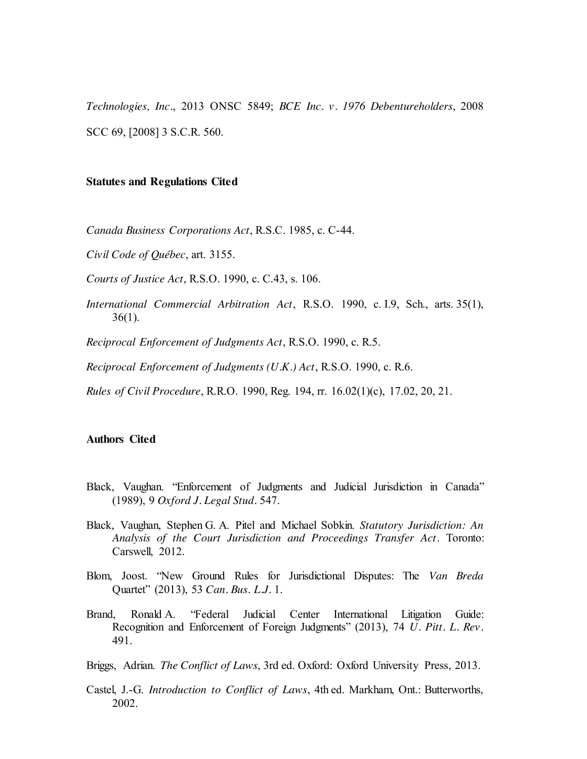*Technologies, Inc*., 2013 ONSC 5849; *BCE Inc. v. 1976 Debentureholders*, 2008 SCC 69, [2008] 3 S.C.R. 560.

**Statutes and Regulations Cited**

*Canada Business Corporations Act*, R.S.C. 1985, c. C-44.

*Civil Code of Québec*, art. 3155.

*Courts of Justice Act*, R.S.O. 1990, c. C.43, s. 106.

*International Commercial Arbitration Act*, R.S.O. 1990, c. I.9, Sch., arts. 35(1), 36(1).

*Reciprocal Enforcement of Judgments Act*, R.S.O. 1990, c. R.5.

*Reciprocal Enforcement of Judgments (U.K.) Act*, R.S.O. 1990, c. R.6.

*Rules of Civil Procedure*, R.R.O. 1990, Reg. 194, rr. 16.02(1)(c), 17.02, 20, 21.

**Authors Cited**

Black, Vaughan. "Enforcement of Judgments and Judicial Jurisdiction in Canada" (1989), 9 *Oxford J. Legal Stud*. 547.

Black, Vaughan, Stephen G. A. Pitel and Michael Sobkin. *Statutory Jurisdiction: An Analysis of the Court Jurisdiction and Proceedings Transfer Act*. Toronto: Carswell, 2012.

Blom, Joost. "New Ground Rules for Jurisdictional Disputes: The *Van Breda* Quartet" (2013), 53 *Can. Bus. L.J*. 1.

Brand, Ronald A. "Federal Judicial Center International Litigation Guide: Recognition and Enforcement of Foreign Judgments" (2013), 74 *U. Pitt. L. Rev*. 491.

Briggs, Adrian. *The Conflict of Laws*, 3rd ed. Oxford: Oxford University Press, 2013.

Castel, J.-G. *Introduction to Conflict of Laws*, 4th ed. Markham, Ont.: Butterworths, 2002.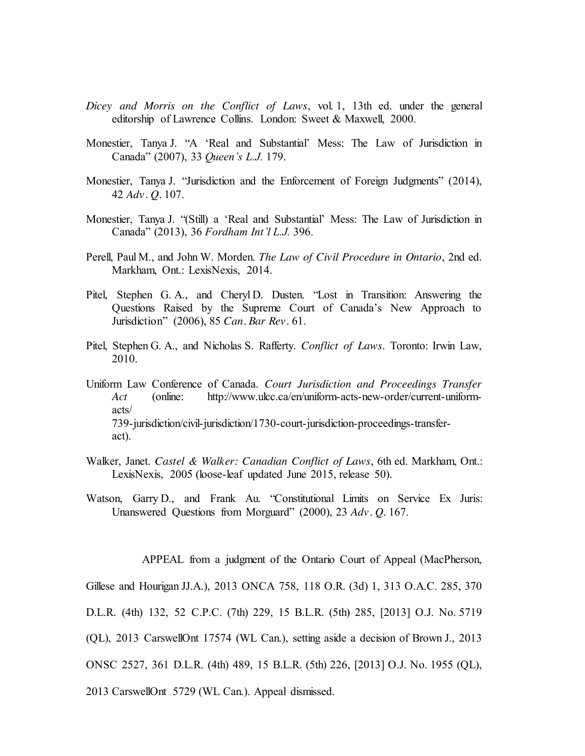*Dicey and Morris on the Conflict of Laws*, vol. 1, 13th ed. under the general editorship of Lawrence Collins. London: Sweet & Maxwell, 2000.

Monestier, Tanya J. "A 'Real and Substantial' Mess: The Law of Jurisdiction in Canada" (2007), 33 *Queen's L.J.* 179.

Monestier, Tanya J. "Jurisdiction and the Enforcement of Foreign Judgments" (2014), 42 *Adv. Q.* 107.

Monestier, Tanya J. "(Still) a 'Real and Substantial' Mess: The Law of Jurisdiction in Canada" (2013), 36 *Fordham Int'l L.J.* 396.

Perell, Paul M., and John W. Morden. *The Law of Civil Procedure in Ontario*, 2nd ed. Markham, Ont.: LexisNexis, 2014.

Pitel, Stephen G. A., and Cheryl D. Dusten. "Lost in Transition: Answering the Questions Raised by the Supreme Court of Canada's New Approach to Jurisdiction" (2006), 85 *Can. Bar Rev.* 61.

Pitel, Stephen G. A., and Nicholas S. Rafferty. *Conflict of Laws*. Toronto: Irwin Law, 2010.

Uniform Law Conference of Canada. *Court Jurisdiction and Proceedings Transfer Act* (online: http://www.ulcc.ca/en/uniform-acts-new-order/current-uniform-acts/739-jurisdiction/civil-jurisdiction/1730-court-jurisdiction-proceedings-transfer-act).

Walker, Janet. *Castel & Walker: Canadian Conflict of Laws*, 6th ed. Markham, Ont.: LexisNexis, 2005 (loose-leaf updated June 2015, release 50).

Watson, Garry D., and Frank Au. "Constitutional Limits on Service Ex Juris: Unanswered Questions from Morguard" (2000), 23 *Adv. Q.* 167.

APPEAL from a judgment of the Ontario Court of Appeal (MacPherson, Gillese and Hourigan JJ.A.), 2013 ONCA 758, 118 O.R. (3d) 1, 313 O.A.C. 285, 370 D.L.R. (4th) 132, 52 C.P.C. (7th) 229, 15 B.L.R. (5th) 285, [2013] O.J. No. 5719 (QL), 2013 CarswellOnt 17574 (WL Can.), setting aside a decision of Brown J., 2013 ONSC 2527, 361 D.L.R. (4th) 489, 15 B.L.R. (5th) 226, [2013] O.J. No. 1955 (QL), 2013 CarswellOnt 5729 (WL Can.). Appeal dismissed.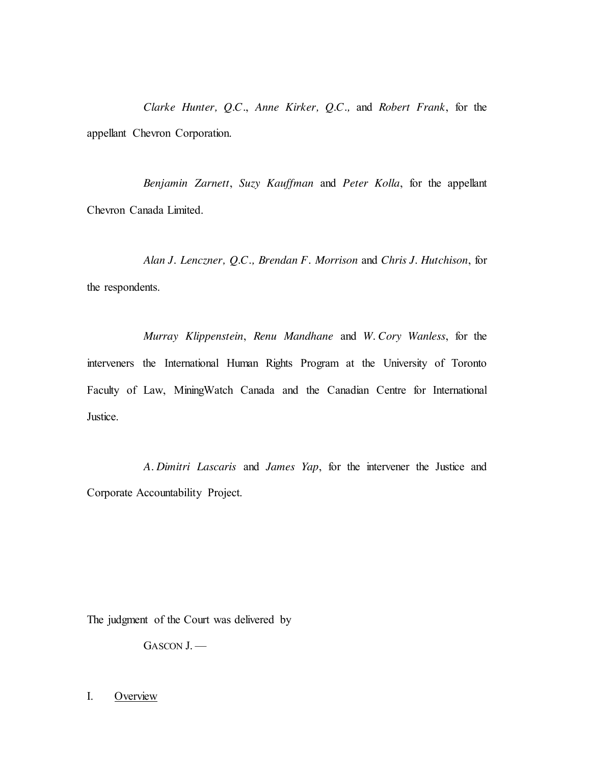*Clarke Hunter, Q.C.*, *Anne Kirker, Q.C.,* and *Robert Frank*, for the appellant Chevron Corporation.

*Benjamin Zarnett*, *Suzy Kauffman* and *Peter Kolla*, for the appellant Chevron Canada Limited.

*Alan J. Lenczner, Q.C., Brendan F. Morrison* and *Chris J. Hutchison*, for the respondents.

*Murray Klippenstein*, *Renu Mandhane* and *W. Cory Wanless*, for the interveners the International Human Rights Program at the University of Toronto Faculty of Law, MiningWatch Canada and the Canadian Centre for International Justice.

*A. Dimitri Lascaris* and *James Yap*, for the intervener the Justice and Corporate Accountability Project.

The judgment of the Court was delivered by

GASCON J. —

## I. Overview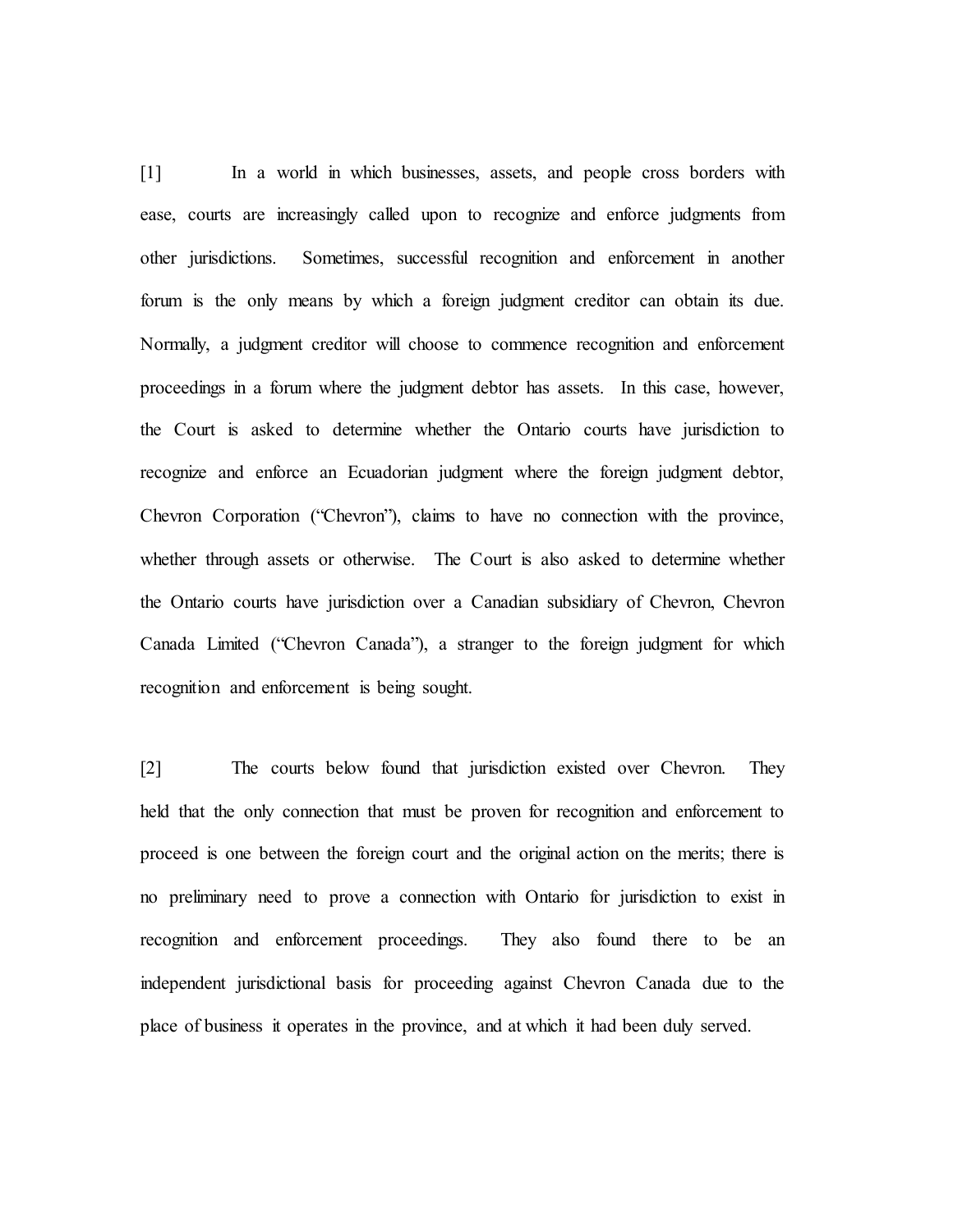[1] In a world in which businesses, assets, and people cross borders with ease, courts are increasingly called upon to recognize and enforce judgments from other jurisdictions. Sometimes, successful recognition and enforcement in another forum is the only means by which a foreign judgment creditor can obtain its due. Normally, a judgment creditor will choose to commence recognition and enforcement proceedings in a forum where the judgment debtor has assets. In this case, however, the Court is asked to determine whether the Ontario courts have jurisdiction to recognize and enforce an Ecuadorian judgment where the foreign judgment debtor, Chevron Corporation ("Chevron"), claims to have no connection with the province, whether through assets or otherwise. The Court is also asked to determine whether the Ontario courts have jurisdiction over a Canadian subsidiary of Chevron, Chevron Canada Limited ("Chevron Canada"), a stranger to the foreign judgment for which recognition and enforcement is being sought.

[2] The courts below found that jurisdiction existed over Chevron. They held that the only connection that must be proven for recognition and enforcement to proceed is one between the foreign court and the original action on the merits; there is no preliminary need to prove a connection with Ontario for jurisdiction to exist in recognition and enforcement proceedings. They also found there to be an independent jurisdictional basis for proceeding against Chevron Canada due to the place of business it operates in the province, and at which it had been duly served.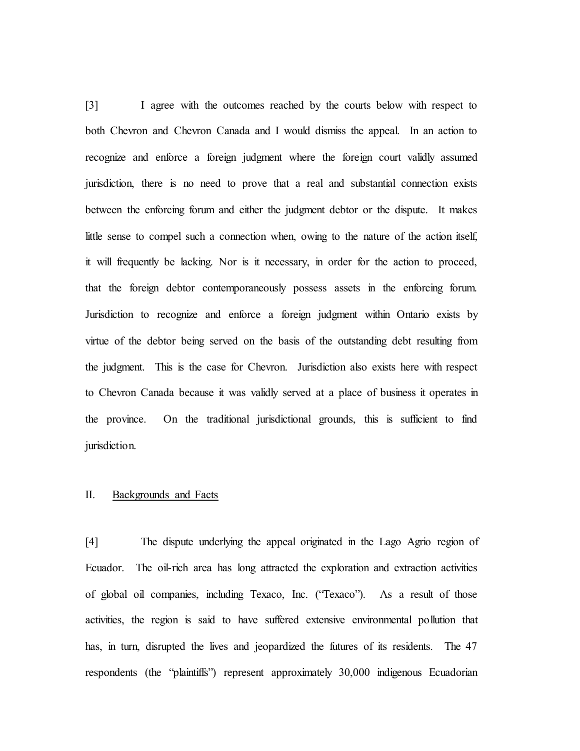[3] I agree with the outcomes reached by the courts below with respect to both Chevron and Chevron Canada and I would dismiss the appeal. In an action to recognize and enforce a foreign judgment where the foreign court validly assumed jurisdiction, there is no need to prove that a real and substantial connection exists between the enforcing forum and either the judgment debtor or the dispute. It makes little sense to compel such a connection when, owing to the nature of the action itself, it will frequently be lacking. Nor is it necessary, in order for the action to proceed, that the foreign debtor contemporaneously possess assets in the enforcing forum. Jurisdiction to recognize and enforce a foreign judgment within Ontario exists by virtue of the debtor being served on the basis of the outstanding debt resulting from the judgment. This is the case for Chevron. Jurisdiction also exists here with respect to Chevron Canada because it was validly served at a place of business it operates in the province. On the traditional jurisdictional grounds, this is sufficient to find jurisdiction.

## II. <u>Backgrounds and Facts</u>

[4] The dispute underlying the appeal originated in the Lago Agrio region of Ecuador. The oil-rich area has long attracted the exploration and extraction activities of global oil companies, including Texaco, Inc. ("Texaco"). As a result of those activities, the region is said to have suffered extensive environmental pollution that has, in turn, disrupted the lives and jeopardized the futures of its residents. The 47 respondents (the "plaintiffs") represent approximately 30,000 indigenous Ecuadorian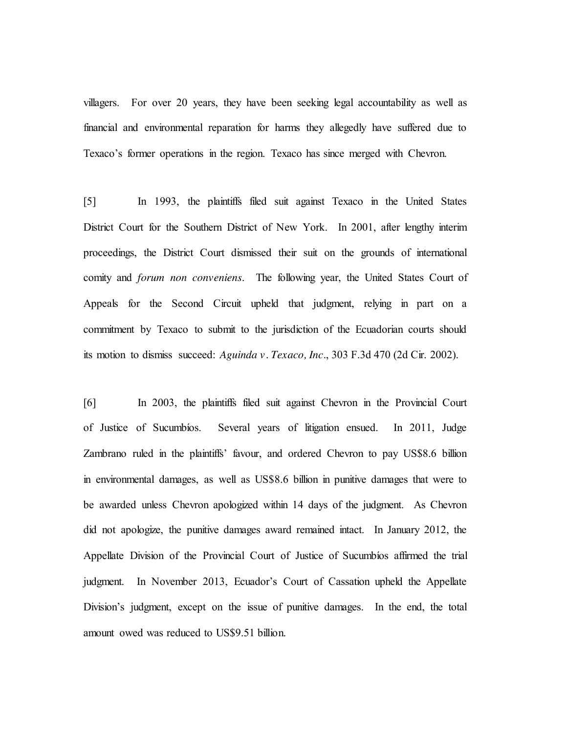villagers. For over 20 years, they have been seeking legal accountability as well as financial and environmental reparation for harms they allegedly have suffered due to Texaco's former operations in the region. Texaco has since merged with Chevron.

[5] In 1993, the plaintiffs filed suit against Texaco in the United States District Court for the Southern District of New York. In 2001, after lengthy interim proceedings, the District Court dismissed their suit on the grounds of international comity and *forum non conveniens*. The following year, the United States Court of Appeals for the Second Circuit upheld that judgment, relying in part on a commitment by Texaco to submit to the jurisdiction of the Ecuadorian courts should its motion to dismiss succeed: *Aguinda v. Texaco, Inc*., 303 F.3d 470 (2d Cir. 2002).

[6] In 2003, the plaintiffs filed suit against Chevron in the Provincial Court of Justice of Sucumbíos. Several years of litigation ensued. In 2011, Judge Zambrano ruled in the plaintiffs' favour, and ordered Chevron to pay US$8.6 billion in environmental damages, as well as US$8.6 billion in punitive damages that were to be awarded unless Chevron apologized within 14 days of the judgment. As Chevron did not apologize, the punitive damages award remained intact. In January 2012, the Appellate Division of the Provincial Court of Justice of Sucumbíos affirmed the trial judgment. In November 2013, Ecuador's Court of Cassation upheld the Appellate Division's judgment, except on the issue of punitive damages. In the end, the total amount owed was reduced to US$9.51 billion.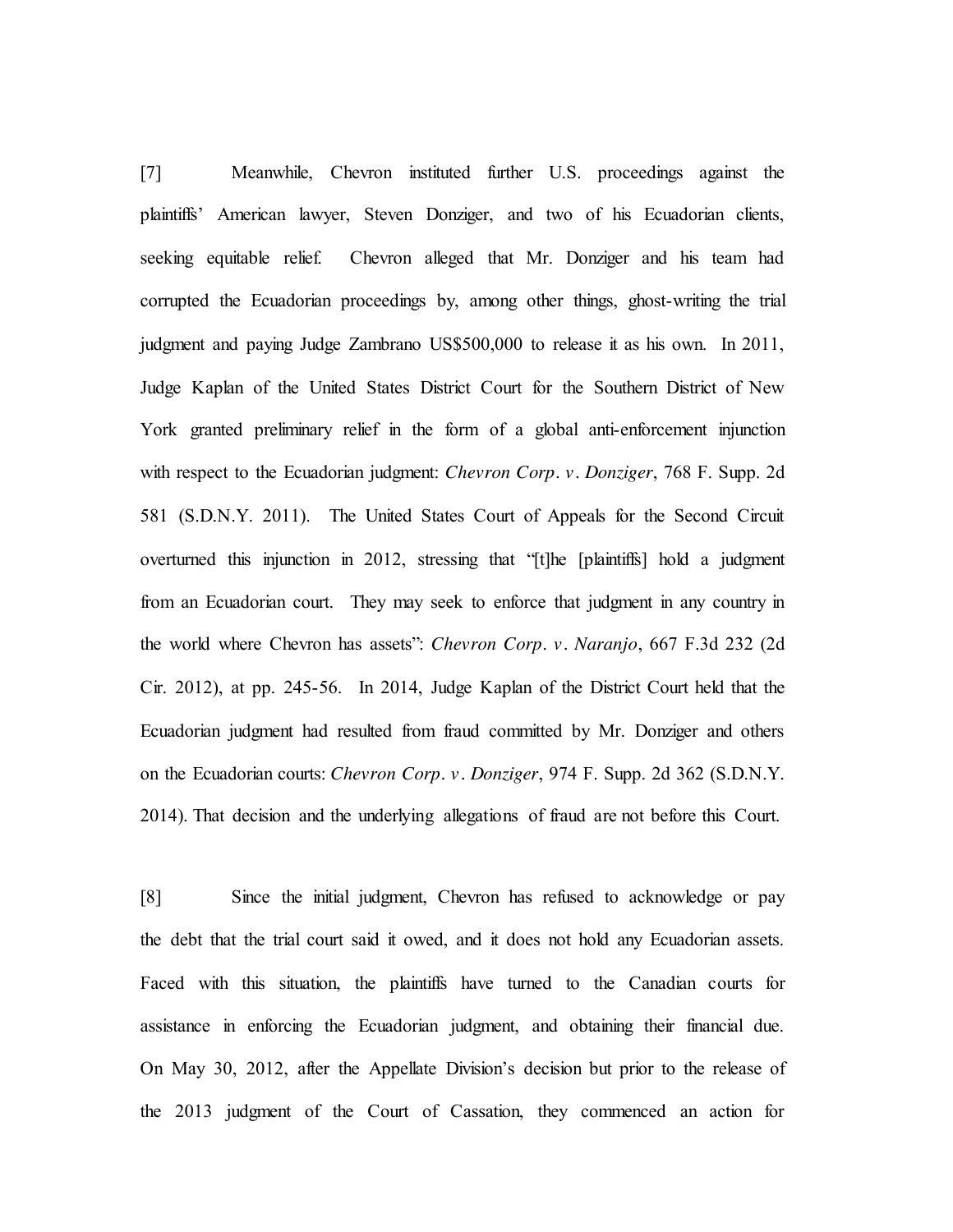[7] Meanwhile, Chevron instituted further U.S. proceedings against the plaintiffs' American lawyer, Steven Donziger, and two of his Ecuadorian clients, seeking equitable relief. Chevron alleged that Mr. Donziger and his team had corrupted the Ecuadorian proceedings by, among other things, ghost-writing the trial judgment and paying Judge Zambrano US$500,000 to release it as his own. In 2011, Judge Kaplan of the United States District Court for the Southern District of New York granted preliminary relief in the form of a global anti-enforcement injunction with respect to the Ecuadorian judgment: *Chevron Corp. v. Donziger*, 768 F. Supp. 2d 581 (S.D.N.Y. 2011). The United States Court of Appeals for the Second Circuit overturned this injunction in 2012, stressing that "[t]he [plaintiffs] hold a judgment from an Ecuadorian court. They may seek to enforce that judgment in any country in the world where Chevron has assets": *Chevron Corp. v. Naranjo*, 667 F.3d 232 (2d Cir. 2012), at pp. 245-56. In 2014, Judge Kaplan of the District Court held that the Ecuadorian judgment had resulted from fraud committed by Mr. Donziger and others on the Ecuadorian courts: *Chevron Corp. v. Donziger*, 974 F. Supp. 2d 362 (S.D.N.Y. 2014). That decision and the underlying allegations of fraud are not before this Court.

[8] Since the initial judgment, Chevron has refused to acknowledge or pay the debt that the trial court said it owed, and it does not hold any Ecuadorian assets. Faced with this situation, the plaintiffs have turned to the Canadian courts for assistance in enforcing the Ecuadorian judgment, and obtaining their financial due. On May 30, 2012, after the Appellate Division's decision but prior to the release of the 2013 judgment of the Court of Cassation, they commenced an action for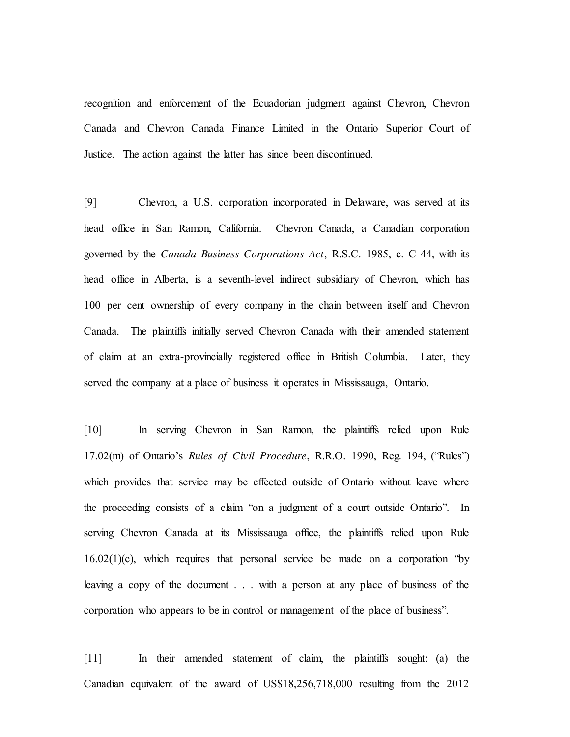recognition and enforcement of the Ecuadorian judgment against Chevron, Chevron Canada and Chevron Canada Finance Limited in the Ontario Superior Court of Justice. The action against the latter has since been discontinued.

[9] Chevron, a U.S. corporation incorporated in Delaware, was served at its head office in San Ramon, California. Chevron Canada, a Canadian corporation governed by the *Canada Business Corporations Act*, R.S.C. 1985, c. C-44, with its head office in Alberta, is a seventh-level indirect subsidiary of Chevron, which has 100 per cent ownership of every company in the chain between itself and Chevron Canada. The plaintiffs initially served Chevron Canada with their amended statement of claim at an extra-provincially registered office in British Columbia. Later, they served the company at a place of business it operates in Mississauga, Ontario.

[10] In serving Chevron in San Ramon, the plaintiffs relied upon Rule 17.02(m) of Ontario's *Rules of Civil Procedure*, R.R.O. 1990, Reg. 194, ("Rules") which provides that service may be effected outside of Ontario without leave where the proceeding consists of a claim "on a judgment of a court outside Ontario". In serving Chevron Canada at its Mississauga office, the plaintiffs relied upon Rule 16.02(1)(c), which requires that personal service be made on a corporation "by leaving a copy of the document . . . with a person at any place of business of the corporation who appears to be in control or management of the place of business".

[11] In their amended statement of claim, the plaintiffs sought: (a) the Canadian equivalent of the award of US$18,256,718,000 resulting from the 2012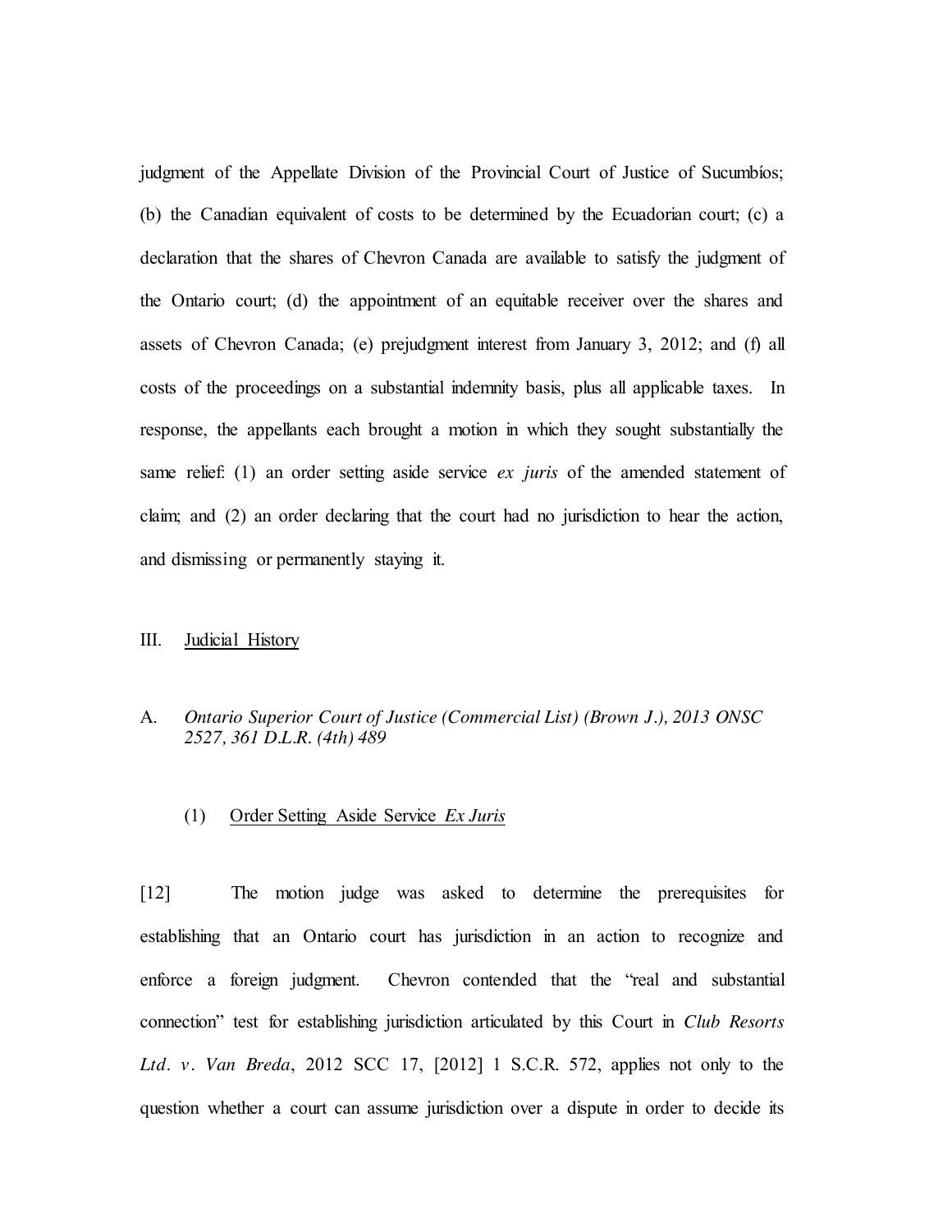judgment of the Appellate Division of the Provincial Court of Justice of Sucumbíos; (b) the Canadian equivalent of costs to be determined by the Ecuadorian court; (c) a declaration that the shares of Chevron Canada are available to satisfy the judgment of the Ontario court; (d) the appointment of an equitable receiver over the shares and assets of Chevron Canada; (e) prejudgment interest from January 3, 2012; and (f) all costs of the proceedings on a substantial indemnity basis, plus all applicable taxes. In response, the appellants each brought a motion in which they sought substantially the same relief: (1) an order setting aside service *ex juris* of the amended statement of claim; and (2) an order declaring that the court had no jurisdiction to hear the action, and dismissing or permanently staying it.

## III. Judicial History

### A. *Ontario Superior Court of Justice (Commercial List) (Brown J.), 2013 ONSC 2527, 361 D.L.R. (4th) 489*

#### (1) Order Setting Aside Service *Ex Juris*

[12] The motion judge was asked to determine the prerequisites for establishing that an Ontario court has jurisdiction in an action to recognize and enforce a foreign judgment. Chevron contended that the "real and substantial connection" test for establishing jurisdiction articulated by this Court in *Club Resorts Ltd. v. Van Breda*, 2012 SCC 17, [2012] 1 S.C.R. 572, applies not only to the question whether a court can assume jurisdiction over a dispute in order to decide its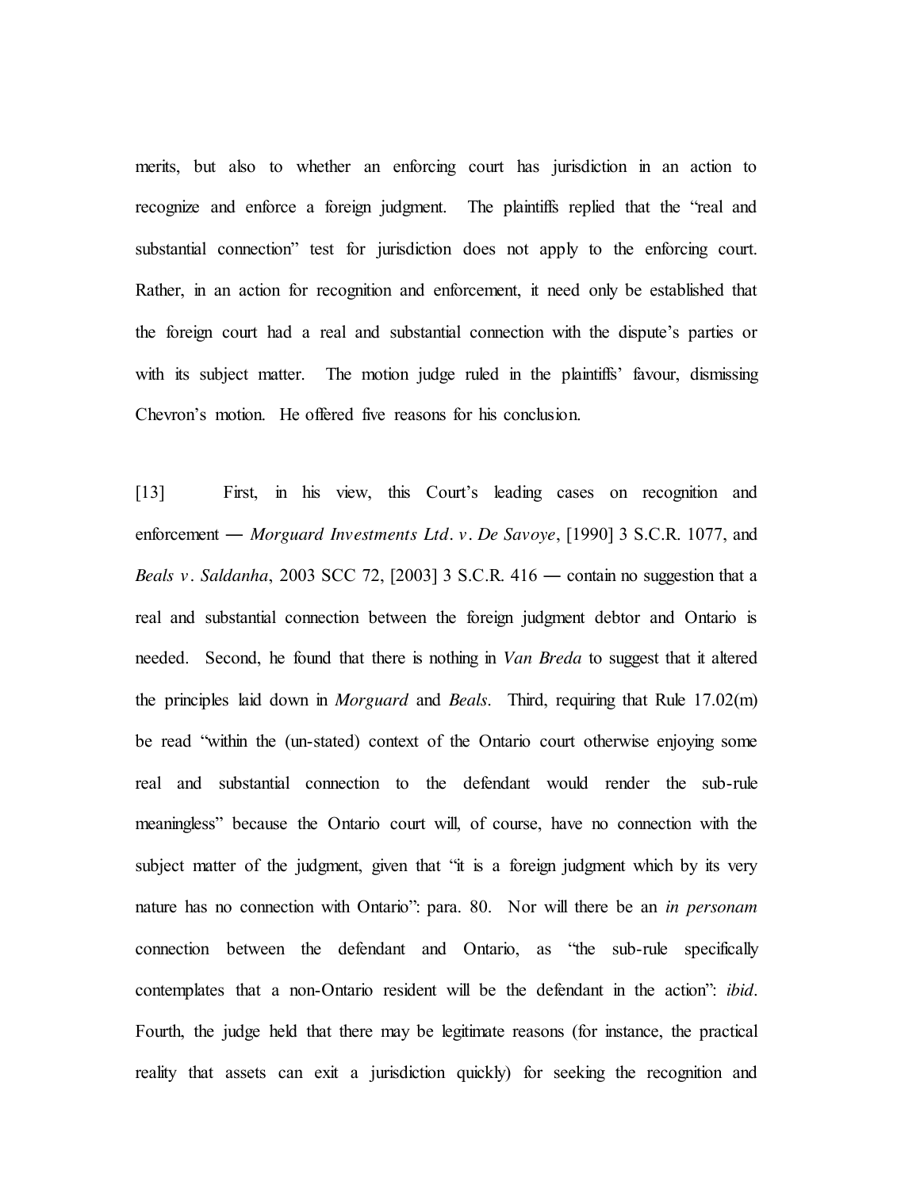merits, but also to whether an enforcing court has jurisdiction in an action to recognize and enforce a foreign judgment. The plaintiffs replied that the "real and substantial connection" test for jurisdiction does not apply to the enforcing court. Rather, in an action for recognition and enforcement, it need only be established that the foreign court had a real and substantial connection with the dispute's parties or with its subject matter. The motion judge ruled in the plaintiffs' favour, dismissing Chevron's motion. He offered five reasons for his conclusion.

[13] First, in his view, this Court's leading cases on recognition and enforcement — *Morguard Investments Ltd. v. De Savoye*, [1990] 3 S.C.R. 1077, and *Beals v. Saldanha*, 2003 SCC 72, [2003] 3 S.C.R. 416 — contain no suggestion that a real and substantial connection between the foreign judgment debtor and Ontario is needed. Second, he found that there is nothing in *Van Breda* to suggest that it altered the principles laid down in *Morguard* and *Beals*. Third, requiring that Rule 17.02(m) be read "within the (un-stated) context of the Ontario court otherwise enjoying some real and substantial connection to the defendant would render the sub-rule meaningless" because the Ontario court will, of course, have no connection with the subject matter of the judgment, given that "it is a foreign judgment which by its very nature has no connection with Ontario": para. 80. Nor will there be an *in personam* connection between the defendant and Ontario, as "the sub-rule specifically contemplates that a non-Ontario resident will be the defendant in the action": *ibid*. Fourth, the judge held that there may be legitimate reasons (for instance, the practical reality that assets can exit a jurisdiction quickly) for seeking the recognition and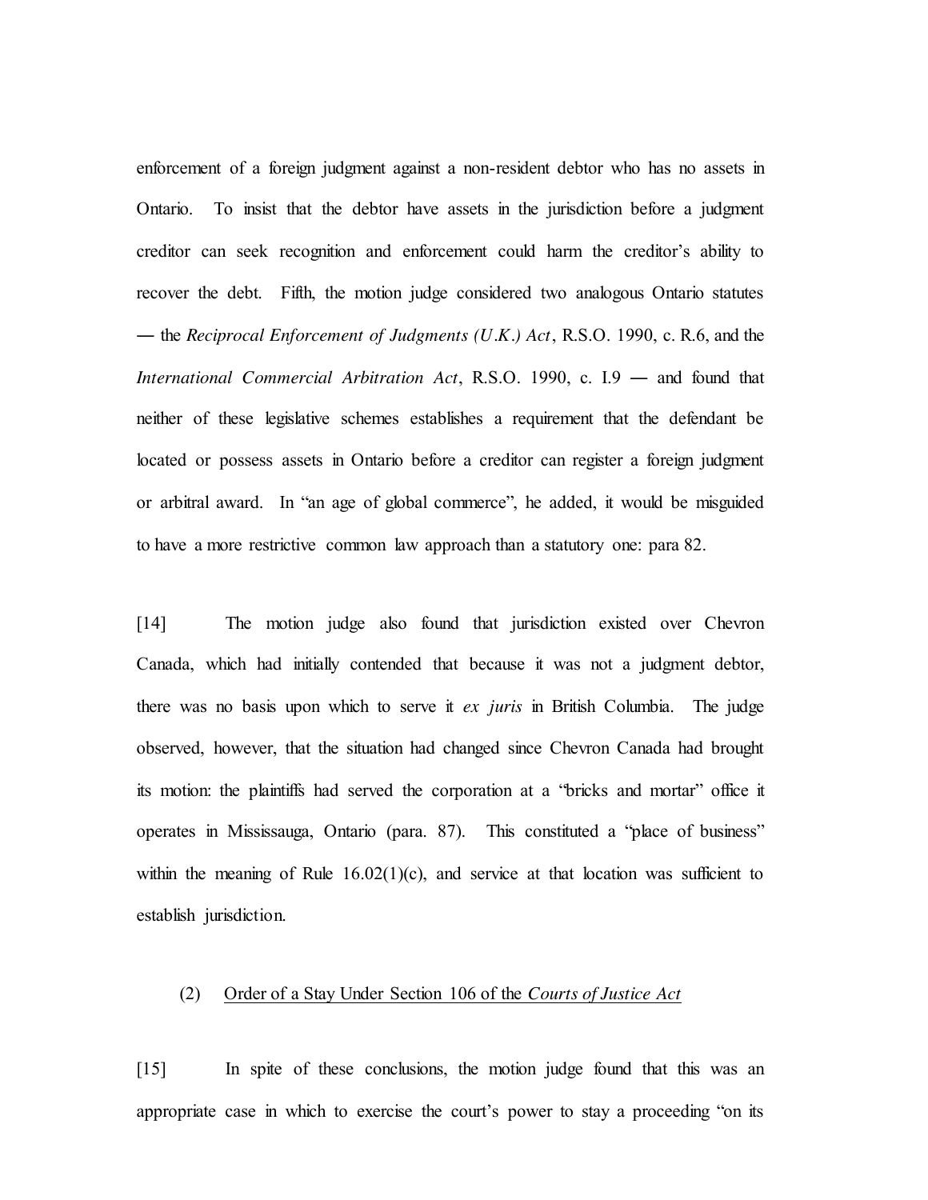enforcement of a foreign judgment against a non-resident debtor who has no assets in Ontario. To insist that the debtor have assets in the jurisdiction before a judgment creditor can seek recognition and enforcement could harm the creditor's ability to recover the debt. Fifth, the motion judge considered two analogous Ontario statutes — the *Reciprocal Enforcement of Judgments (U.K.) Act*, R.S.O. 1990, c. R.6, and the *International Commercial Arbitration Act*, R.S.O. 1990, c. I.9 — and found that neither of these legislative schemes establishes a requirement that the defendant be located or possess assets in Ontario before a creditor can register a foreign judgment or arbitral award. In "an age of global commerce", he added, it would be misguided to have a more restrictive common law approach than a statutory one: para 82.

[14] The motion judge also found that jurisdiction existed over Chevron Canada, which had initially contended that because it was not a judgment debtor, there was no basis upon which to serve it *ex juris* in British Columbia. The judge observed, however, that the situation had changed since Chevron Canada had brought its motion: the plaintiffs had served the corporation at a "bricks and mortar" office it operates in Mississauga, Ontario (para. 87). This constituted a "place of business" within the meaning of Rule 16.02(1)(c), and service at that location was sufficient to establish jurisdiction.

(2) Order of a Stay Under Section 106 of the *Courts of Justice Act*

[15] In spite of these conclusions, the motion judge found that this was an appropriate case in which to exercise the court's power to stay a proceeding "on its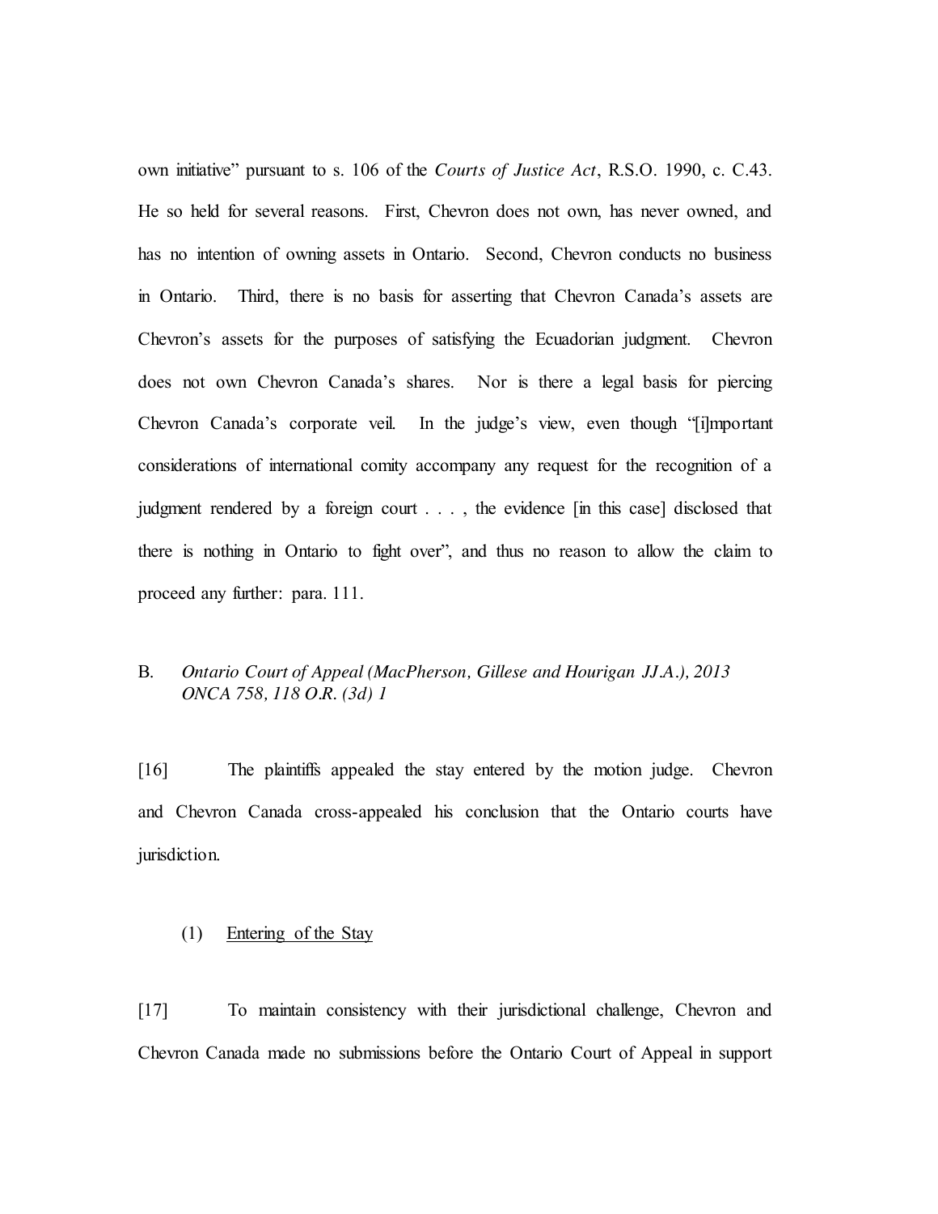own initiative" pursuant to s. 106 of the *Courts of Justice Act*, R.S.O. 1990, c. C.43. He so held for several reasons. First, Chevron does not own, has never owned, and has no intention of owning assets in Ontario. Second, Chevron conducts no business in Ontario. Third, there is no basis for asserting that Chevron Canada's assets are Chevron's assets for the purposes of satisfying the Ecuadorian judgment. Chevron does not own Chevron Canada's shares. Nor is there a legal basis for piercing Chevron Canada's corporate veil. In the judge's view, even though "[i]mportant considerations of international comity accompany any request for the recognition of a judgment rendered by a foreign court . . . , the evidence [in this case] disclosed that there is nothing in Ontario to fight over", and thus no reason to allow the claim to proceed any further: para. 111.

B. *Ontario Court of Appeal (MacPherson, Gillese and Hourigan JJ.A.), 2013 ONCA 758, 118 O.R. (3d) 1*

[16] The plaintiffs appealed the stay entered by the motion judge. Chevron and Chevron Canada cross-appealed his conclusion that the Ontario courts have jurisdiction.

(1) Entering of the Stay

[17] To maintain consistency with their jurisdictional challenge, Chevron and Chevron Canada made no submissions before the Ontario Court of Appeal in support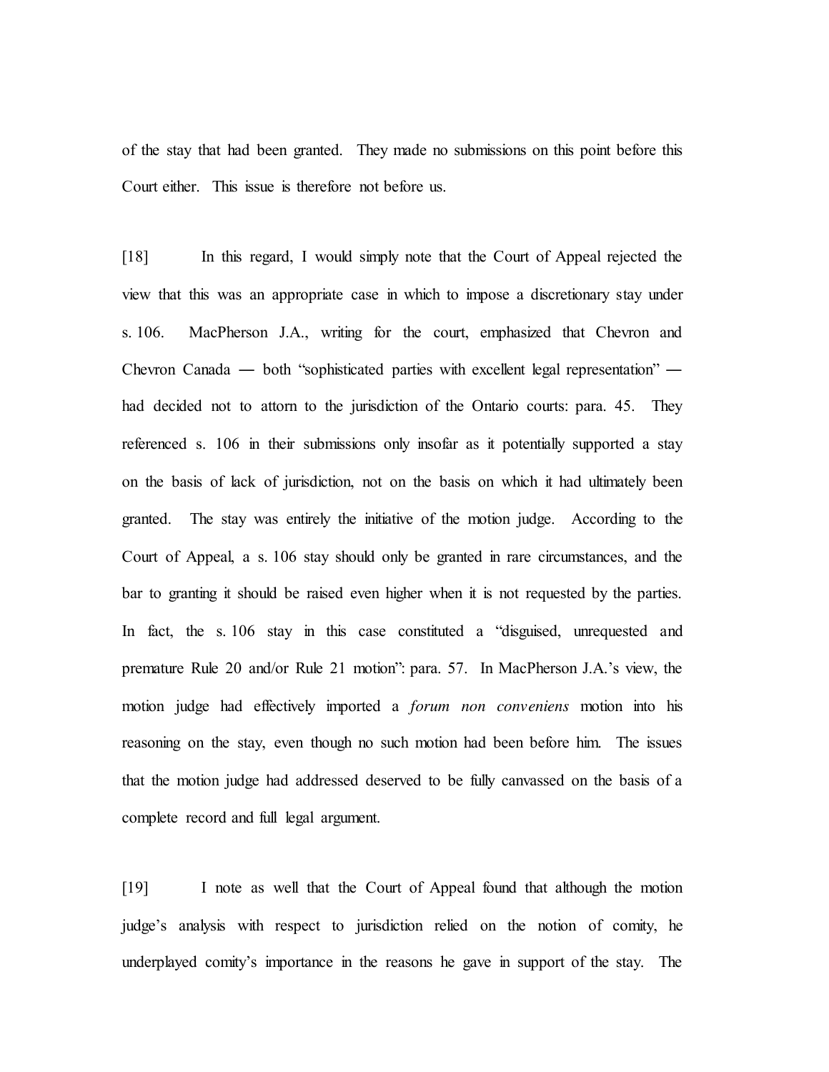of the stay that had been granted. They made no submissions on this point before this Court either. This issue is therefore not before us.

[18] In this regard, I would simply note that the Court of Appeal rejected the view that this was an appropriate case in which to impose a discretionary stay under s. 106. MacPherson J.A., writing for the court, emphasized that Chevron and Chevron Canada — both "sophisticated parties with excellent legal representation" — had decided not to attorn to the jurisdiction of the Ontario courts: para. 45. They referenced s. 106 in their submissions only insofar as it potentially supported a stay on the basis of lack of jurisdiction, not on the basis on which it had ultimately been granted. The stay was entirely the initiative of the motion judge. According to the Court of Appeal, a s. 106 stay should only be granted in rare circumstances, and the bar to granting it should be raised even higher when it is not requested by the parties. In fact, the s. 106 stay in this case constituted a "disguised, unrequested and premature Rule 20 and/or Rule 21 motion": para. 57. In MacPherson J.A.'s view, the motion judge had effectively imported a *forum non conveniens* motion into his reasoning on the stay, even though no such motion had been before him. The issues that the motion judge had addressed deserved to be fully canvassed on the basis of a complete record and full legal argument.

[19] I note as well that the Court of Appeal found that although the motion judge's analysis with respect to jurisdiction relied on the notion of comity, he underplayed comity's importance in the reasons he gave in support of the stay. The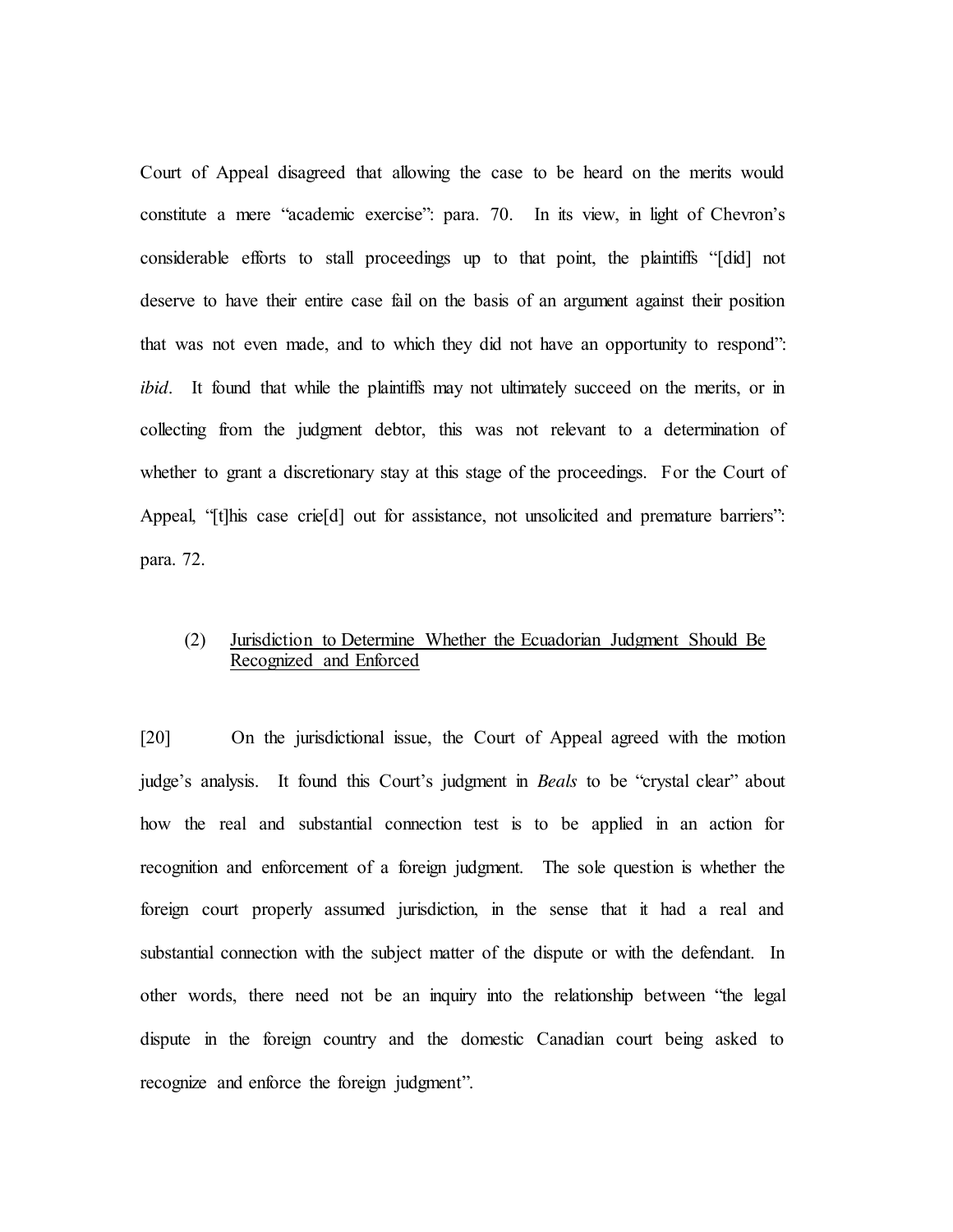Court of Appeal disagreed that allowing the case to be heard on the merits would constitute a mere "academic exercise": para. 70. In its view, in light of Chevron's considerable efforts to stall proceedings up to that point, the plaintiffs "[did] not deserve to have their entire case fail on the basis of an argument against their position that was not even made, and to which they did not have an opportunity to respond": *ibid*. It found that while the plaintiffs may not ultimately succeed on the merits, or in collecting from the judgment debtor, this was not relevant to a determination of whether to grant a discretionary stay at this stage of the proceedings. For the Court of Appeal, "[t]his case crie[d] out for assistance, not unsolicited and premature barriers": para. 72.

### (2) Jurisdiction to Determine Whether the Ecuadorian Judgment Should Be Recognized and Enforced

[20] On the jurisdictional issue, the Court of Appeal agreed with the motion judge's analysis. It found this Court's judgment in *Beals* to be "crystal clear" about how the real and substantial connection test is to be applied in an action for recognition and enforcement of a foreign judgment. The sole question is whether the foreign court properly assumed jurisdiction, in the sense that it had a real and substantial connection with the subject matter of the dispute or with the defendant. In other words, there need not be an inquiry into the relationship between "the legal dispute in the foreign country and the domestic Canadian court being asked to recognize and enforce the foreign judgment".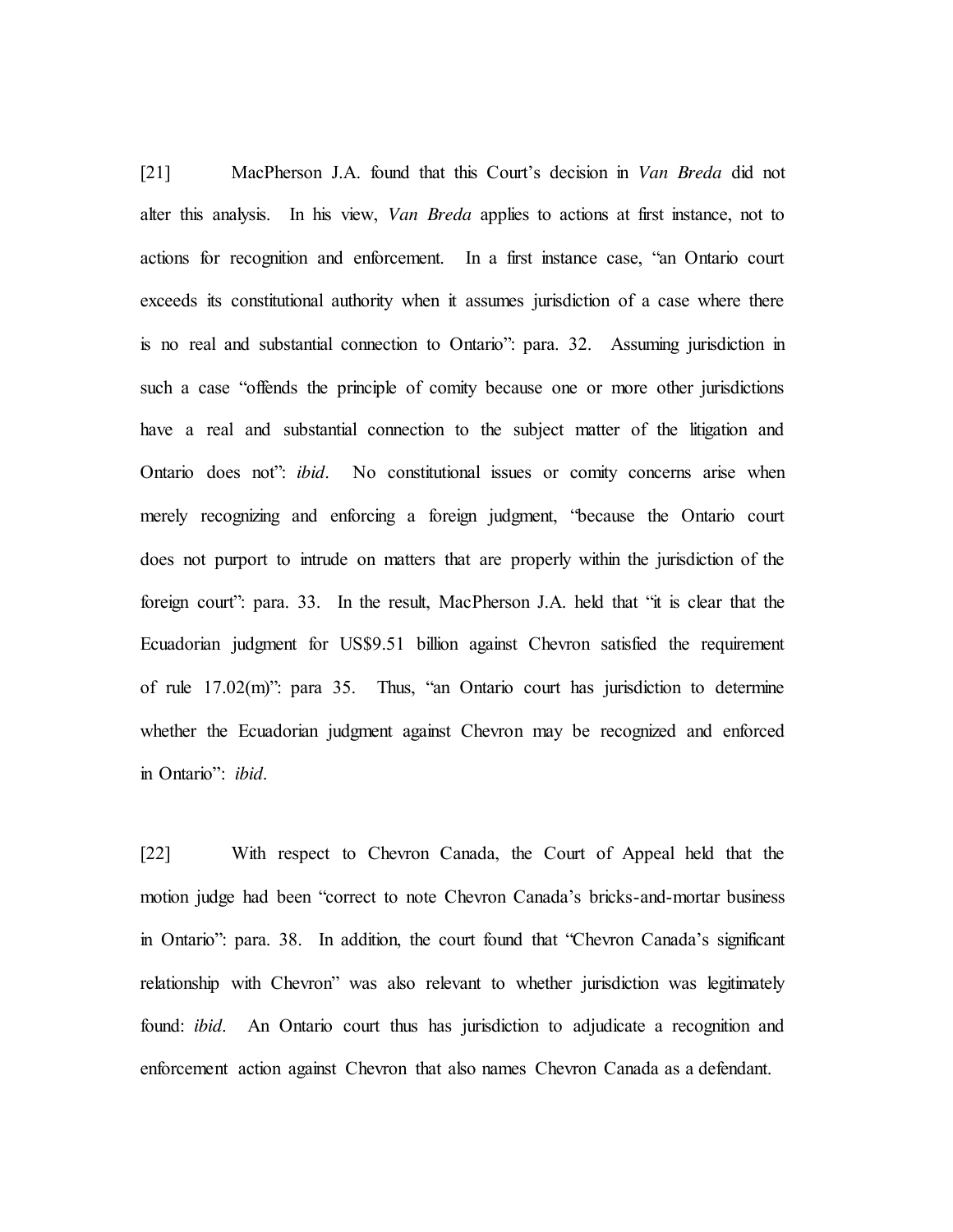[21] MacPherson J.A. found that this Court's decision in *Van Breda* did not alter this analysis. In his view, *Van Breda* applies to actions at first instance, not to actions for recognition and enforcement. In a first instance case, "an Ontario court exceeds its constitutional authority when it assumes jurisdiction of a case where there is no real and substantial connection to Ontario": para. 32. Assuming jurisdiction in such a case "offends the principle of comity because one or more other jurisdictions have a real and substantial connection to the subject matter of the litigation and Ontario does not": *ibid*. No constitutional issues or comity concerns arise when merely recognizing and enforcing a foreign judgment, "because the Ontario court does not purport to intrude on matters that are properly within the jurisdiction of the foreign court": para. 33. In the result, MacPherson J.A. held that "it is clear that the Ecuadorian judgment for US$9.51 billion against Chevron satisfied the requirement of rule 17.02(m)": para 35. Thus, "an Ontario court has jurisdiction to determine whether the Ecuadorian judgment against Chevron may be recognized and enforced in Ontario": *ibid*.

[22] With respect to Chevron Canada, the Court of Appeal held that the motion judge had been "correct to note Chevron Canada's bricks-and-mortar business in Ontario": para. 38. In addition, the court found that "Chevron Canada's significant relationship with Chevron" was also relevant to whether jurisdiction was legitimately found: *ibid*. An Ontario court thus has jurisdiction to adjudicate a recognition and enforcement action against Chevron that also names Chevron Canada as a defendant.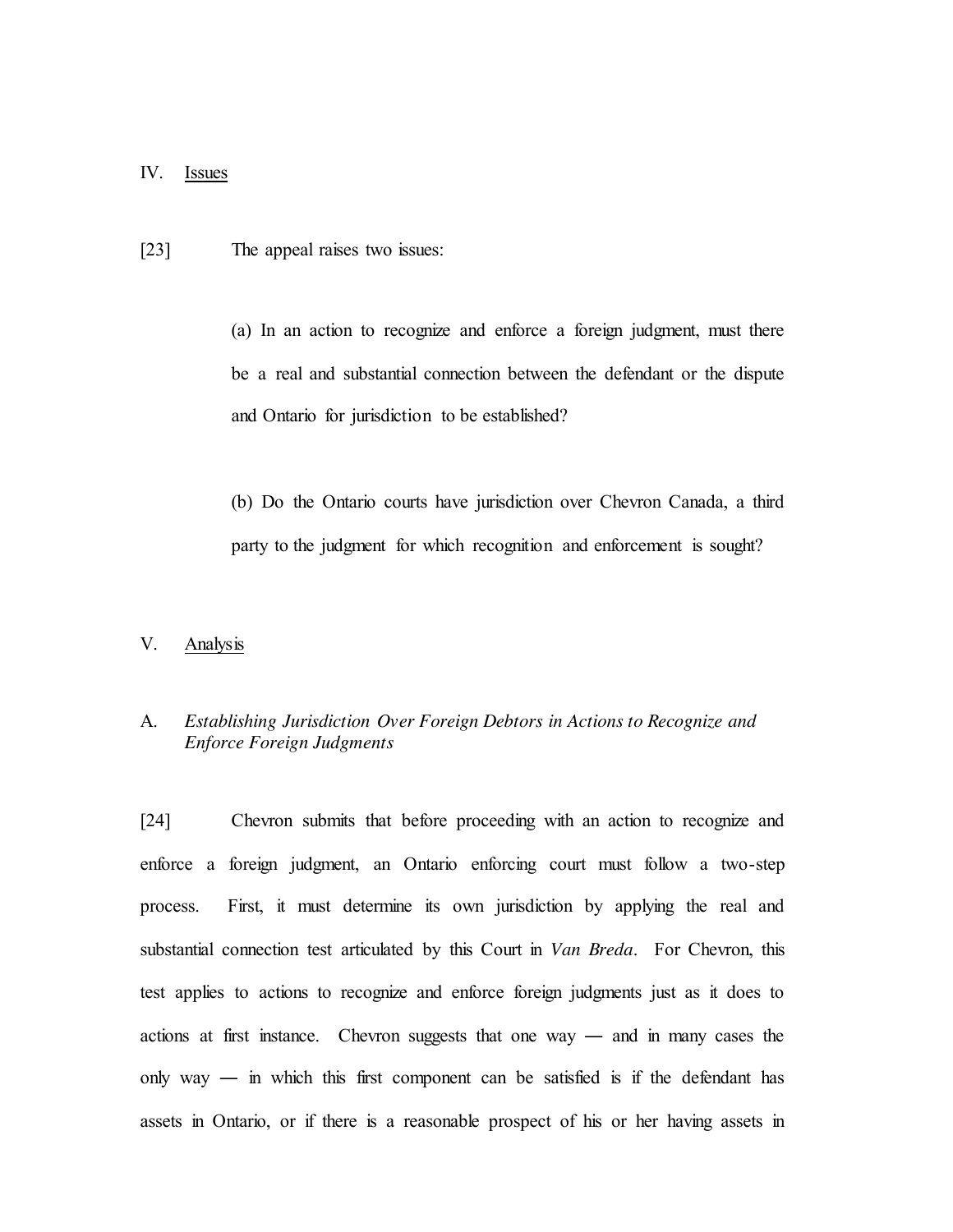## IV. Issues

[23] The appeal raises two issues:

> (a) In an action to recognize and enforce a foreign judgment, must there be a real and substantial connection between the defendant or the dispute and Ontario for jurisdiction to be established?
>
> (b) Do the Ontario courts have jurisdiction over Chevron Canada, a third party to the judgment for which recognition and enforcement is sought?

## V. Analysis

### A. *Establishing Jurisdiction Over Foreign Debtors in Actions to Recognize and Enforce Foreign Judgments*

[24] Chevron submits that before proceeding with an action to recognize and enforce a foreign judgment, an Ontario enforcing court must follow a two-step process. First, it must determine its own jurisdiction by applying the real and substantial connection test articulated by this Court in *Van Breda*. For Chevron, this test applies to actions to recognize and enforce foreign judgments just as it does to actions at first instance. Chevron suggests that one way — and in many cases the only way — in which this first component can be satisfied is if the defendant has assets in Ontario, or if there is a reasonable prospect of his or her having assets in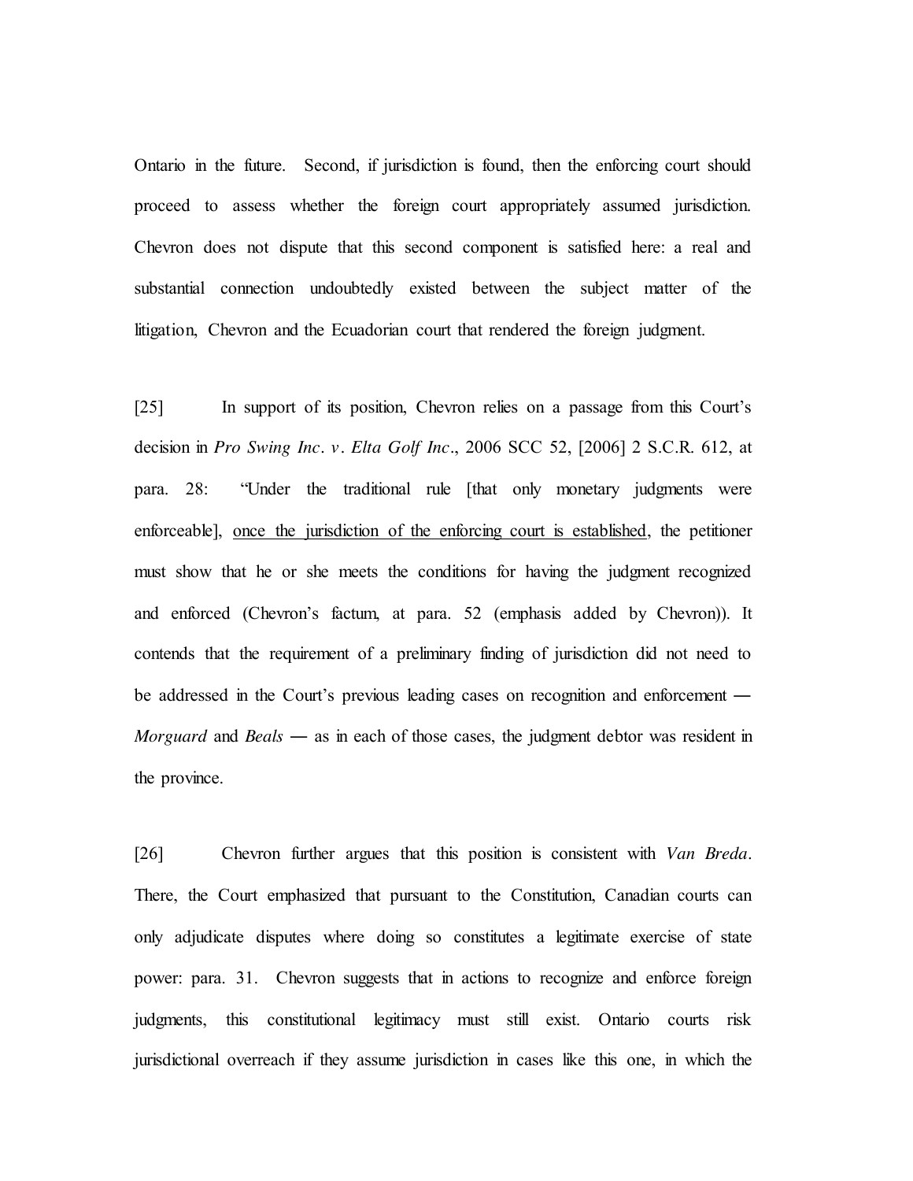Ontario in the future. Second, if jurisdiction is found, then the enforcing court should proceed to assess whether the foreign court appropriately assumed jurisdiction. Chevron does not dispute that this second component is satisfied here: a real and substantial connection undoubtedly existed between the subject matter of the litigation, Chevron and the Ecuadorian court that rendered the foreign judgment.

[25] In support of its position, Chevron relies on a passage from this Court's decision in *Pro Swing Inc. v. Elta Golf Inc.*, 2006 SCC 52, [2006] 2 S.C.R. 612, at para. 28: "Under the traditional rule [that only monetary judgments were enforceable], <u>once the jurisdiction of the enforcing court is established</u>, the petitioner must show that he or she meets the conditions for having the judgment recognized and enforced (Chevron's factum, at para. 52 (emphasis added by Chevron)). It contends that the requirement of a preliminary finding of jurisdiction did not need to be addressed in the Court's previous leading cases on recognition and enforcement — *Morguard* and *Beals* — as in each of those cases, the judgment debtor was resident in the province.

[26] Chevron further argues that this position is consistent with *Van Breda*. There, the Court emphasized that pursuant to the Constitution, Canadian courts can only adjudicate disputes where doing so constitutes a legitimate exercise of state power: para. 31. Chevron suggests that in actions to recognize and enforce foreign judgments, this constitutional legitimacy must still exist. Ontario courts risk jurisdictional overreach if they assume jurisdiction in cases like this one, in which the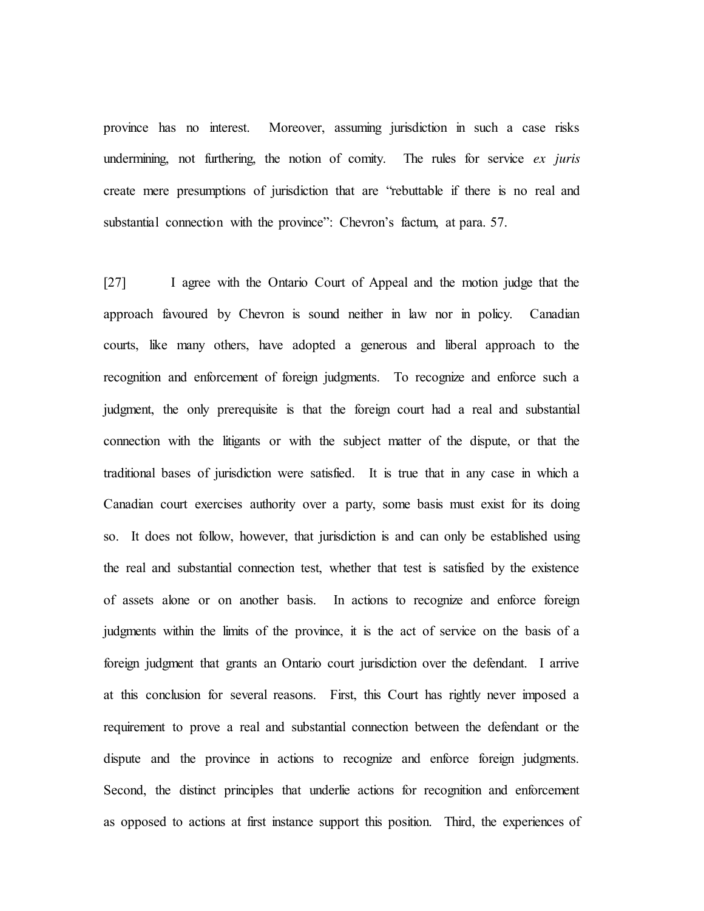province has no interest. Moreover, assuming jurisdiction in such a case risks undermining, not furthering, the notion of comity. The rules for service *ex juris* create mere presumptions of jurisdiction that are "rebuttable if there is no real and substantial connection with the province": Chevron's factum, at para. 57.

[27] I agree with the Ontario Court of Appeal and the motion judge that the approach favoured by Chevron is sound neither in law nor in policy. Canadian courts, like many others, have adopted a generous and liberal approach to the recognition and enforcement of foreign judgments. To recognize and enforce such a judgment, the only prerequisite is that the foreign court had a real and substantial connection with the litigants or with the subject matter of the dispute, or that the traditional bases of jurisdiction were satisfied. It is true that in any case in which a Canadian court exercises authority over a party, some basis must exist for its doing so. It does not follow, however, that jurisdiction is and can only be established using the real and substantial connection test, whether that test is satisfied by the existence of assets alone or on another basis. In actions to recognize and enforce foreign judgments within the limits of the province, it is the act of service on the basis of a foreign judgment that grants an Ontario court jurisdiction over the defendant. I arrive at this conclusion for several reasons. First, this Court has rightly never imposed a requirement to prove a real and substantial connection between the defendant or the dispute and the province in actions to recognize and enforce foreign judgments. Second, the distinct principles that underlie actions for recognition and enforcement as opposed to actions at first instance support this position. Third, the experiences of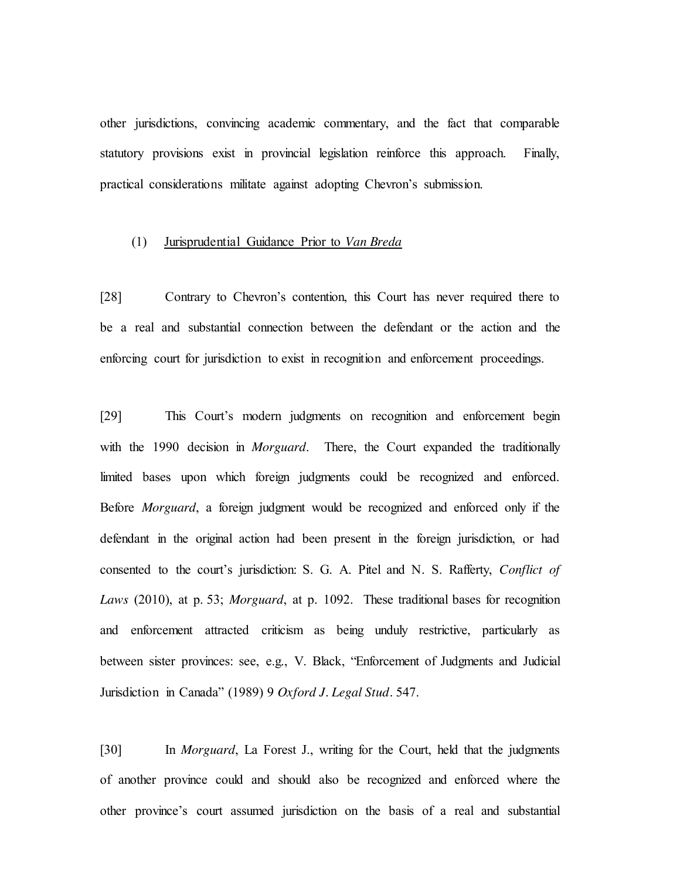other jurisdictions, convincing academic commentary, and the fact that comparable statutory provisions exist in provincial legislation reinforce this approach. Finally, practical considerations militate against adopting Chevron's submission.

### (1) Jurisprudential Guidance Prior to *Van Breda*

[28] Contrary to Chevron's contention, this Court has never required there to be a real and substantial connection between the defendant or the action and the enforcing court for jurisdiction to exist in recognition and enforcement proceedings.

[29] This Court's modern judgments on recognition and enforcement begin with the 1990 decision in *Morguard*. There, the Court expanded the traditionally limited bases upon which foreign judgments could be recognized and enforced. Before *Morguard*, a foreign judgment would be recognized and enforced only if the defendant in the original action had been present in the foreign jurisdiction, or had consented to the court's jurisdiction: S. G. A. Pitel and N. S. Rafferty, *Conflict of Laws* (2010), at p. 53; *Morguard*, at p. 1092. These traditional bases for recognition and enforcement attracted criticism as being unduly restrictive, particularly as between sister provinces: see, e.g., V. Black, "Enforcement of Judgments and Judicial Jurisdiction in Canada" (1989) 9 *Oxford J. Legal Stud*. 547.

[30] In *Morguard*, La Forest J., writing for the Court, held that the judgments of another province could and should also be recognized and enforced where the other province's court assumed jurisdiction on the basis of a real and substantial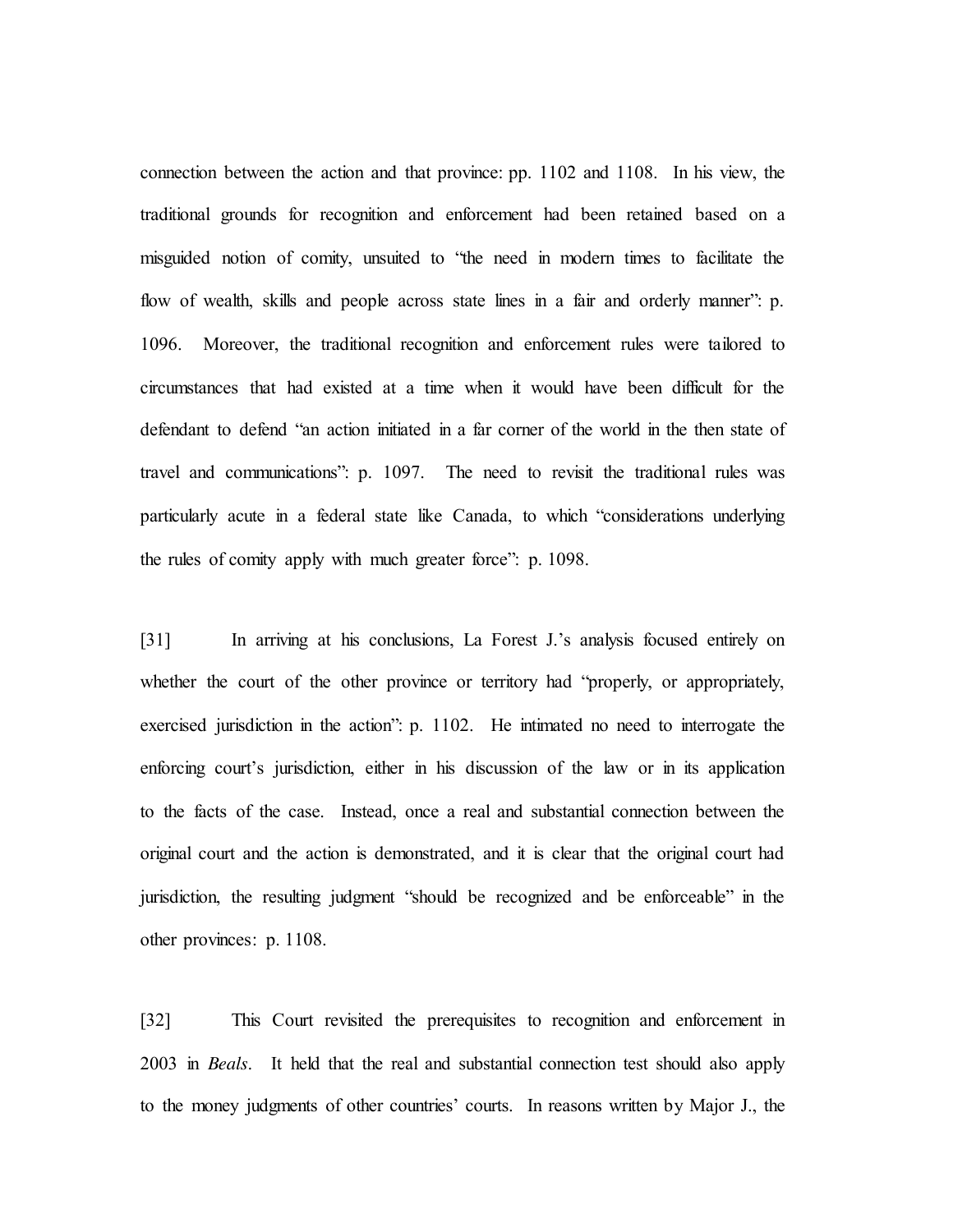connection between the action and that province: pp. 1102 and 1108. In his view, the traditional grounds for recognition and enforcement had been retained based on a misguided notion of comity, unsuited to "the need in modern times to facilitate the flow of wealth, skills and people across state lines in a fair and orderly manner": p. 1096. Moreover, the traditional recognition and enforcement rules were tailored to circumstances that had existed at a time when it would have been difficult for the defendant to defend "an action initiated in a far corner of the world in the then state of travel and communications": p. 1097. The need to revisit the traditional rules was particularly acute in a federal state like Canada, to which "considerations underlying the rules of comity apply with much greater force": p. 1098.

[31] In arriving at his conclusions, La Forest J.'s analysis focused entirely on whether the court of the other province or territory had "properly, or appropriately, exercised jurisdiction in the action": p. 1102. He intimated no need to interrogate the enforcing court's jurisdiction, either in his discussion of the law or in its application to the facts of the case. Instead, once a real and substantial connection between the original court and the action is demonstrated, and it is clear that the original court had jurisdiction, the resulting judgment "should be recognized and be enforceable" in the other provinces: p. 1108.

[32] This Court revisited the prerequisites to recognition and enforcement in 2003 in *Beals*. It held that the real and substantial connection test should also apply to the money judgments of other countries' courts. In reasons written by Major J., the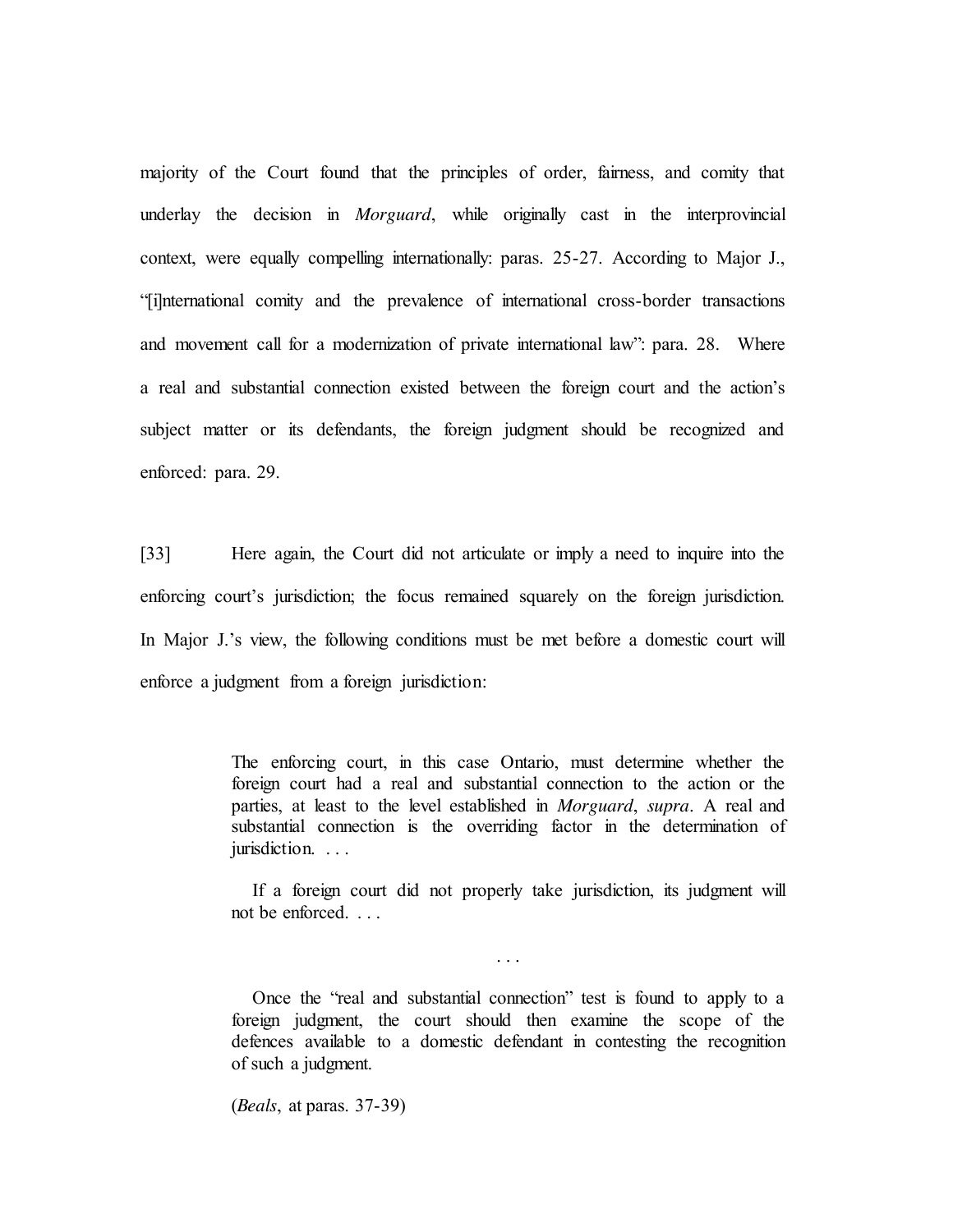majority of the Court found that the principles of order, fairness, and comity that underlay the decision in *Morguard*, while originally cast in the interprovincial context, were equally compelling internationally: paras. 25-27. According to Major J., "[i]nternational comity and the prevalence of international cross-border transactions and movement call for a modernization of private international law": para. 28. Where a real and substantial connection existed between the foreign court and the action's subject matter or its defendants, the foreign judgment should be recognized and enforced: para. 29.

[33] Here again, the Court did not articulate or imply a need to inquire into the enforcing court's jurisdiction; the focus remained squarely on the foreign jurisdiction. In Major J.'s view, the following conditions must be met before a domestic court will enforce a judgment from a foreign jurisdiction:

> The enforcing court, in this case Ontario, must determine whether the foreign court had a real and substantial connection to the action or the parties, at least to the level established in *Morguard*, *supra*. A real and substantial connection is the overriding factor in the determination of jurisdiction. . . .
>
> If a foreign court did not properly take jurisdiction, its judgment will not be enforced. . . .
>
> . . .
>
> Once the "real and substantial connection" test is found to apply to a foreign judgment, the court should then examine the scope of the defences available to a domestic defendant in contesting the recognition of such a judgment.
>
> (*Beals*, at paras. 37-39)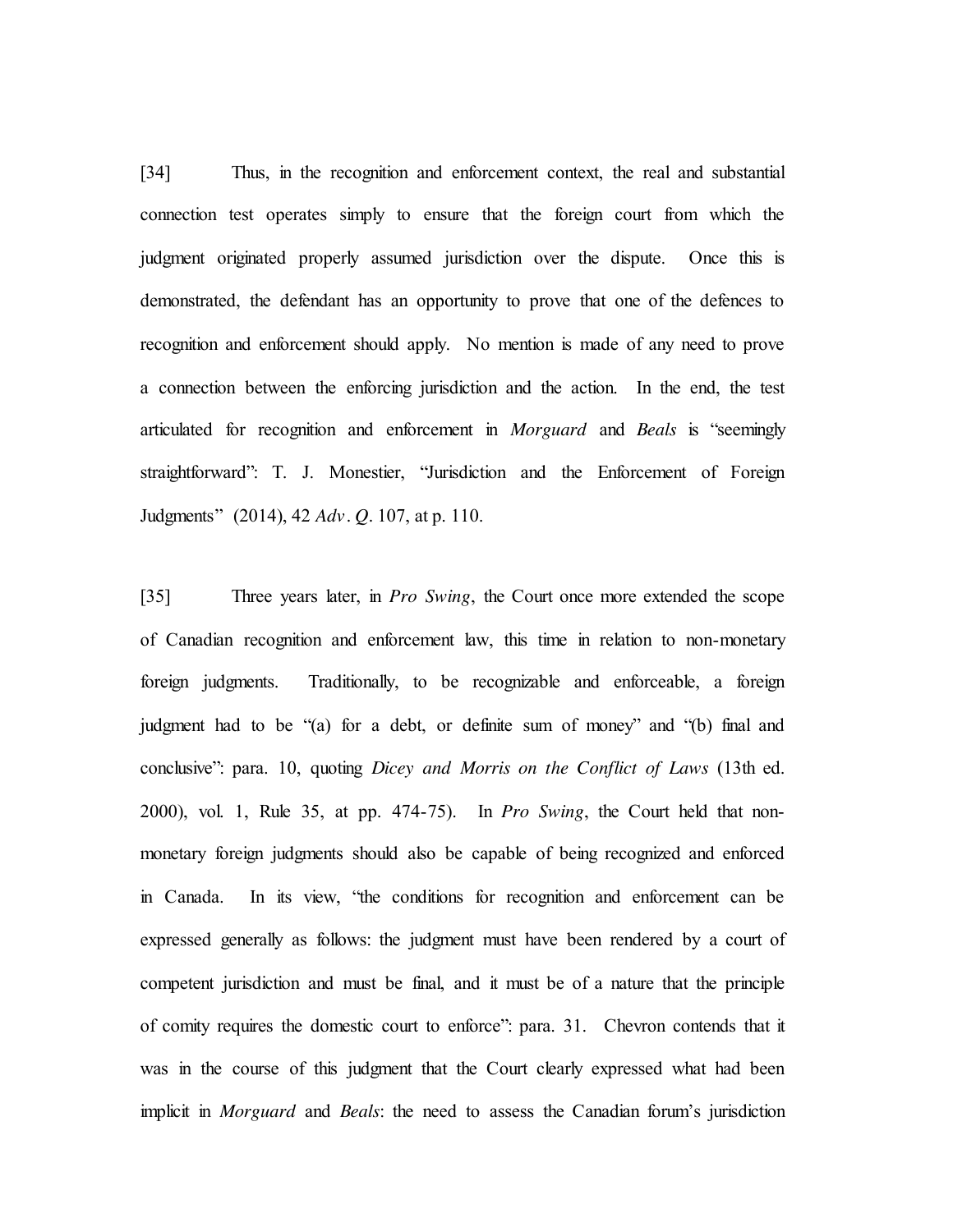[34] Thus, in the recognition and enforcement context, the real and substantial connection test operates simply to ensure that the foreign court from which the judgment originated properly assumed jurisdiction over the dispute. Once this is demonstrated, the defendant has an opportunity to prove that one of the defences to recognition and enforcement should apply. No mention is made of any need to prove a connection between the enforcing jurisdiction and the action. In the end, the test articulated for recognition and enforcement in *Morguard* and *Beals* is "seemingly straightforward": T. J. Monestier, "Jurisdiction and the Enforcement of Foreign Judgments" (2014), 42 *Adv*. *Q*. 107, at p. 110.

[35] Three years later, in *Pro Swing*, the Court once more extended the scope of Canadian recognition and enforcement law, this time in relation to non-monetary foreign judgments. Traditionally, to be recognizable and enforceable, a foreign judgment had to be "(a) for a debt, or definite sum of money" and "(b) final and conclusive": para. 10, quoting *Dicey and Morris on the Conflict of Laws* (13th ed. 2000), vol. 1, Rule 35, at pp. 474-75). In *Pro Swing*, the Court held that non-monetary foreign judgments should also be capable of being recognized and enforced in Canada. In its view, "the conditions for recognition and enforcement can be expressed generally as follows: the judgment must have been rendered by a court of competent jurisdiction and must be final, and it must be of a nature that the principle of comity requires the domestic court to enforce": para. 31. Chevron contends that it was in the course of this judgment that the Court clearly expressed what had been implicit in *Morguard* and *Beals*: the need to assess the Canadian forum's jurisdiction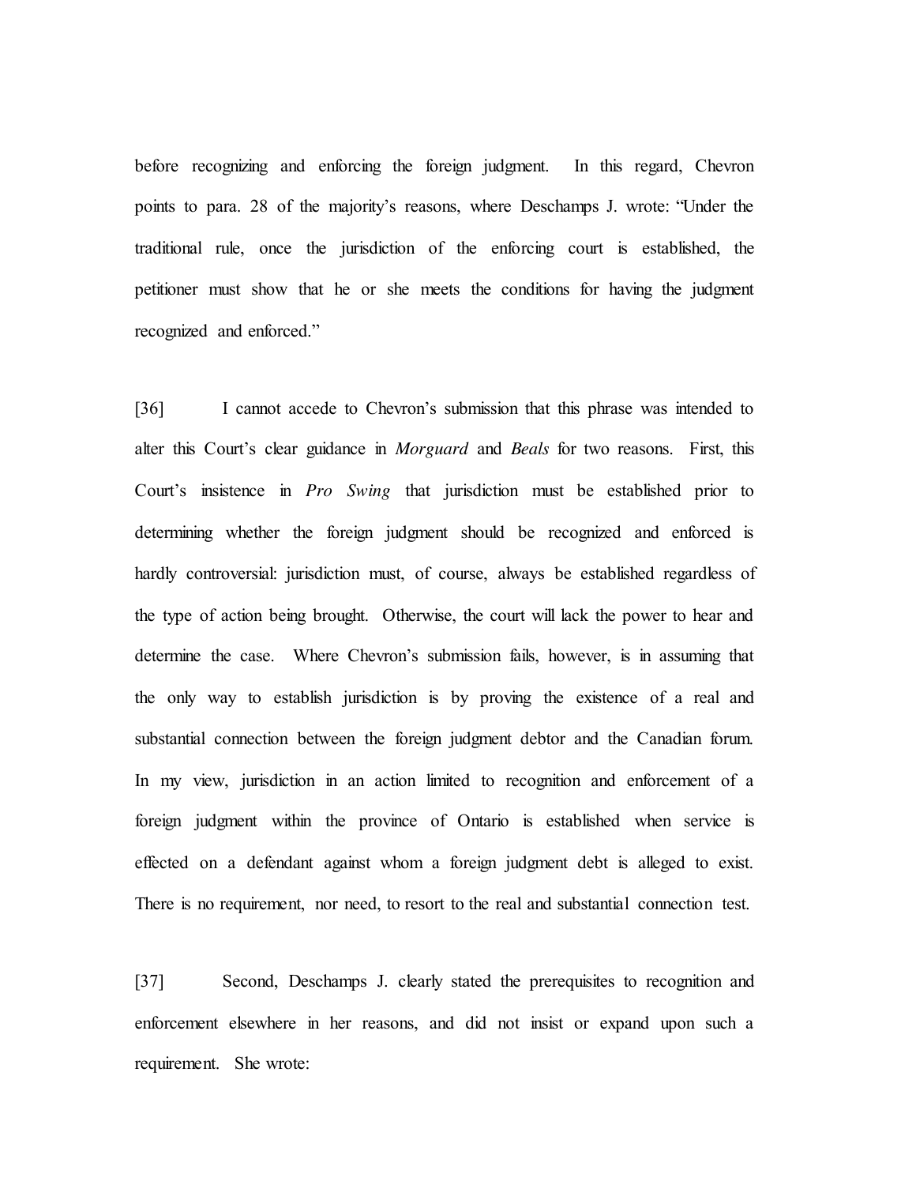before recognizing and enforcing the foreign judgment. In this regard, Chevron points to para. 28 of the majority's reasons, where Deschamps J. wrote: "Under the traditional rule, once the jurisdiction of the enforcing court is established, the petitioner must show that he or she meets the conditions for having the judgment recognized and enforced."

[36] I cannot accede to Chevron's submission that this phrase was intended to alter this Court's clear guidance in *Morguard* and *Beals* for two reasons. First, this Court's insistence in *Pro Swing* that jurisdiction must be established prior to determining whether the foreign judgment should be recognized and enforced is hardly controversial: jurisdiction must, of course, always be established regardless of the type of action being brought. Otherwise, the court will lack the power to hear and determine the case. Where Chevron's submission fails, however, is in assuming that the only way to establish jurisdiction is by proving the existence of a real and substantial connection between the foreign judgment debtor and the Canadian forum. In my view, jurisdiction in an action limited to recognition and enforcement of a foreign judgment within the province of Ontario is established when service is effected on a defendant against whom a foreign judgment debt is alleged to exist. There is no requirement, nor need, to resort to the real and substantial connection test.

[37] Second, Deschamps J. clearly stated the prerequisites to recognition and enforcement elsewhere in her reasons, and did not insist or expand upon such a requirement. She wrote: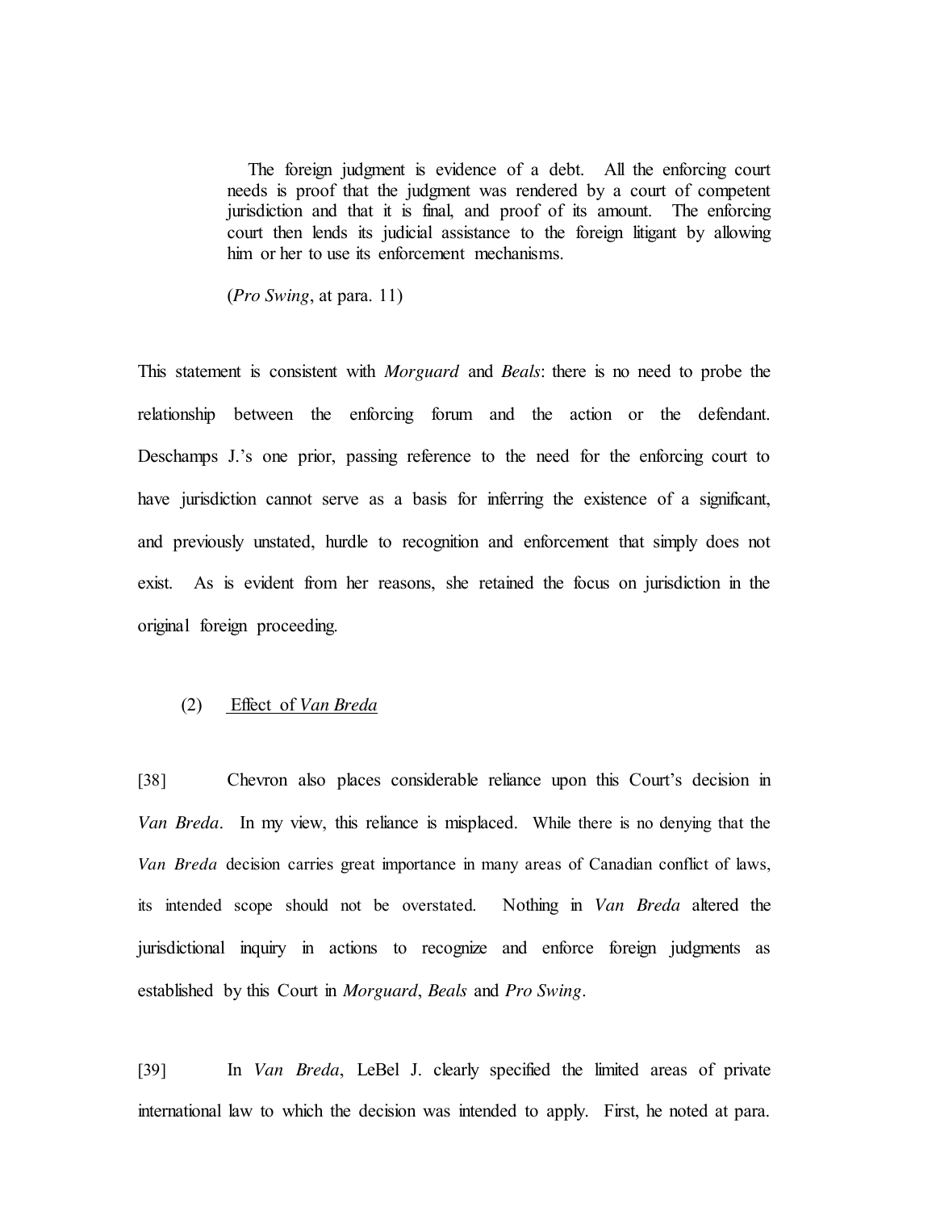> The foreign judgment is evidence of a debt. All the enforcing court needs is proof that the judgment was rendered by a court of competent jurisdiction and that it is final, and proof of its amount. The enforcing court then lends its judicial assistance to the foreign litigant by allowing him or her to use its enforcement mechanisms.
>
> (*Pro Swing*, at para. 11)

This statement is consistent with *Morguard* and *Beals*: there is no need to probe the relationship between the enforcing forum and the action or the defendant. Deschamps J.'s one prior, passing reference to the need for the enforcing court to have jurisdiction cannot serve as a basis for inferring the existence of a significant, and previously unstated, hurdle to recognition and enforcement that simply does not exist. As is evident from her reasons, she retained the focus on jurisdiction in the original foreign proceeding.

(2) Effect of *Van Breda*

[38] Chevron also places considerable reliance upon this Court's decision in *Van Breda*. In my view, this reliance is misplaced. While there is no denying that the *Van Breda* decision carries great importance in many areas of Canadian conflict of laws, its intended scope should not be overstated. Nothing in *Van Breda* altered the jurisdictional inquiry in actions to recognize and enforce foreign judgments as established by this Court in *Morguard*, *Beals* and *Pro Swing*.

[39] In *Van Breda*, LeBel J. clearly specified the limited areas of private international law to which the decision was intended to apply. First, he noted at para.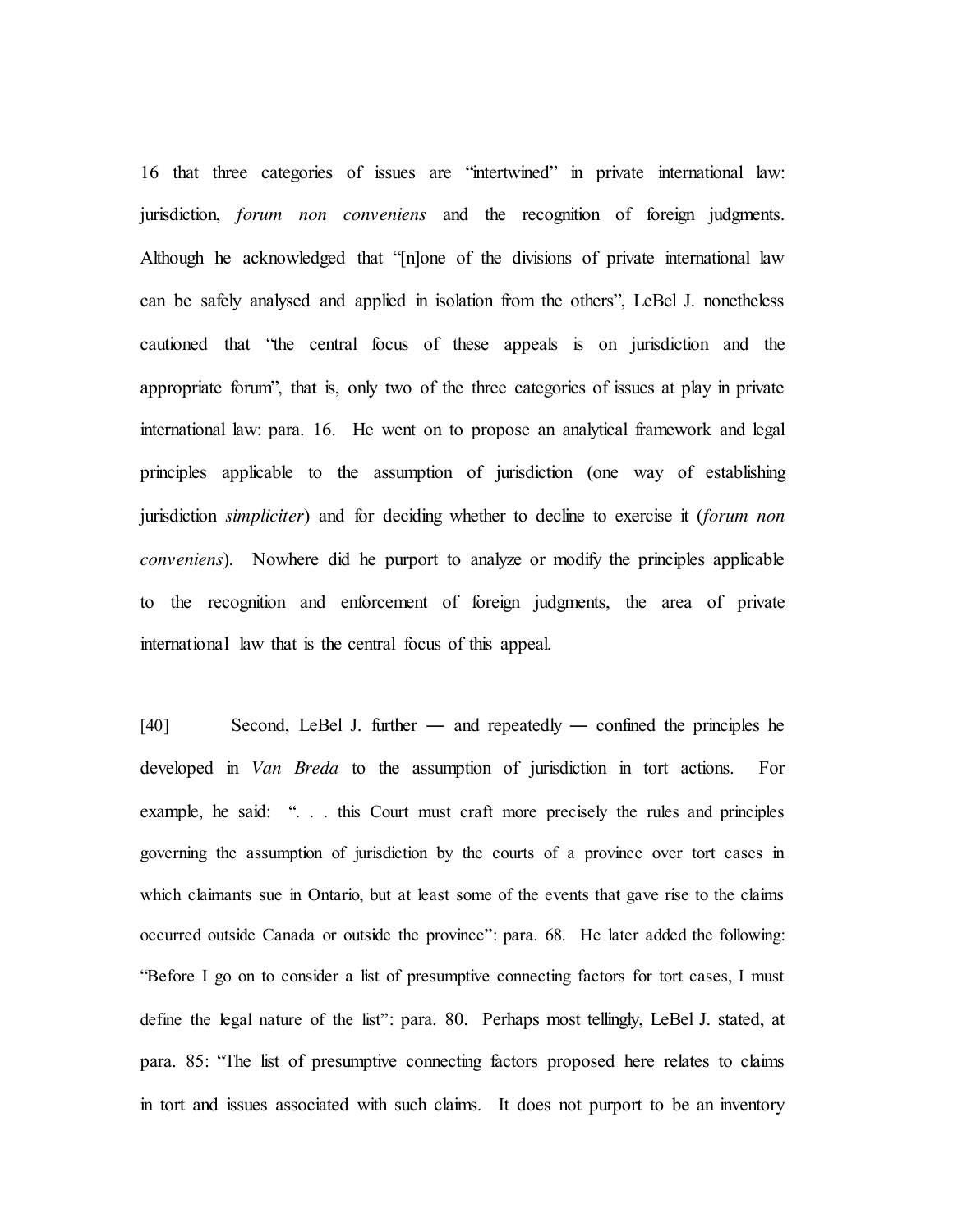16 that three categories of issues are "intertwined" in private international law: jurisdiction, *forum non conveniens* and the recognition of foreign judgments. Although he acknowledged that "[n]one of the divisions of private international law can be safely analysed and applied in isolation from the others", LeBel J. nonetheless cautioned that "the central focus of these appeals is on jurisdiction and the appropriate forum", that is, only two of the three categories of issues at play in private international law: para. 16. He went on to propose an analytical framework and legal principles applicable to the assumption of jurisdiction (one way of establishing jurisdiction *simpliciter*) and for deciding whether to decline to exercise it (*forum non conveniens*). Nowhere did he purport to analyze or modify the principles applicable to the recognition and enforcement of foreign judgments, the area of private international law that is the central focus of this appeal.

[40] Second, LeBel J. further — and repeatedly — confined the principles he developed in *Van Breda* to the assumption of jurisdiction in tort actions. For example, he said: ". . . this Court must craft more precisely the rules and principles governing the assumption of jurisdiction by the courts of a province over tort cases in which claimants sue in Ontario, but at least some of the events that gave rise to the claims occurred outside Canada or outside the province": para. 68. He later added the following: "Before I go on to consider a list of presumptive connecting factors for tort cases, I must define the legal nature of the list": para. 80. Perhaps most tellingly, LeBel J. stated, at para. 85: "The list of presumptive connecting factors proposed here relates to claims in tort and issues associated with such claims. It does not purport to be an inventory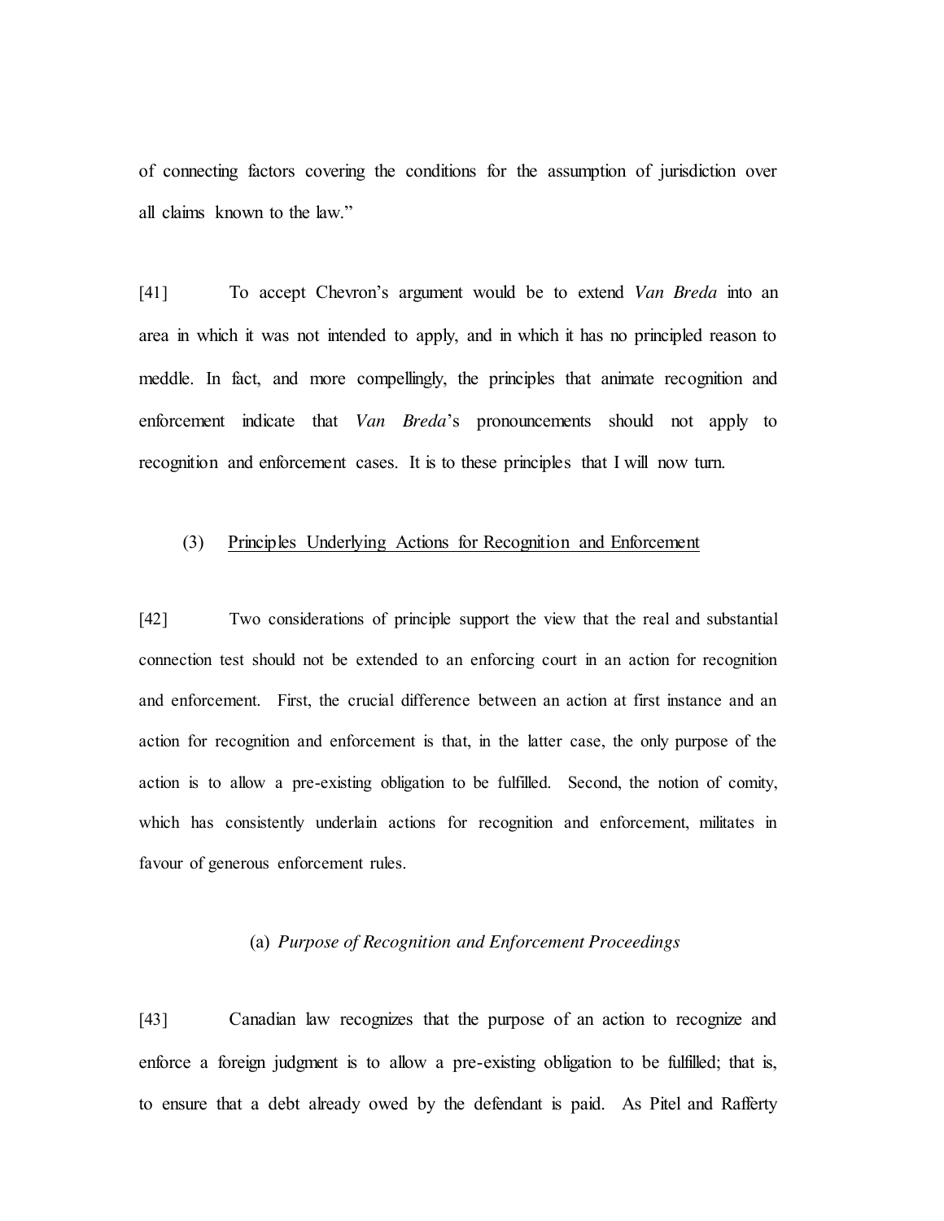of connecting factors covering the conditions for the assumption of jurisdiction over all claims known to the law."

[41] To accept Chevron's argument would be to extend *Van Breda* into an area in which it was not intended to apply, and in which it has no principled reason to meddle. In fact, and more compellingly, the principles that animate recognition and enforcement indicate that *Van Breda*'s pronouncements should not apply to recognition and enforcement cases. It is to these principles that I will now turn.

### (3) Principles Underlying Actions for Recognition and Enforcement

[42] Two considerations of principle support the view that the real and substantial connection test should not be extended to an enforcing court in an action for recognition and enforcement. First, the crucial difference between an action at first instance and an action for recognition and enforcement is that, in the latter case, the only purpose of the action is to allow a pre-existing obligation to be fulfilled. Second, the notion of comity, which has consistently underlain actions for recognition and enforcement, militates in favour of generous enforcement rules.

#### (a) *Purpose of Recognition and Enforcement Proceedings*

[43] Canadian law recognizes that the purpose of an action to recognize and enforce a foreign judgment is to allow a pre-existing obligation to be fulfilled; that is, to ensure that a debt already owed by the defendant is paid. As Pitel and Rafferty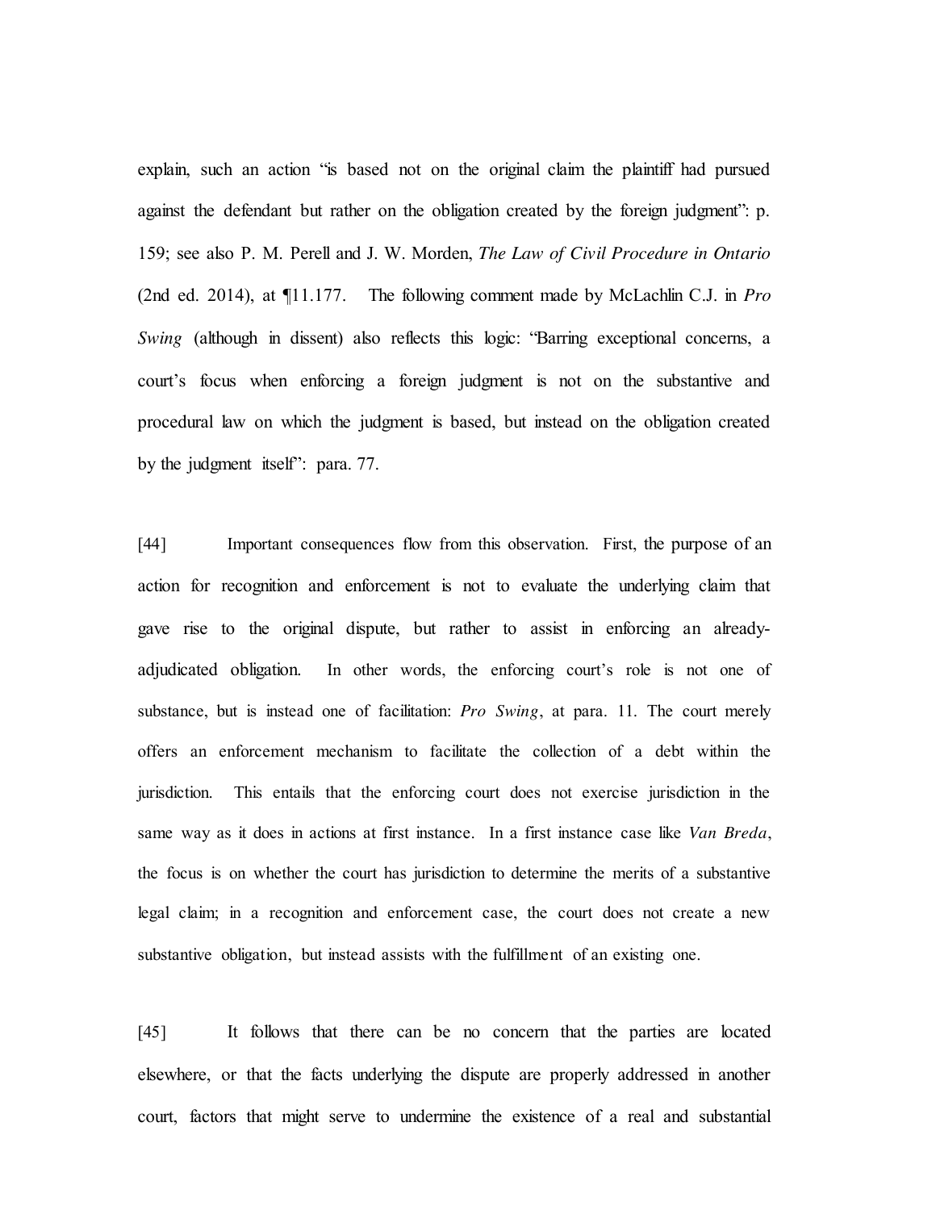explain, such an action "is based not on the original claim the plaintiff had pursued against the defendant but rather on the obligation created by the foreign judgment": p. 159; see also P. M. Perell and J. W. Morden, *The Law of Civil Procedure in Ontario* (2nd ed. 2014), at ¶11.177. The following comment made by McLachlin C.J. in *Pro Swing* (although in dissent) also reflects this logic: "Barring exceptional concerns, a court's focus when enforcing a foreign judgment is not on the substantive and procedural law on which the judgment is based, but instead on the obligation created by the judgment itself": para. 77.

[44] Important consequences flow from this observation. First, the purpose of an action for recognition and enforcement is not to evaluate the underlying claim that gave rise to the original dispute, but rather to assist in enforcing an already-adjudicated obligation. In other words, the enforcing court's role is not one of substance, but is instead one of facilitation: *Pro Swing*, at para. 11. The court merely offers an enforcement mechanism to facilitate the collection of a debt within the jurisdiction. This entails that the enforcing court does not exercise jurisdiction in the same way as it does in actions at first instance. In a first instance case like *Van Breda*, the focus is on whether the court has jurisdiction to determine the merits of a substantive legal claim; in a recognition and enforcement case, the court does not create a new substantive obligation, but instead assists with the fulfillment of an existing one.

[45] It follows that there can be no concern that the parties are located elsewhere, or that the facts underlying the dispute are properly addressed in another court, factors that might serve to undermine the existence of a real and substantial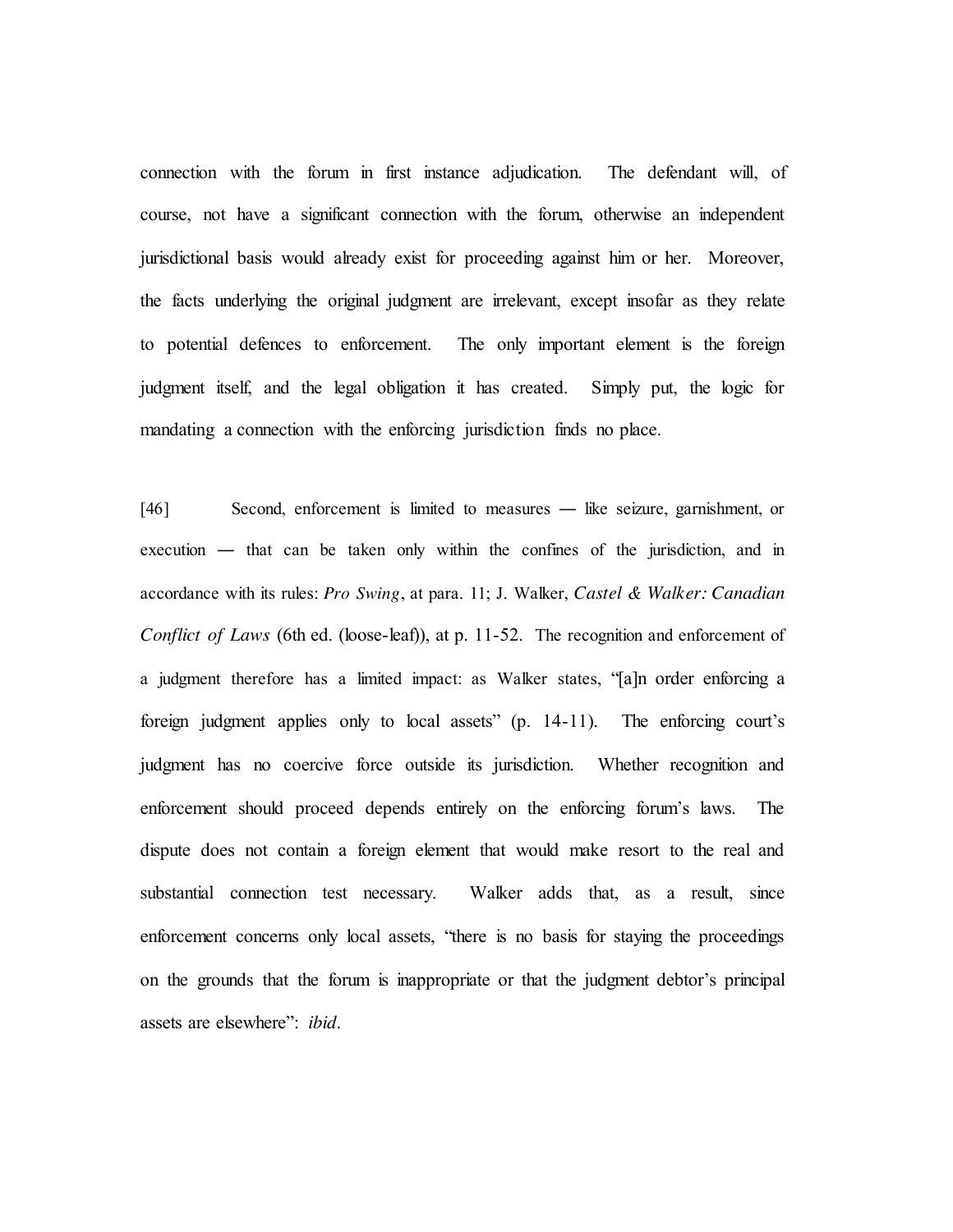connection with the forum in first instance adjudication. The defendant will, of course, not have a significant connection with the forum, otherwise an independent jurisdictional basis would already exist for proceeding against him or her. Moreover, the facts underlying the original judgment are irrelevant, except insofar as they relate to potential defences to enforcement. The only important element is the foreign judgment itself, and the legal obligation it has created. Simply put, the logic for mandating a connection with the enforcing jurisdiction finds no place.

[46] Second, enforcement is limited to measures — like seizure, garnishment, or execution — that can be taken only within the confines of the jurisdiction, and in accordance with its rules: *Pro Swing*, at para. 11; J. Walker, *Castel & Walker: Canadian Conflict of Laws* (6th ed. (loose-leaf)), at p. 11-52. The recognition and enforcement of a judgment therefore has a limited impact: as Walker states, "[a]n order enforcing a foreign judgment applies only to local assets" (p. 14-11). The enforcing court's judgment has no coercive force outside its jurisdiction. Whether recognition and enforcement should proceed depends entirely on the enforcing forum's laws. The dispute does not contain a foreign element that would make resort to the real and substantial connection test necessary. Walker adds that, as a result, since enforcement concerns only local assets, "there is no basis for staying the proceedings on the grounds that the forum is inappropriate or that the judgment debtor's principal assets are elsewhere": *ibid*.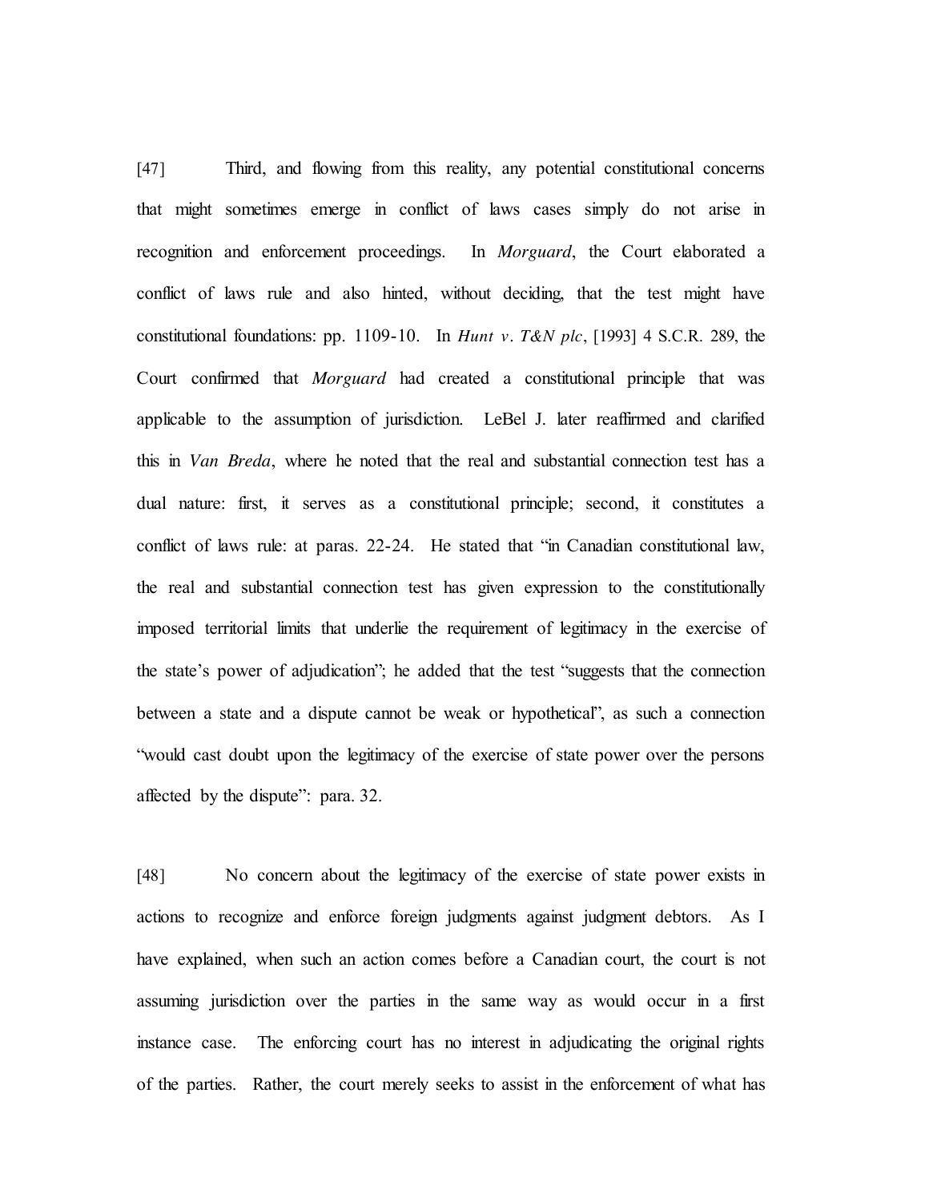[47] Third, and flowing from this reality, any potential constitutional concerns that might sometimes emerge in conflict of laws cases simply do not arise in recognition and enforcement proceedings. In *Morguard*, the Court elaborated a conflict of laws rule and also hinted, without deciding, that the test might have constitutional foundations: pp. 1109-10. In *Hunt v. T&N plc*, [1993] 4 S.C.R. 289, the Court confirmed that *Morguard* had created a constitutional principle that was applicable to the assumption of jurisdiction. LeBel J. later reaffirmed and clarified this in *Van Breda*, where he noted that the real and substantial connection test has a dual nature: first, it serves as a constitutional principle; second, it constitutes a conflict of laws rule: at paras. 22-24. He stated that "in Canadian constitutional law, the real and substantial connection test has given expression to the constitutionally imposed territorial limits that underlie the requirement of legitimacy in the exercise of the state's power of adjudication"; he added that the test "suggests that the connection between a state and a dispute cannot be weak or hypothetical", as such a connection "would cast doubt upon the legitimacy of the exercise of state power over the persons affected by the dispute": para. 32.

[48] No concern about the legitimacy of the exercise of state power exists in actions to recognize and enforce foreign judgments against judgment debtors. As I have explained, when such an action comes before a Canadian court, the court is not assuming jurisdiction over the parties in the same way as would occur in a first instance case. The enforcing court has no interest in adjudicating the original rights of the parties. Rather, the court merely seeks to assist in the enforcement of what has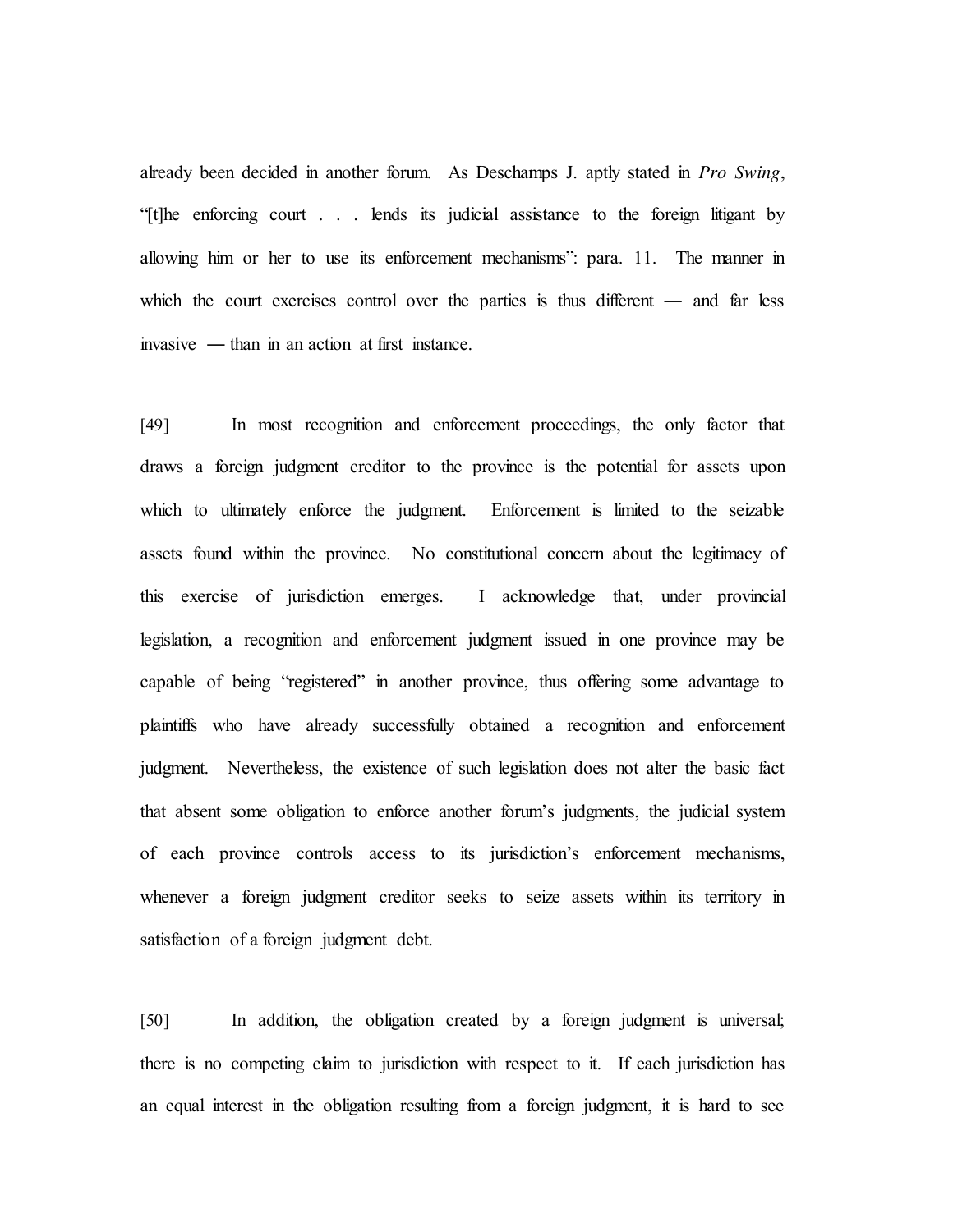already been decided in another forum. As Deschamps J. aptly stated in *Pro Swing*, "[t]he enforcing court . . . lends its judicial assistance to the foreign litigant by allowing him or her to use its enforcement mechanisms": para. 11. The manner in which the court exercises control over the parties is thus different — and far less invasive — than in an action at first instance.

[49] In most recognition and enforcement proceedings, the only factor that draws a foreign judgment creditor to the province is the potential for assets upon which to ultimately enforce the judgment. Enforcement is limited to the seizable assets found within the province. No constitutional concern about the legitimacy of this exercise of jurisdiction emerges. I acknowledge that, under provincial legislation, a recognition and enforcement judgment issued in one province may be capable of being "registered" in another province, thus offering some advantage to plaintiffs who have already successfully obtained a recognition and enforcement judgment. Nevertheless, the existence of such legislation does not alter the basic fact that absent some obligation to enforce another forum's judgments, the judicial system of each province controls access to its jurisdiction's enforcement mechanisms, whenever a foreign judgment creditor seeks to seize assets within its territory in satisfaction of a foreign judgment debt.

[50] In addition, the obligation created by a foreign judgment is universal; there is no competing claim to jurisdiction with respect to it. If each jurisdiction has an equal interest in the obligation resulting from a foreign judgment, it is hard to see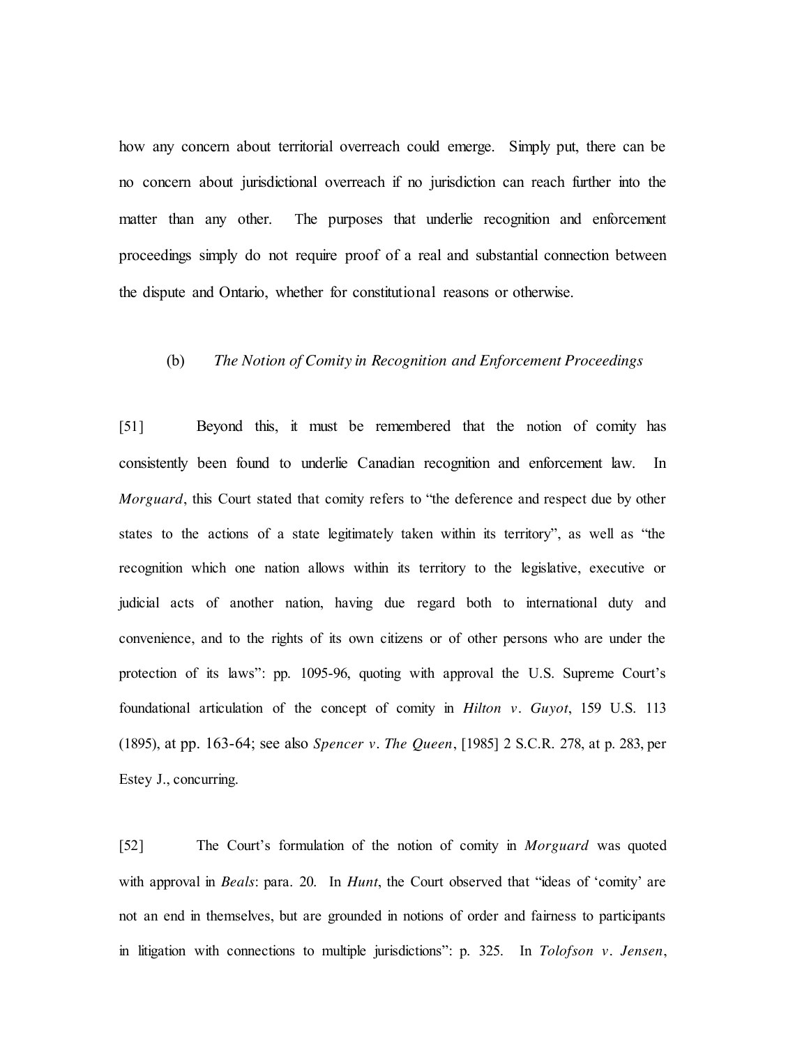how any concern about territorial overreach could emerge. Simply put, there can be no concern about jurisdictional overreach if no jurisdiction can reach further into the matter than any other. The purposes that underlie recognition and enforcement proceedings simply do not require proof of a real and substantial connection between the dispute and Ontario, whether for constitutional reasons or otherwise.

### (b) *The Notion of Comity in Recognition and Enforcement Proceedings*

[51] Beyond this, it must be remembered that the notion of comity has consistently been found to underlie Canadian recognition and enforcement law. In *Morguard*, this Court stated that comity refers to "the deference and respect due by other states to the actions of a state legitimately taken within its territory", as well as "the recognition which one nation allows within its territory to the legislative, executive or judicial acts of another nation, having due regard both to international duty and convenience, and to the rights of its own citizens or of other persons who are under the protection of its laws": pp. 1095-96, quoting with approval the U.S. Supreme Court's foundational articulation of the concept of comity in *Hilton v. Guyot*, 159 U.S. 113 (1895), at pp. 163-64; see also *Spencer v. The Queen*, [1985] 2 S.C.R. 278, at p. 283, per Estey J., concurring.

[52] The Court's formulation of the notion of comity in *Morguard* was quoted with approval in *Beals*: para. 20. In *Hunt*, the Court observed that "ideas of 'comity' are not an end in themselves, but are grounded in notions of order and fairness to participants in litigation with connections to multiple jurisdictions": p. 325. In *Tolofson v. Jensen*,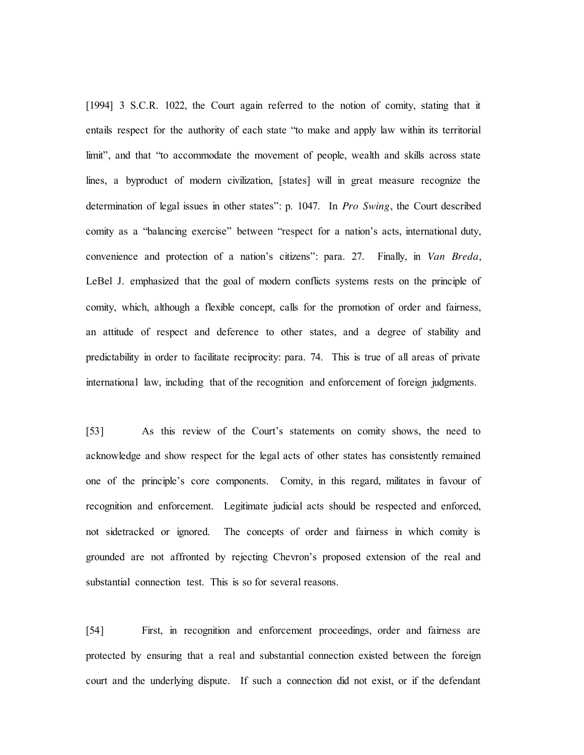[1994] 3 S.C.R. 1022, the Court again referred to the notion of comity, stating that it entails respect for the authority of each state "to make and apply law within its territorial limit", and that "to accommodate the movement of people, wealth and skills across state lines, a byproduct of modern civilization, [states] will in great measure recognize the determination of legal issues in other states": p. 1047. In *Pro Swing*, the Court described comity as a "balancing exercise" between "respect for a nation's acts, international duty, convenience and protection of a nation's citizens": para. 27. Finally, in *Van Breda*, LeBel J. emphasized that the goal of modern conflicts systems rests on the principle of comity, which, although a flexible concept, calls for the promotion of order and fairness, an attitude of respect and deference to other states, and a degree of stability and predictability in order to facilitate reciprocity: para. 74. This is true of all areas of private international law, including that of the recognition and enforcement of foreign judgments.

[53] As this review of the Court's statements on comity shows, the need to acknowledge and show respect for the legal acts of other states has consistently remained one of the principle's core components. Comity, in this regard, militates in favour of recognition and enforcement. Legitimate judicial acts should be respected and enforced, not sidetracked or ignored. The concepts of order and fairness in which comity is grounded are not affronted by rejecting Chevron's proposed extension of the real and substantial connection test. This is so for several reasons.

[54] First, in recognition and enforcement proceedings, order and fairness are protected by ensuring that a real and substantial connection existed between the foreign court and the underlying dispute. If such a connection did not exist, or if the defendant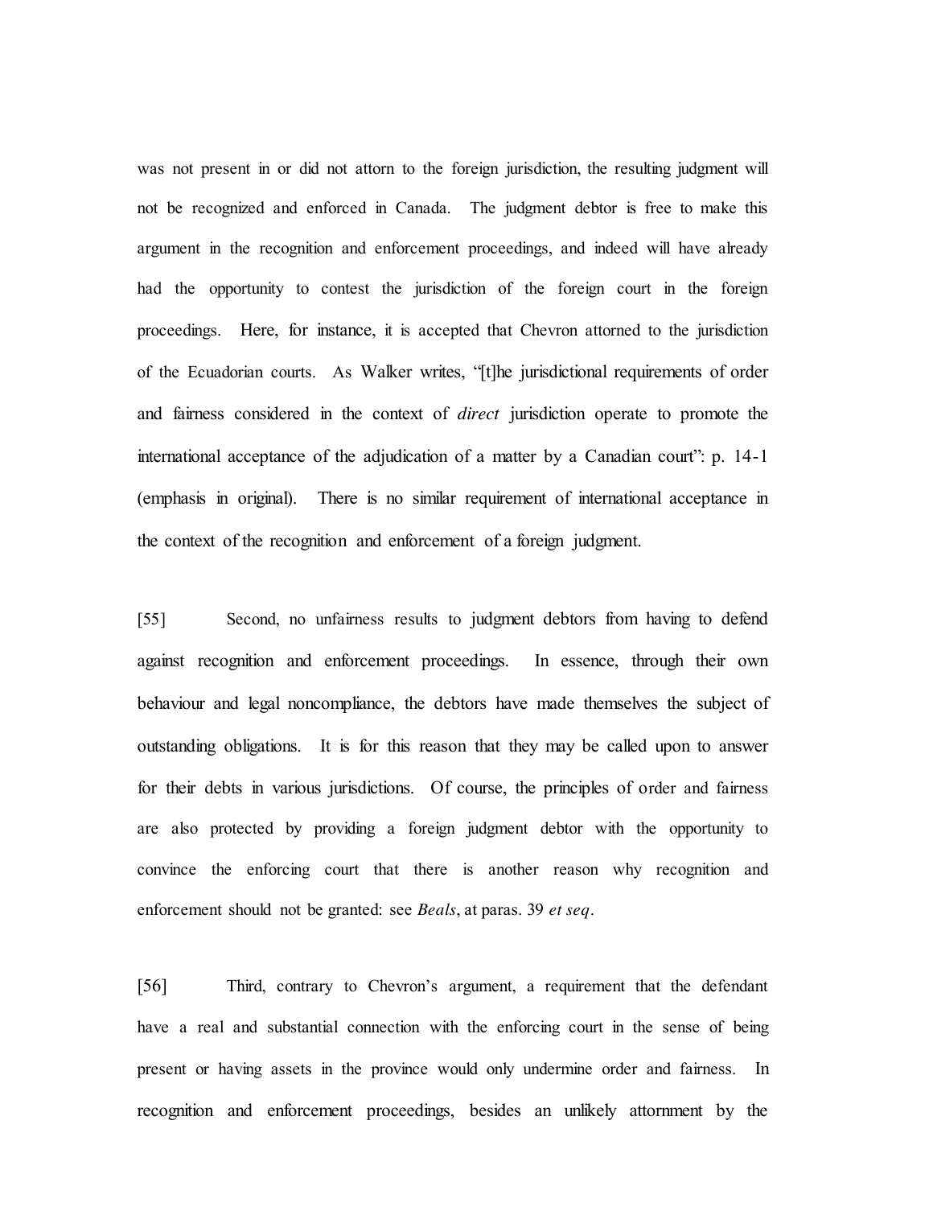was not present in or did not attorn to the foreign jurisdiction, the resulting judgment will not be recognized and enforced in Canada. The judgment debtor is free to make this argument in the recognition and enforcement proceedings, and indeed will have already had the opportunity to contest the jurisdiction of the foreign court in the foreign proceedings. Here, for instance, it is accepted that Chevron attorned to the jurisdiction of the Ecuadorian courts. As Walker writes, "[t]he jurisdictional requirements of order and fairness considered in the context of *direct* jurisdiction operate to promote the international acceptance of the adjudication of a matter by a Canadian court": p. 14-1 (emphasis in original). There is no similar requirement of international acceptance in the context of the recognition and enforcement of a foreign judgment.

[55] Second, no unfairness results to judgment debtors from having to defend against recognition and enforcement proceedings. In essence, through their own behaviour and legal noncompliance, the debtors have made themselves the subject of outstanding obligations. It is for this reason that they may be called upon to answer for their debts in various jurisdictions. Of course, the principles of order and fairness are also protected by providing a foreign judgment debtor with the opportunity to convince the enforcing court that there is another reason why recognition and enforcement should not be granted: see *Beals*, at paras. 39 *et seq*.

[56] Third, contrary to Chevron's argument, a requirement that the defendant have a real and substantial connection with the enforcing court in the sense of being present or having assets in the province would only undermine order and fairness. In recognition and enforcement proceedings, besides an unlikely attornment by the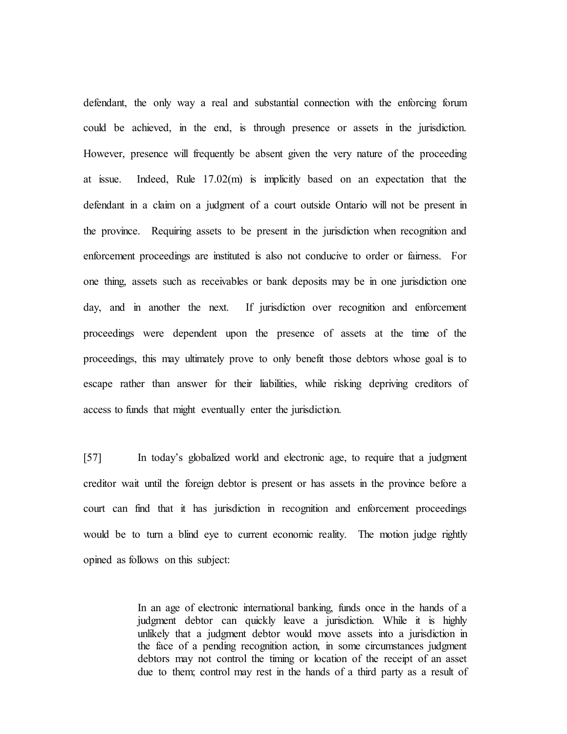defendant, the only way a real and substantial connection with the enforcing forum could be achieved, in the end, is through presence or assets in the jurisdiction. However, presence will frequently be absent given the very nature of the proceeding at issue. Indeed, Rule 17.02(m) is implicitly based on an expectation that the defendant in a claim on a judgment of a court outside Ontario will not be present in the province. Requiring assets to be present in the jurisdiction when recognition and enforcement proceedings are instituted is also not conducive to order or fairness. For one thing, assets such as receivables or bank deposits may be in one jurisdiction one day, and in another the next. If jurisdiction over recognition and enforcement proceedings were dependent upon the presence of assets at the time of the proceedings, this may ultimately prove to only benefit those debtors whose goal is to escape rather than answer for their liabilities, while risking depriving creditors of access to funds that might eventually enter the jurisdiction.

[57] In today's globalized world and electronic age, to require that a judgment creditor wait until the foreign debtor is present or has assets in the province before a court can find that it has jurisdiction in recognition and enforcement proceedings would be to turn a blind eye to current economic reality. The motion judge rightly opined as follows on this subject:

> In an age of electronic international banking, funds once in the hands of a judgment debtor can quickly leave a jurisdiction. While it is highly unlikely that a judgment debtor would move assets into a jurisdiction in the face of a pending recognition action, in some circumstances judgment debtors may not control the timing or location of the receipt of an asset due to them; control may rest in the hands of a third party as a result of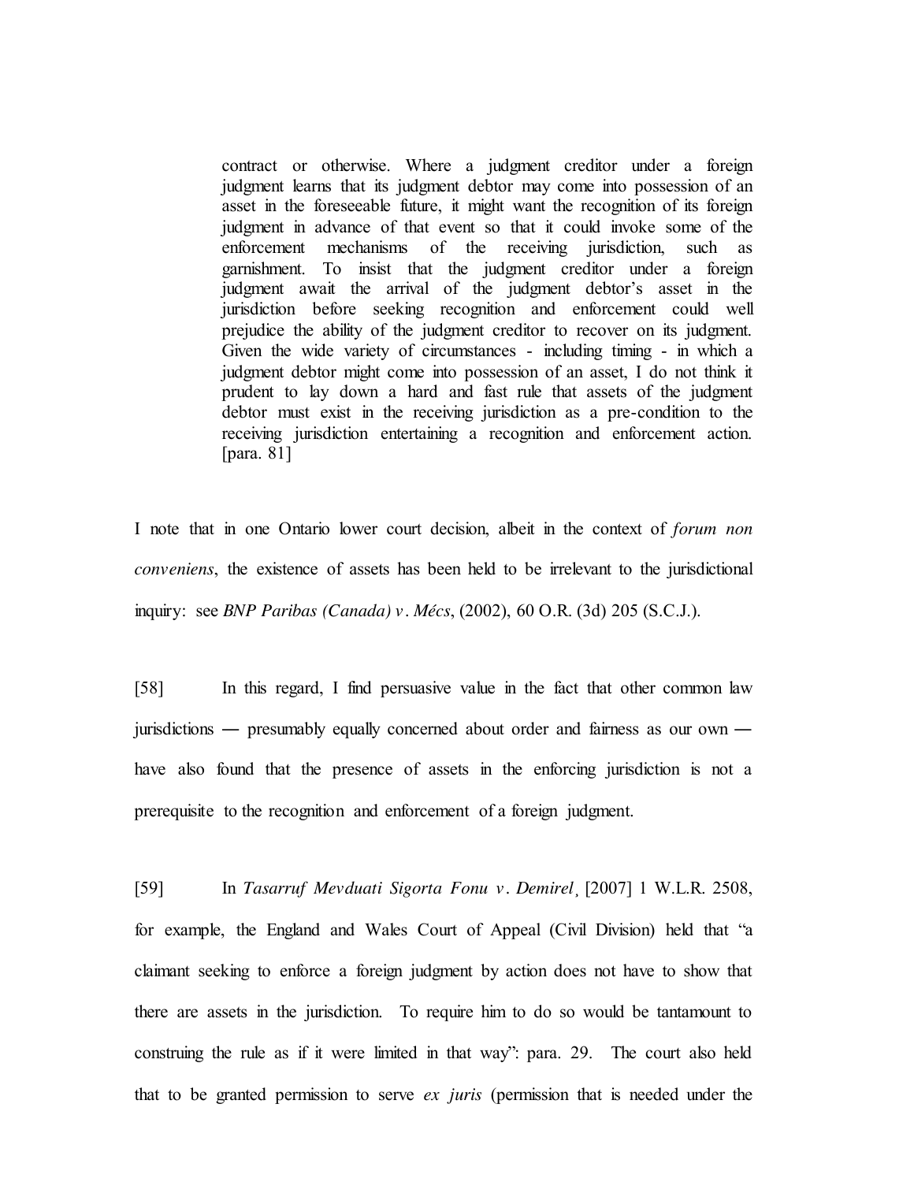> contract or otherwise. Where a judgment creditor under a foreign judgment learns that its judgment debtor may come into possession of an asset in the foreseeable future, it might want the recognition of its foreign judgment in advance of that event so that it could invoke some of the enforcement mechanisms of the receiving jurisdiction, such as garnishment. To insist that the judgment creditor under a foreign judgment await the arrival of the judgment debtor's asset in the jurisdiction before seeking recognition and enforcement could well prejudice the ability of the judgment creditor to recover on its judgment. Given the wide variety of circumstances - including timing - in which a judgment debtor might come into possession of an asset, I do not think it prudent to lay down a hard and fast rule that assets of the judgment debtor must exist in the receiving jurisdiction as a pre-condition to the receiving jurisdiction entertaining a recognition and enforcement action. [para. 81]

I note that in one Ontario lower court decision, albeit in the context of *forum non conveniens*, the existence of assets has been held to be irrelevant to the jurisdictional inquiry: see *BNP Paribas (Canada) v. Mécs*, (2002), 60 O.R. (3d) 205 (S.C.J.).

[58] In this regard, I find persuasive value in the fact that other common law jurisdictions — presumably equally concerned about order and fairness as our own — have also found that the presence of assets in the enforcing jurisdiction is not a prerequisite to the recognition and enforcement of a foreign judgment.

[59] In *Tasarruf Mevduati Sigorta Fonu v. Demirel*, [2007] 1 W.L.R. 2508, for example, the England and Wales Court of Appeal (Civil Division) held that "a claimant seeking to enforce a foreign judgment by action does not have to show that there are assets in the jurisdiction. To require him to do so would be tantamount to construing the rule as if it were limited in that way": para. 29. The court also held that to be granted permission to serve *ex juris* (permission that is needed under the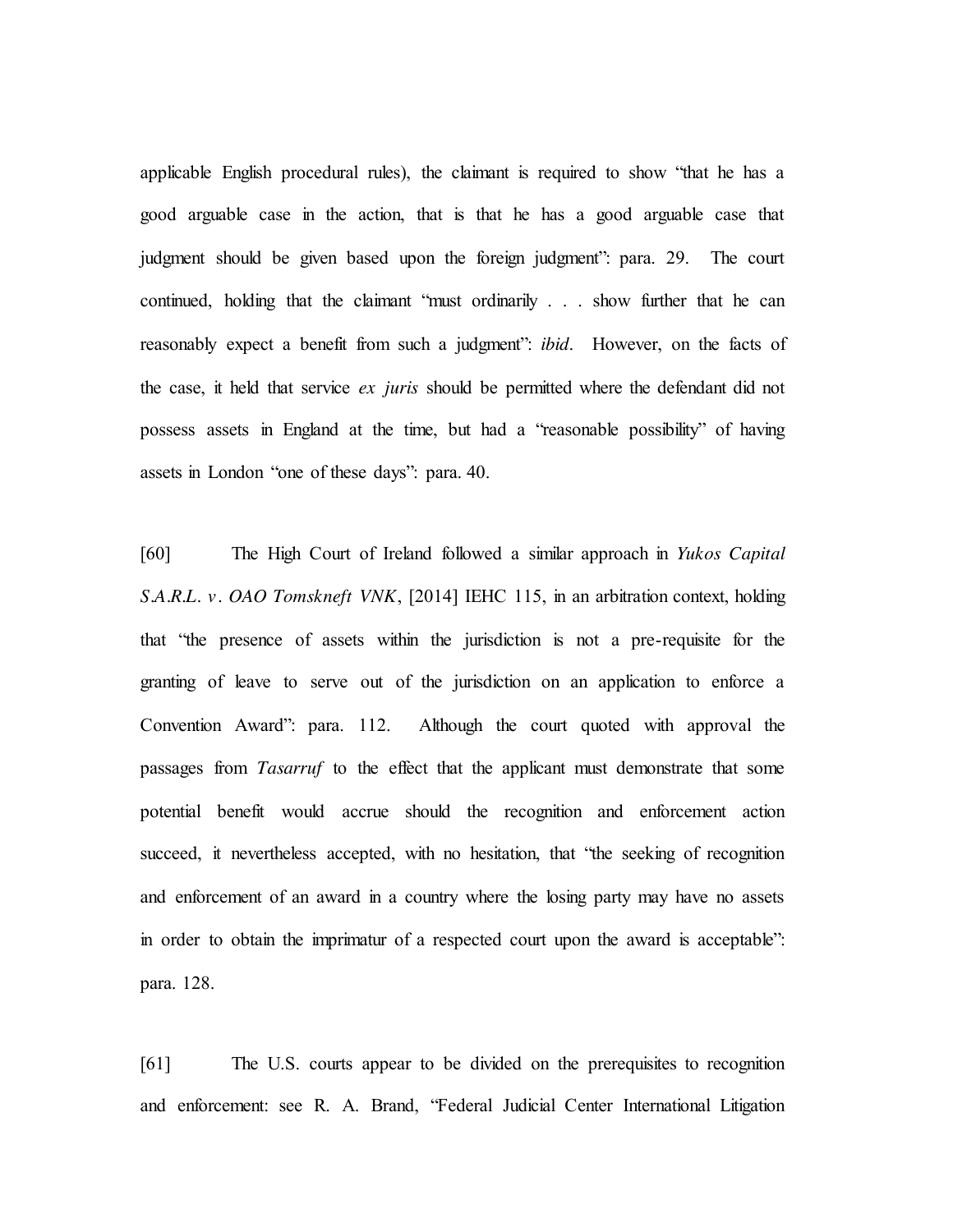applicable English procedural rules), the claimant is required to show "that he has a good arguable case in the action, that is that he has a good arguable case that judgment should be given based upon the foreign judgment": para. 29. The court continued, holding that the claimant "must ordinarily . . . show further that he can reasonably expect a benefit from such a judgment": *ibid*. However, on the facts of the case, it held that service *ex juris* should be permitted where the defendant did not possess assets in England at the time, but had a "reasonable possibility" of having assets in London "one of these days": para. 40.

[60] The High Court of Ireland followed a similar approach in *Yukos Capital S.A.R.L. v. OAO Tomskneft VNK*, [2014] IEHC 115, in an arbitration context, holding that "the presence of assets within the jurisdiction is not a pre-requisite for the granting of leave to serve out of the jurisdiction on an application to enforce a Convention Award": para. 112. Although the court quoted with approval the passages from *Tasarruf* to the effect that the applicant must demonstrate that some potential benefit would accrue should the recognition and enforcement action succeed, it nevertheless accepted, with no hesitation, that "the seeking of recognition and enforcement of an award in a country where the losing party may have no assets in order to obtain the imprimatur of a respected court upon the award is acceptable": para. 128.

[61] The U.S. courts appear to be divided on the prerequisites to recognition and enforcement: see R. A. Brand, "Federal Judicial Center International Litigation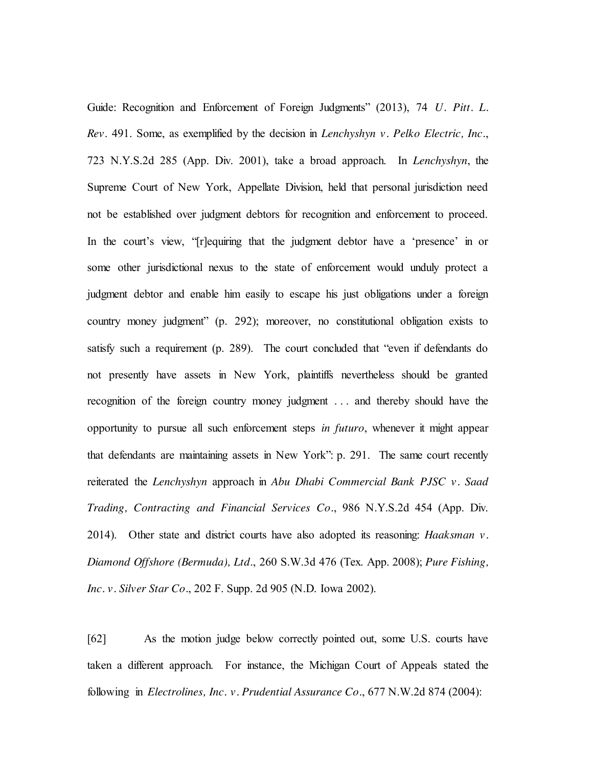Guide: Recognition and Enforcement of Foreign Judgments" (2013), 74 *U. Pitt. L. Rev*. 491. Some, as exemplified by the decision in *Lenchyshyn v. Pelko Electric, Inc*., 723 N.Y.S.2d 285 (App. Div. 2001), take a broad approach. In *Lenchyshyn*, the Supreme Court of New York, Appellate Division, held that personal jurisdiction need not be established over judgment debtors for recognition and enforcement to proceed. In the court's view, "[r]equiring that the judgment debtor have a 'presence' in or some other jurisdictional nexus to the state of enforcement would unduly protect a judgment debtor and enable him easily to escape his just obligations under a foreign country money judgment" (p. 292); moreover, no constitutional obligation exists to satisfy such a requirement (p. 289). The court concluded that "even if defendants do not presently have assets in New York, plaintiffs nevertheless should be granted recognition of the foreign country money judgment . . . and thereby should have the opportunity to pursue all such enforcement steps *in futuro*, whenever it might appear that defendants are maintaining assets in New York": p. 291. The same court recently reiterated the *Lenchyshyn* approach in *Abu Dhabi Commercial Bank PJSC v. Saad Trading, Contracting and Financial Services Co*., 986 N.Y.S.2d 454 (App. Div. 2014). Other state and district courts have also adopted its reasoning: *Haaksman v. Diamond Offshore (Bermuda), Ltd*., 260 S.W.3d 476 (Tex. App. 2008); *Pure Fishing, Inc. v. Silver Star Co*., 202 F. Supp. 2d 905 (N.D. Iowa 2002).

[62] As the motion judge below correctly pointed out, some U.S. courts have taken a different approach. For instance, the Michigan Court of Appeals stated the following in *Electrolines, Inc. v. Prudential Assurance Co*., 677 N.W.2d 874 (2004):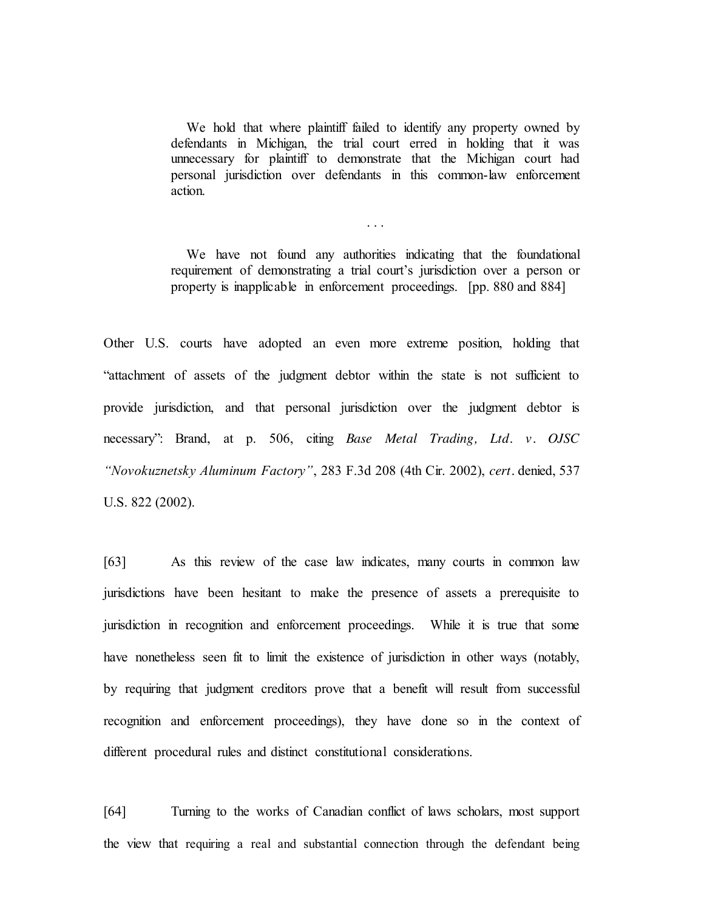> We hold that where plaintiff failed to identify any property owned by defendants in Michigan, the trial court erred in holding that it was unnecessary for plaintiff to demonstrate that the Michigan court had personal jurisdiction over defendants in this common-law enforcement action.
>
> . . .
>
> We have not found any authorities indicating that the foundational requirement of demonstrating a trial court's jurisdiction over a person or property is inapplicable in enforcement proceedings. [pp. 880 and 884]

Other U.S. courts have adopted an even more extreme position, holding that "attachment of assets of the judgment debtor within the state is not sufficient to provide jurisdiction, and that personal jurisdiction over the judgment debtor is necessary": Brand, at p. 506, citing *Base Metal Trading, Ltd. v. OJSC "Novokuznetsky Aluminum Factory"*, 283 F.3d 208 (4th Cir. 2002), *cert*. denied, 537 U.S. 822 (2002).

[63] As this review of the case law indicates, many courts in common law jurisdictions have been hesitant to make the presence of assets a prerequisite to jurisdiction in recognition and enforcement proceedings. While it is true that some have nonetheless seen fit to limit the existence of jurisdiction in other ways (notably, by requiring that judgment creditors prove that a benefit will result from successful recognition and enforcement proceedings), they have done so in the context of different procedural rules and distinct constitutional considerations.

[64] Turning to the works of Canadian conflict of laws scholars, most support the view that requiring a real and substantial connection through the defendant being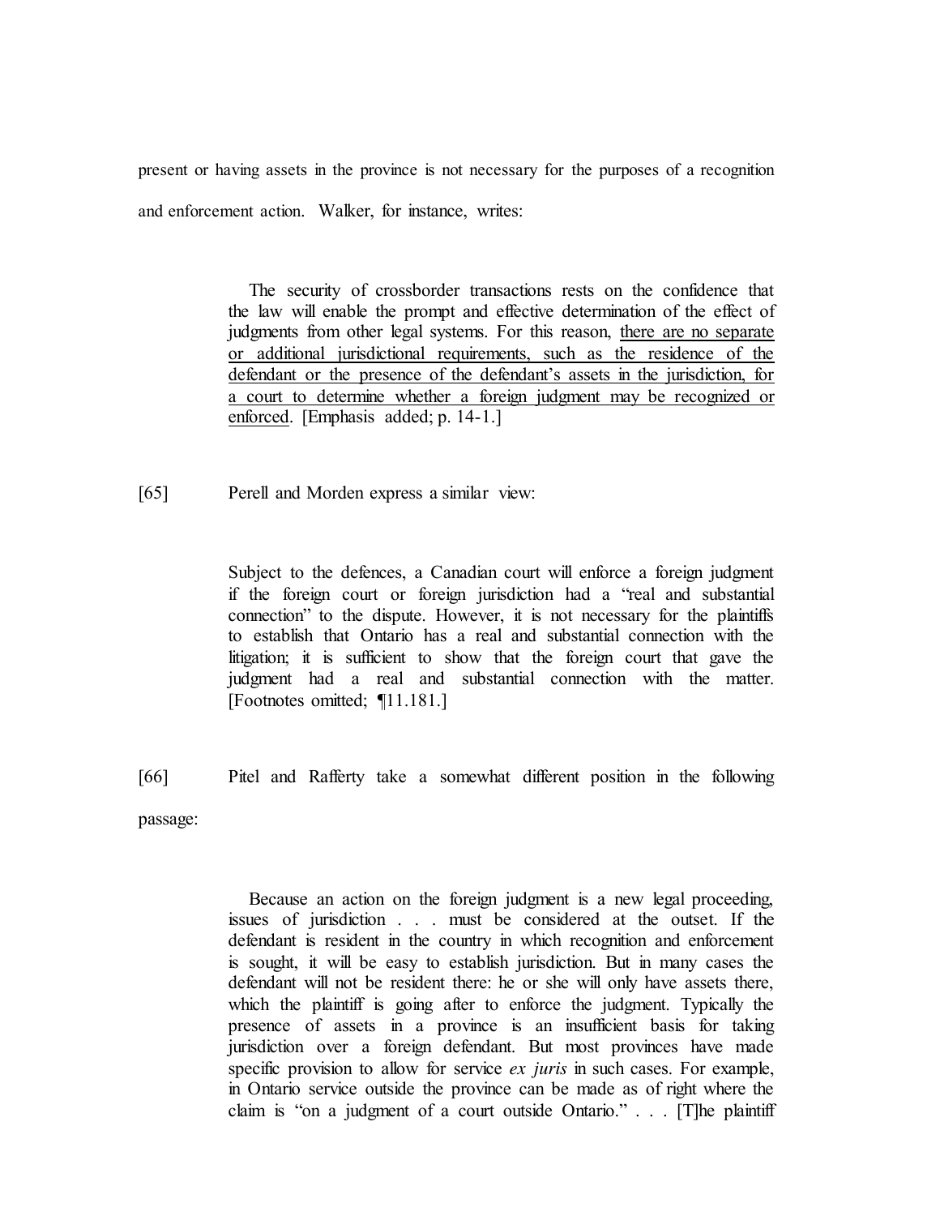present or having assets in the province is not necessary for the purposes of a recognition and enforcement action. Walker, for instance, writes:

> The security of crossborder transactions rests on the confidence that the law will enable the prompt and effective determination of the effect of judgments from other legal systems. For this reason, <u>there are no separate or additional jurisdictional requirements, such as the residence of the defendant or the presence of the defendant's assets in the jurisdiction, for a court to determine whether a foreign judgment may be recognized or enforced</u>. [Emphasis added; p. 14-1.]

[65] Perell and Morden express a similar view:

> Subject to the defences, a Canadian court will enforce a foreign judgment if the foreign court or foreign jurisdiction had a "real and substantial connection" to the dispute. However, it is not necessary for the plaintiffs to establish that Ontario has a real and substantial connection with the litigation; it is sufficient to show that the foreign court that gave the judgment had a real and substantial connection with the matter. [Footnotes omitted; ¶11.181.]

[66] Pitel and Rafferty take a somewhat different position in the following passage:

> Because an action on the foreign judgment is a new legal proceeding, issues of jurisdiction . . . must be considered at the outset. If the defendant is resident in the country in which recognition and enforcement is sought, it will be easy to establish jurisdiction. But in many cases the defendant will not be resident there: he or she will only have assets there, which the plaintiff is going after to enforce the judgment. Typically the presence of assets in a province is an insufficient basis for taking jurisdiction over a foreign defendant. But most provinces have made specific provision to allow for service *ex juris* in such cases. For example, in Ontario service outside the province can be made as of right where the claim is "on a judgment of a court outside Ontario." . . . [T]he plaintiff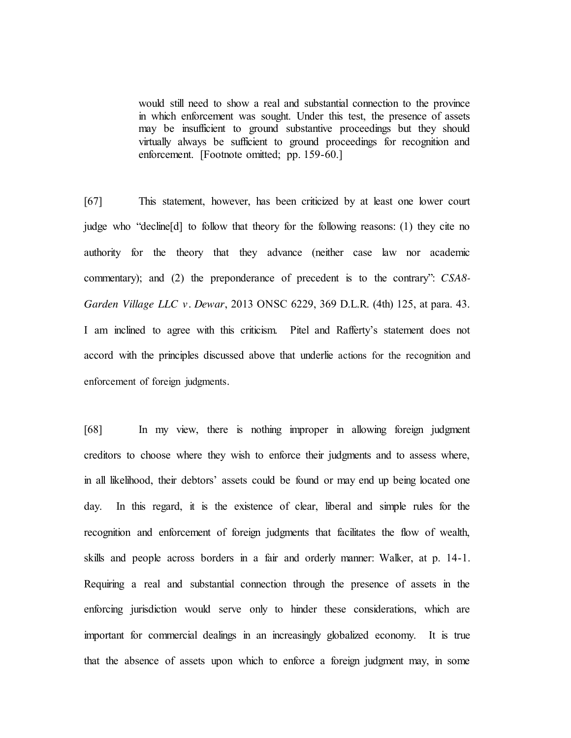> would still need to show a real and substantial connection to the province in which enforcement was sought. Under this test, the presence of assets may be insufficient to ground substantive proceedings but they should virtually always be sufficient to ground proceedings for recognition and enforcement. [Footnote omitted; pp. 159-60.]

[67] This statement, however, has been criticized by at least one lower court judge who "decline[d] to follow that theory for the following reasons: (1) they cite no authority for the theory that they advance (neither case law nor academic commentary); and (2) the preponderance of precedent is to the contrary": *CSA8-Garden Village LLC v. Dewar*, 2013 ONSC 6229, 369 D.L.R. (4th) 125, at para. 43. I am inclined to agree with this criticism. Pitel and Rafferty's statement does not accord with the principles discussed above that underlie actions for the recognition and enforcement of foreign judgments.

[68] In my view, there is nothing improper in allowing foreign judgment creditors to choose where they wish to enforce their judgments and to assess where, in all likelihood, their debtors' assets could be found or may end up being located one day. In this regard, it is the existence of clear, liberal and simple rules for the recognition and enforcement of foreign judgments that facilitates the flow of wealth, skills and people across borders in a fair and orderly manner: Walker, at p. 14-1. Requiring a real and substantial connection through the presence of assets in the enforcing jurisdiction would serve only to hinder these considerations, which are important for commercial dealings in an increasingly globalized economy. It is true that the absence of assets upon which to enforce a foreign judgment may, in some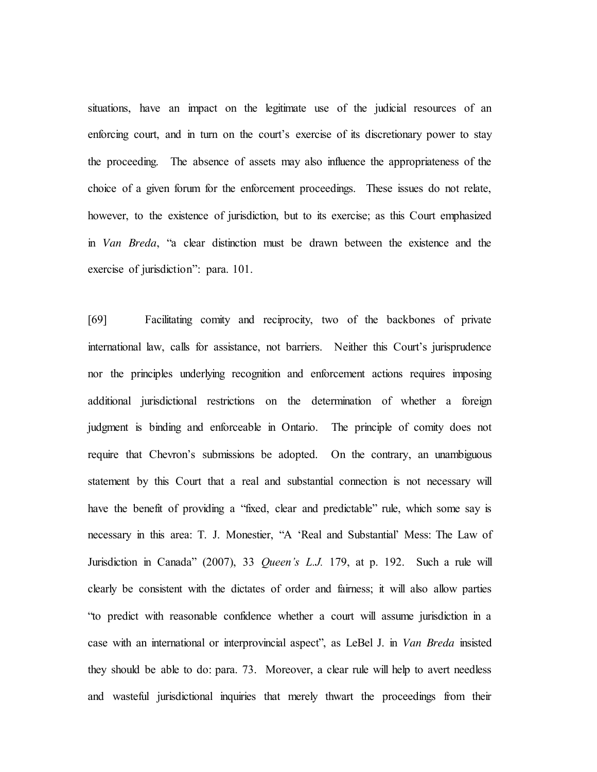situations, have an impact on the legitimate use of the judicial resources of an enforcing court, and in turn on the court's exercise of its discretionary power to stay the proceeding. The absence of assets may also influence the appropriateness of the choice of a given forum for the enforcement proceedings. These issues do not relate, however, to the existence of jurisdiction, but to its exercise; as this Court emphasized in *Van Breda*, "a clear distinction must be drawn between the existence and the exercise of jurisdiction": para. 101.

[69] Facilitating comity and reciprocity, two of the backbones of private international law, calls for assistance, not barriers. Neither this Court's jurisprudence nor the principles underlying recognition and enforcement actions requires imposing additional jurisdictional restrictions on the determination of whether a foreign judgment is binding and enforceable in Ontario. The principle of comity does not require that Chevron's submissions be adopted. On the contrary, an unambiguous statement by this Court that a real and substantial connection is not necessary will have the benefit of providing a "fixed, clear and predictable" rule, which some say is necessary in this area: T. J. Monestier, "A 'Real and Substantial' Mess: The Law of Jurisdiction in Canada" (2007), 33 *Queen's L.J.* 179, at p. 192. Such a rule will clearly be consistent with the dictates of order and fairness; it will also allow parties "to predict with reasonable confidence whether a court will assume jurisdiction in a case with an international or interprovincial aspect", as LeBel J. in *Van Breda* insisted they should be able to do: para. 73. Moreover, a clear rule will help to avert needless and wasteful jurisdictional inquiries that merely thwart the proceedings from their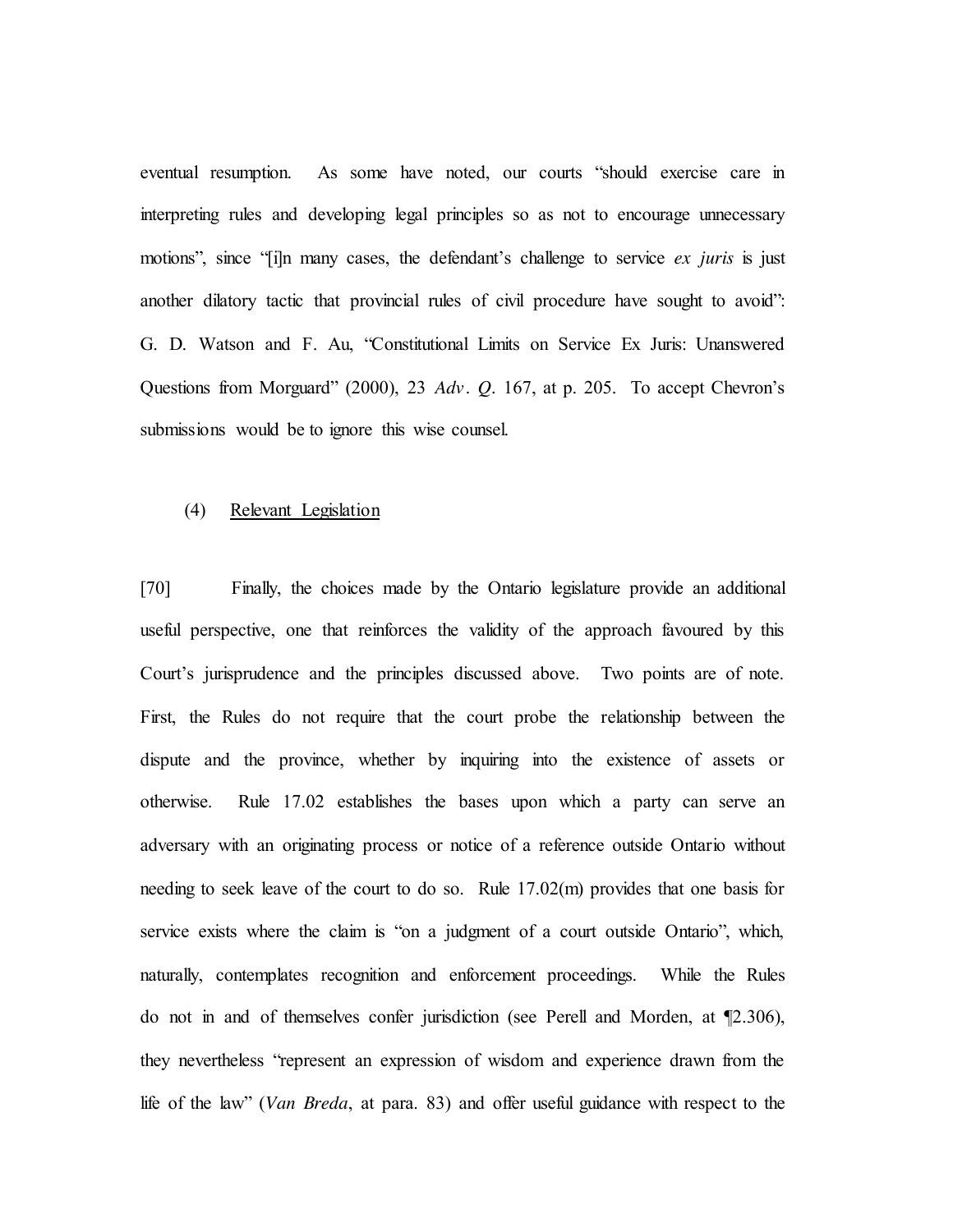eventual resumption. As some have noted, our courts "should exercise care in interpreting rules and developing legal principles so as not to encourage unnecessary motions", since "[i]n many cases, the defendant's challenge to service *ex juris* is just another dilatory tactic that provincial rules of civil procedure have sought to avoid": G. D. Watson and F. Au, "Constitutional Limits on Service Ex Juris: Unanswered Questions from Morguard" (2000), 23 *Adv. Q.* 167, at p. 205. To accept Chevron's submissions would be to ignore this wise counsel.

(4) <u>Relevant Legislation</u>

[70] Finally, the choices made by the Ontario legislature provide an additional useful perspective, one that reinforces the validity of the approach favoured by this Court's jurisprudence and the principles discussed above. Two points are of note. First, the Rules do not require that the court probe the relationship between the dispute and the province, whether by inquiring into the existence of assets or otherwise. Rule 17.02 establishes the bases upon which a party can serve an adversary with an originating process or notice of a reference outside Ontario without needing to seek leave of the court to do so. Rule 17.02(m) provides that one basis for service exists where the claim is "on a judgment of a court outside Ontario", which, naturally, contemplates recognition and enforcement proceedings. While the Rules do not in and of themselves confer jurisdiction (see Perell and Morden, at ¶2.306), they nevertheless "represent an expression of wisdom and experience drawn from the life of the law" (*Van Breda*, at para. 83) and offer useful guidance with respect to the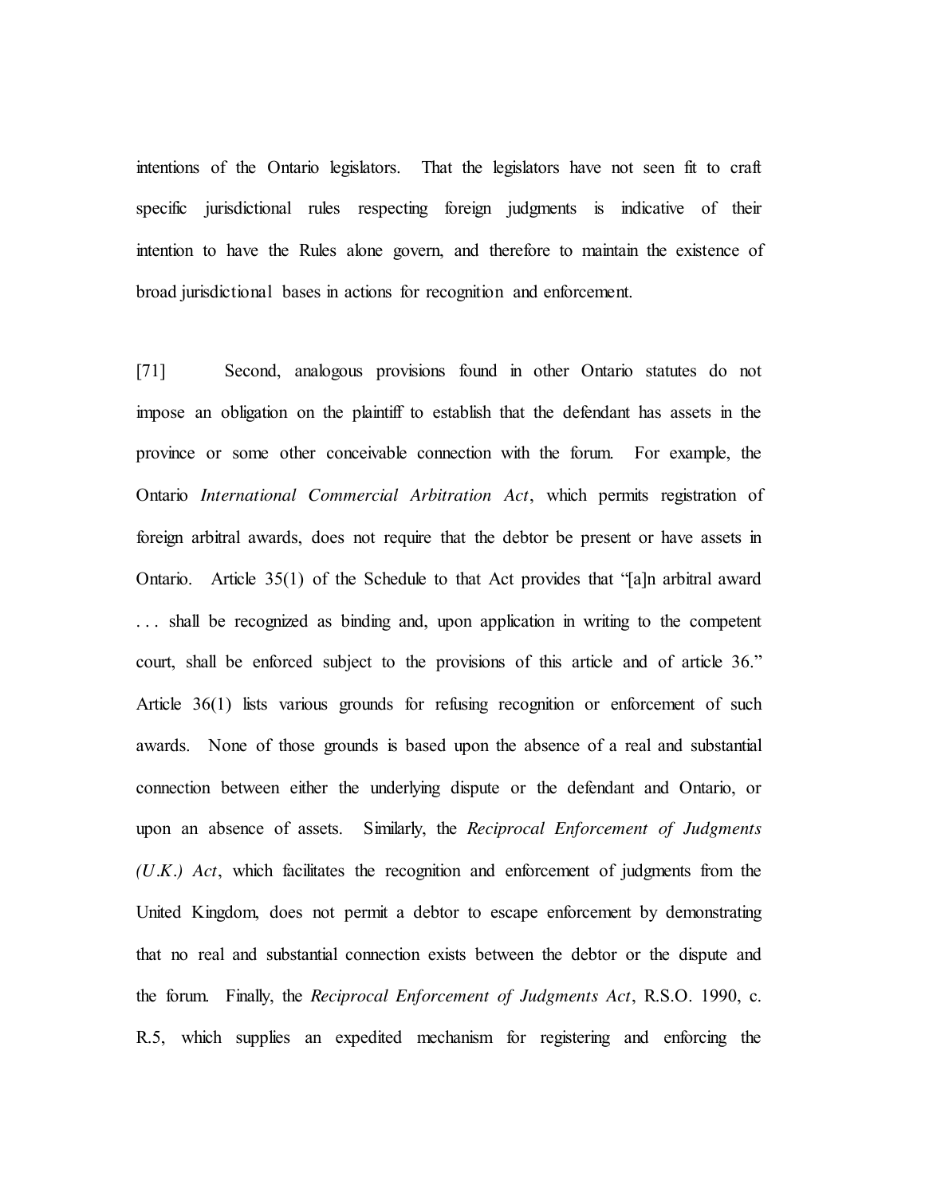intentions of the Ontario legislators. That the legislators have not seen fit to craft specific jurisdictional rules respecting foreign judgments is indicative of their intention to have the Rules alone govern, and therefore to maintain the existence of broad jurisdictional bases in actions for recognition and enforcement.

[71] Second, analogous provisions found in other Ontario statutes do not impose an obligation on the plaintiff to establish that the defendant has assets in the province or some other conceivable connection with the forum. For example, the Ontario *International Commercial Arbitration Act*, which permits registration of foreign arbitral awards, does not require that the debtor be present or have assets in Ontario. Article 35(1) of the Schedule to that Act provides that "[a]n arbitral award . . . shall be recognized as binding and, upon application in writing to the competent court, shall be enforced subject to the provisions of this article and of article 36." Article 36(1) lists various grounds for refusing recognition or enforcement of such awards. None of those grounds is based upon the absence of a real and substantial connection between either the underlying dispute or the defendant and Ontario, or upon an absence of assets. Similarly, the *Reciprocal Enforcement of Judgments (U.K.) Act*, which facilitates the recognition and enforcement of judgments from the United Kingdom, does not permit a debtor to escape enforcement by demonstrating that no real and substantial connection exists between the debtor or the dispute and the forum. Finally, the *Reciprocal Enforcement of Judgments Act*, R.S.O. 1990, c. R.5, which supplies an expedited mechanism for registering and enforcing the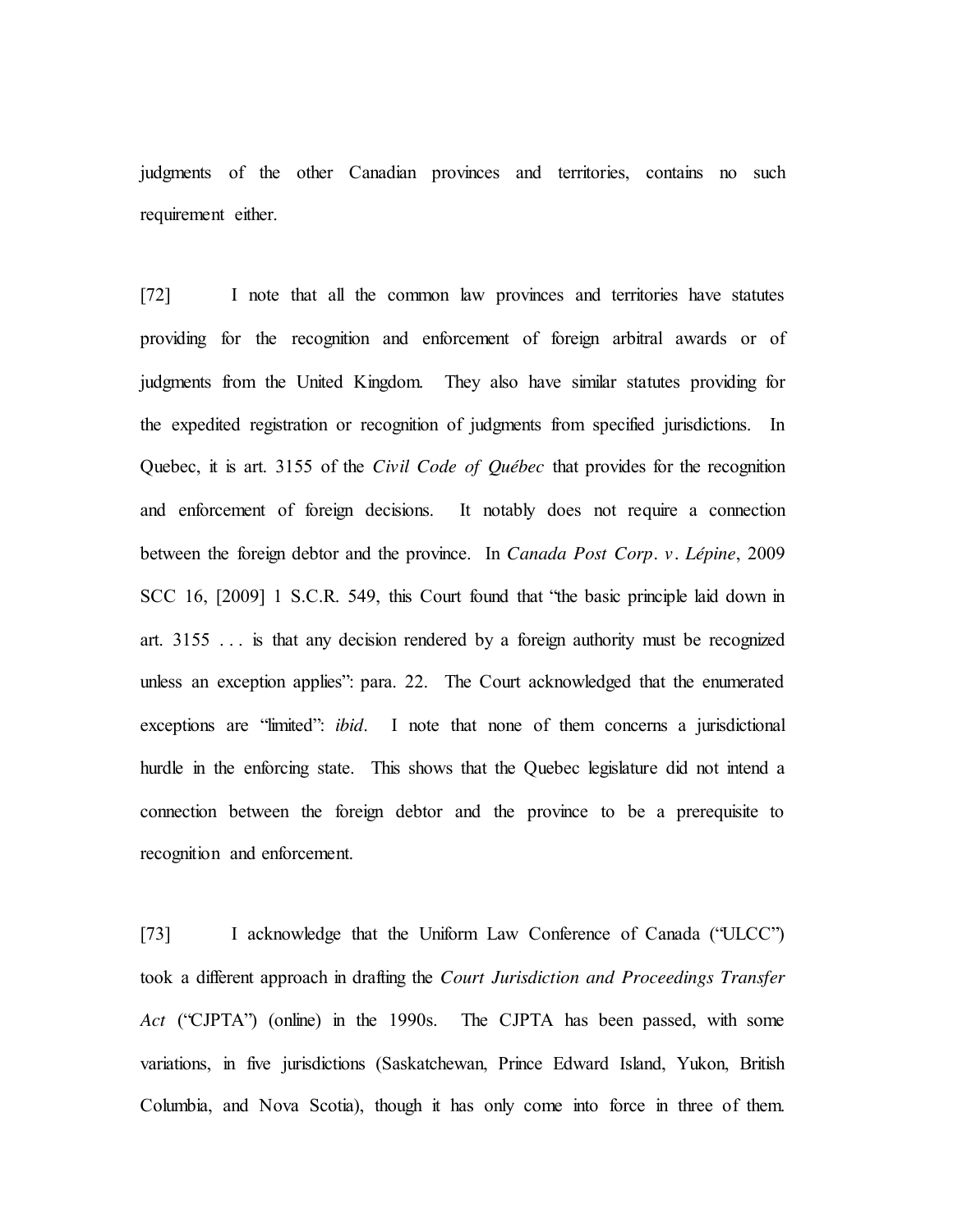judgments of the other Canadian provinces and territories, contains no such requirement either.

[72] I note that all the common law provinces and territories have statutes providing for the recognition and enforcement of foreign arbitral awards or of judgments from the United Kingdom. They also have similar statutes providing for the expedited registration or recognition of judgments from specified jurisdictions. In Quebec, it is art. 3155 of the *Civil Code of Québec* that provides for the recognition and enforcement of foreign decisions. It notably does not require a connection between the foreign debtor and the province. In *Canada Post Corp. v. Lépine*, 2009 SCC 16, [2009] 1 S.C.R. 549, this Court found that "the basic principle laid down in art. 3155 . . . is that any decision rendered by a foreign authority must be recognized unless an exception applies": para. 22. The Court acknowledged that the enumerated exceptions are "limited": *ibid*. I note that none of them concerns a jurisdictional hurdle in the enforcing state. This shows that the Quebec legislature did not intend a connection between the foreign debtor and the province to be a prerequisite to recognition and enforcement.

[73] I acknowledge that the Uniform Law Conference of Canada ("ULCC") took a different approach in drafting the *Court Jurisdiction and Proceedings Transfer Act* ("CJPTA") (online) in the 1990s. The CJPTA has been passed, with some variations, in five jurisdictions (Saskatchewan, Prince Edward Island, Yukon, British Columbia, and Nova Scotia), though it has only come into force in three of them.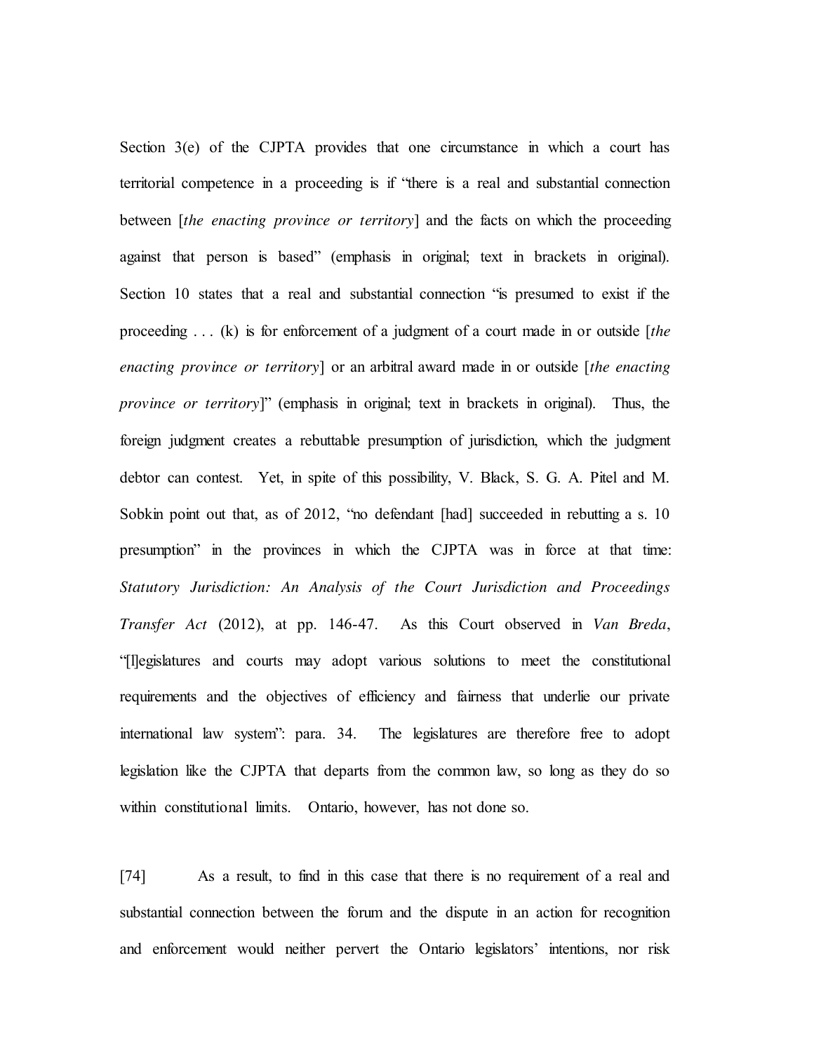Section 3(e) of the CJPTA provides that one circumstance in which a court has territorial competence in a proceeding is if "there is a real and substantial connection between [*the enacting province or territory*] and the facts on which the proceeding against that person is based" (emphasis in original; text in brackets in original). Section 10 states that a real and substantial connection "is presumed to exist if the proceeding . . . (k) is for enforcement of a judgment of a court made in or outside [*the enacting province or territory*] or an arbitral award made in or outside [*the enacting province or territory*]" (emphasis in original; text in brackets in original). Thus, the foreign judgment creates a rebuttable presumption of jurisdiction, which the judgment debtor can contest. Yet, in spite of this possibility, V. Black, S. G. A. Pitel and M. Sobkin point out that, as of 2012, "no defendant [had] succeeded in rebutting a s. 10 presumption" in the provinces in which the CJPTA was in force at that time: *Statutory Jurisdiction: An Analysis of the Court Jurisdiction and Proceedings Transfer Act* (2012), at pp. 146-47. As this Court observed in *Van Breda*, "[l]egislatures and courts may adopt various solutions to meet the constitutional requirements and the objectives of efficiency and fairness that underlie our private international law system": para. 34. The legislatures are therefore free to adopt legislation like the CJPTA that departs from the common law, so long as they do so within constitutional limits. Ontario, however, has not done so.

[74] As a result, to find in this case that there is no requirement of a real and substantial connection between the forum and the dispute in an action for recognition and enforcement would neither pervert the Ontario legislators' intentions, nor risk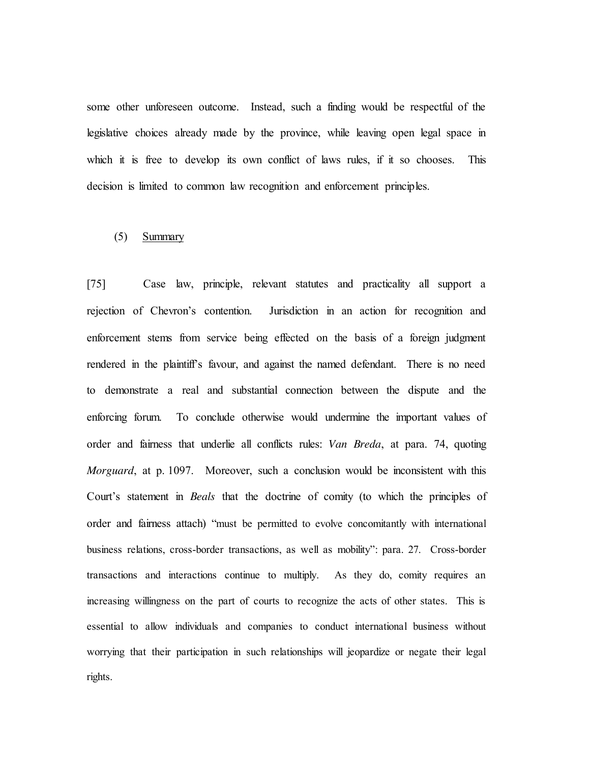some other unforeseen outcome. Instead, such a finding would be respectful of the legislative choices already made by the province, while leaving open legal space in which it is free to develop its own conflict of laws rules, if it so chooses. This decision is limited to common law recognition and enforcement principles.

(5) Summary

[75] Case law, principle, relevant statutes and practicality all support a rejection of Chevron's contention. Jurisdiction in an action for recognition and enforcement stems from service being effected on the basis of a foreign judgment rendered in the plaintiff's favour, and against the named defendant. There is no need to demonstrate a real and substantial connection between the dispute and the enforcing forum. To conclude otherwise would undermine the important values of order and fairness that underlie all conflicts rules: *Van Breda*, at para. 74, quoting *Morguard*, at p. 1097. Moreover, such a conclusion would be inconsistent with this Court's statement in *Beals* that the doctrine of comity (to which the principles of order and fairness attach) "must be permitted to evolve concomitantly with international business relations, cross-border transactions, as well as mobility": para. 27. Cross-border transactions and interactions continue to multiply. As they do, comity requires an increasing willingness on the part of courts to recognize the acts of other states. This is essential to allow individuals and companies to conduct international business without worrying that their participation in such relationships will jeopardize or negate their legal rights.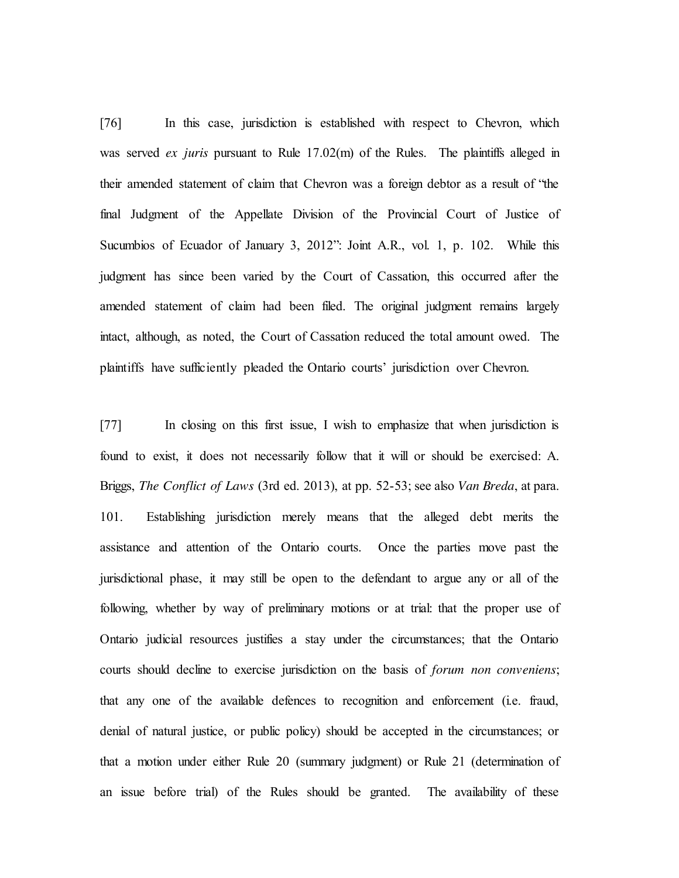[76] In this case, jurisdiction is established with respect to Chevron, which was served *ex juris* pursuant to Rule 17.02(m) of the Rules. The plaintiffs alleged in their amended statement of claim that Chevron was a foreign debtor as a result of "the final Judgment of the Appellate Division of the Provincial Court of Justice of Sucumbios of Ecuador of January 3, 2012": Joint A.R., vol. 1, p. 102. While this judgment has since been varied by the Court of Cassation, this occurred after the amended statement of claim had been filed. The original judgment remains largely intact, although, as noted, the Court of Cassation reduced the total amount owed. The plaintiffs have sufficiently pleaded the Ontario courts' jurisdiction over Chevron.

[77] In closing on this first issue, I wish to emphasize that when jurisdiction is found to exist, it does not necessarily follow that it will or should be exercised: A. Briggs, *The Conflict of Laws* (3rd ed. 2013), at pp. 52-53; see also *Van Breda*, at para. 101. Establishing jurisdiction merely means that the alleged debt merits the assistance and attention of the Ontario courts. Once the parties move past the jurisdictional phase, it may still be open to the defendant to argue any or all of the following, whether by way of preliminary motions or at trial: that the proper use of Ontario judicial resources justifies a stay under the circumstances; that the Ontario courts should decline to exercise jurisdiction on the basis of *forum non conveniens*; that any one of the available defences to recognition and enforcement (i.e. fraud, denial of natural justice, or public policy) should be accepted in the circumstances; or that a motion under either Rule 20 (summary judgment) or Rule 21 (determination of an issue before trial) of the Rules should be granted. The availability of these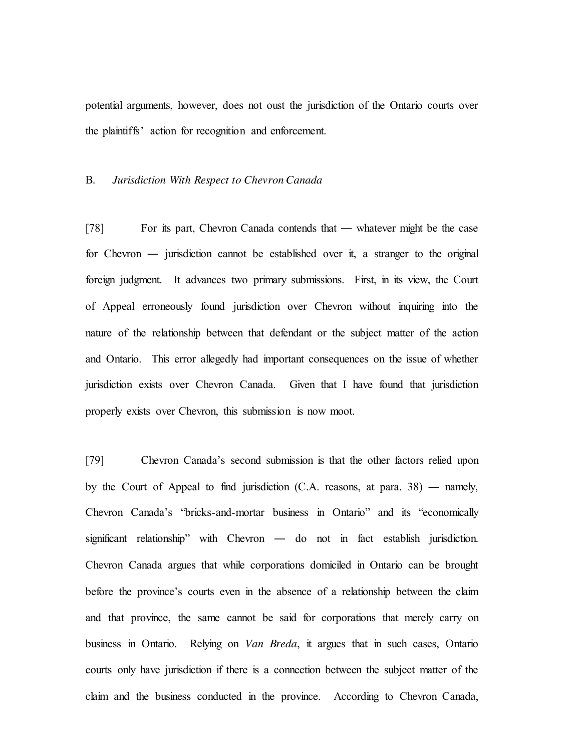potential arguments, however, does not oust the jurisdiction of the Ontario courts over the plaintiffs' action for recognition and enforcement.

## B. *Jurisdiction With Respect to Chevron Canada*

[78] For its part, Chevron Canada contends that — whatever might be the case for Chevron — jurisdiction cannot be established over it, a stranger to the original foreign judgment. It advances two primary submissions. First, in its view, the Court of Appeal erroneously found jurisdiction over Chevron without inquiring into the nature of the relationship between that defendant or the subject matter of the action and Ontario. This error allegedly had important consequences on the issue of whether jurisdiction exists over Chevron Canada. Given that I have found that jurisdiction properly exists over Chevron, this submission is now moot.

[79] Chevron Canada's second submission is that the other factors relied upon by the Court of Appeal to find jurisdiction (C.A. reasons, at para. 38) — namely, Chevron Canada's "bricks-and-mortar business in Ontario" and its "economically significant relationship" with Chevron — do not in fact establish jurisdiction. Chevron Canada argues that while corporations domiciled in Ontario can be brought before the province's courts even in the absence of a relationship between the claim and that province, the same cannot be said for corporations that merely carry on business in Ontario. Relying on *Van Breda*, it argues that in such cases, Ontario courts only have jurisdiction if there is a connection between the subject matter of the claim and the business conducted in the province. According to Chevron Canada,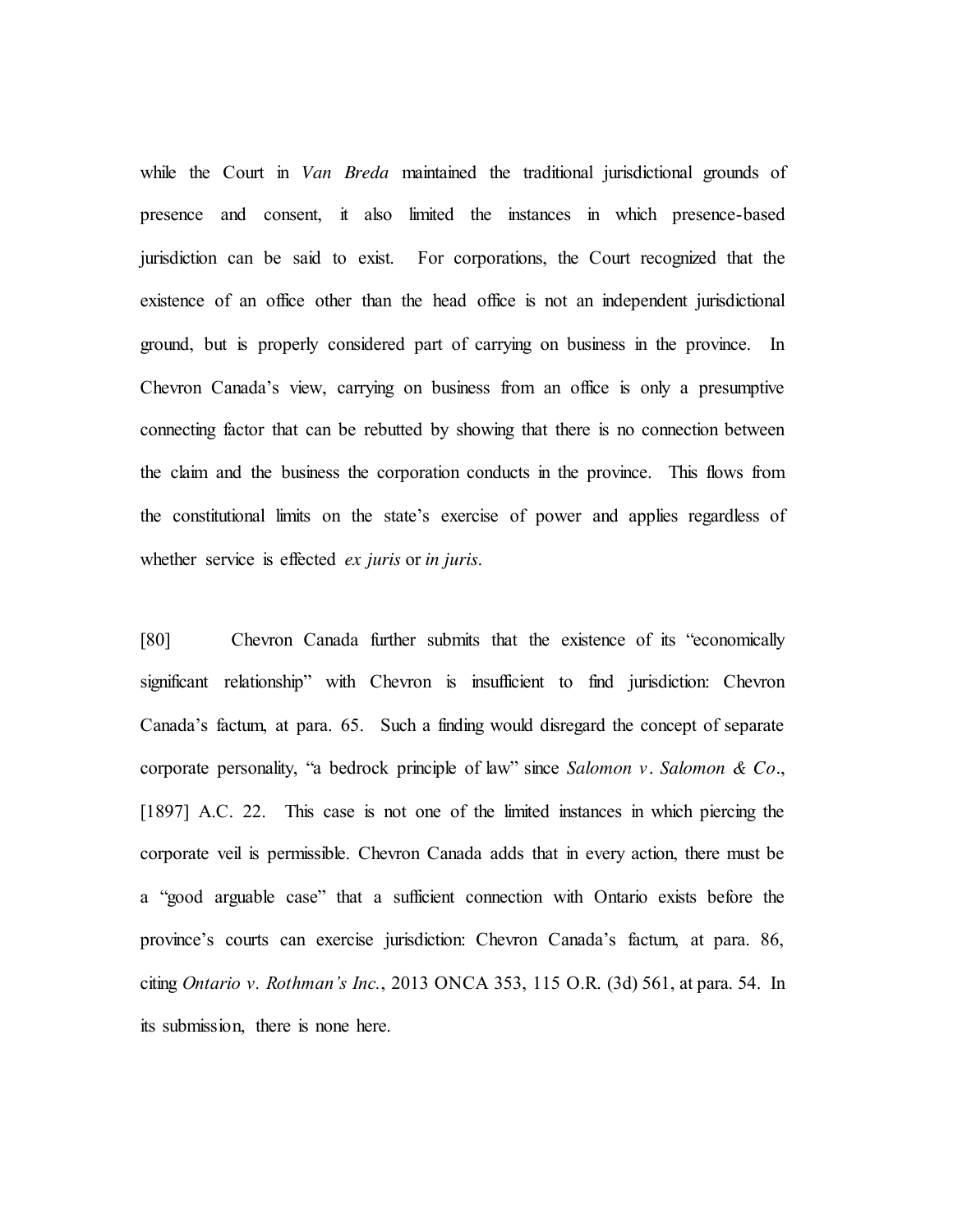while the Court in *Van Breda* maintained the traditional jurisdictional grounds of presence and consent, it also limited the instances in which presence-based jurisdiction can be said to exist. For corporations, the Court recognized that the existence of an office other than the head office is not an independent jurisdictional ground, but is properly considered part of carrying on business in the province. In Chevron Canada's view, carrying on business from an office is only a presumptive connecting factor that can be rebutted by showing that there is no connection between the claim and the business the corporation conducts in the province. This flows from the constitutional limits on the state's exercise of power and applies regardless of whether service is effected *ex juris* or *in juris*.

[80] Chevron Canada further submits that the existence of its "economically significant relationship" with Chevron is insufficient to find jurisdiction: Chevron Canada's factum, at para. 65. Such a finding would disregard the concept of separate corporate personality, "a bedrock principle of law" since *Salomon v. Salomon & Co*., [1897] A.C. 22. This case is not one of the limited instances in which piercing the corporate veil is permissible. Chevron Canada adds that in every action, there must be a "good arguable case" that a sufficient connection with Ontario exists before the province's courts can exercise jurisdiction: Chevron Canada's factum, at para. 86, citing *Ontario v. Rothman's Inc.*, 2013 ONCA 353, 115 O.R. (3d) 561, at para. 54. In its submission, there is none here.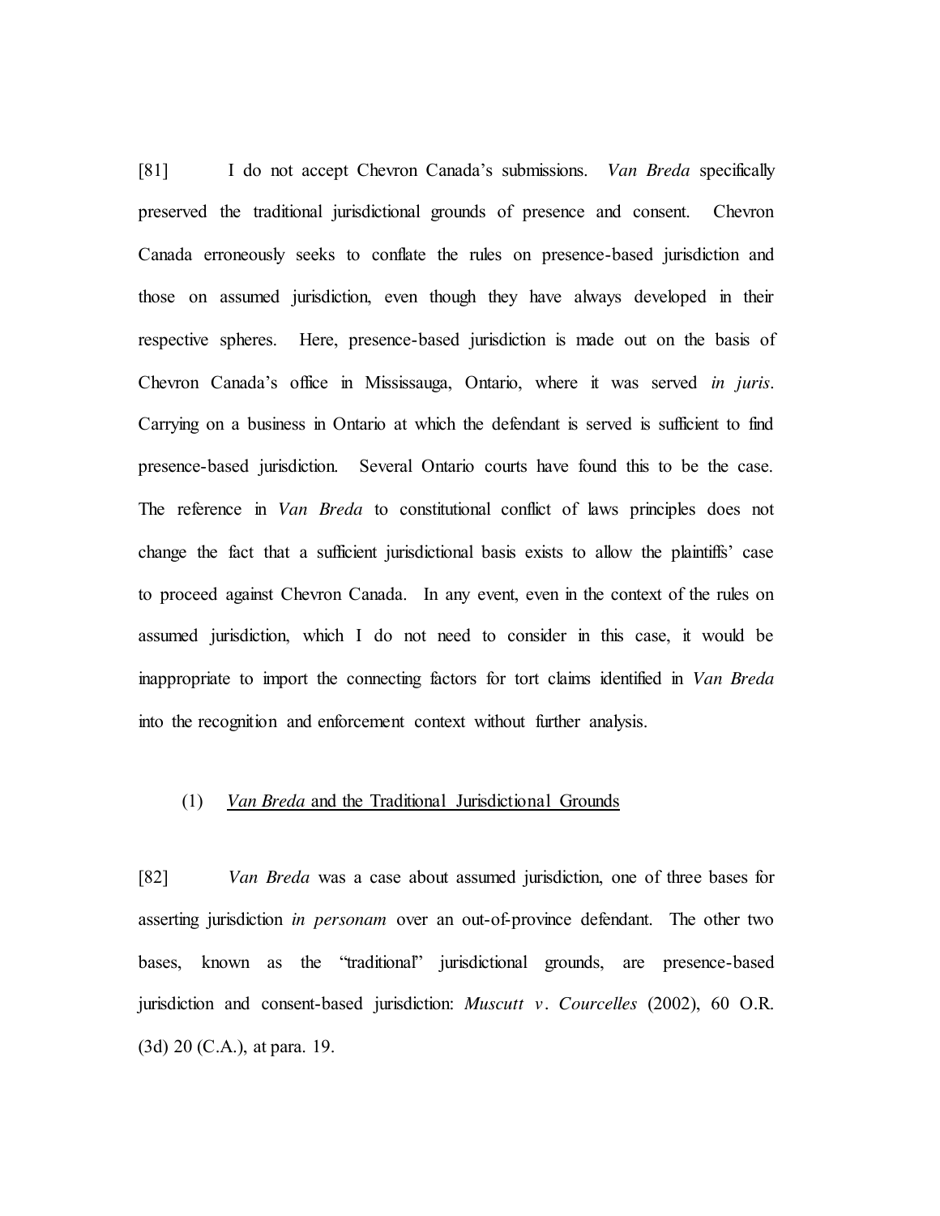[81] I do not accept Chevron Canada's submissions. *Van Breda* specifically preserved the traditional jurisdictional grounds of presence and consent. Chevron Canada erroneously seeks to conflate the rules on presence-based jurisdiction and those on assumed jurisdiction, even though they have always developed in their respective spheres. Here, presence-based jurisdiction is made out on the basis of Chevron Canada's office in Mississauga, Ontario, where it was served *in juris*. Carrying on a business in Ontario at which the defendant is served is sufficient to find presence-based jurisdiction. Several Ontario courts have found this to be the case. The reference in *Van Breda* to constitutional conflict of laws principles does not change the fact that a sufficient jurisdictional basis exists to allow the plaintiffs' case to proceed against Chevron Canada. In any event, even in the context of the rules on assumed jurisdiction, which I do not need to consider in this case, it would be inappropriate to import the connecting factors for tort claims identified in *Van Breda* into the recognition and enforcement context without further analysis.

(1) *Van Breda* and the Traditional Jurisdictional Grounds

[82] *Van Breda* was a case about assumed jurisdiction, one of three bases for asserting jurisdiction *in personam* over an out-of-province defendant. The other two bases, known as the "traditional" jurisdictional grounds, are presence-based jurisdiction and consent-based jurisdiction: *Muscutt v. Courcelles* (2002), 60 O.R. (3d) 20 (C.A.), at para. 19.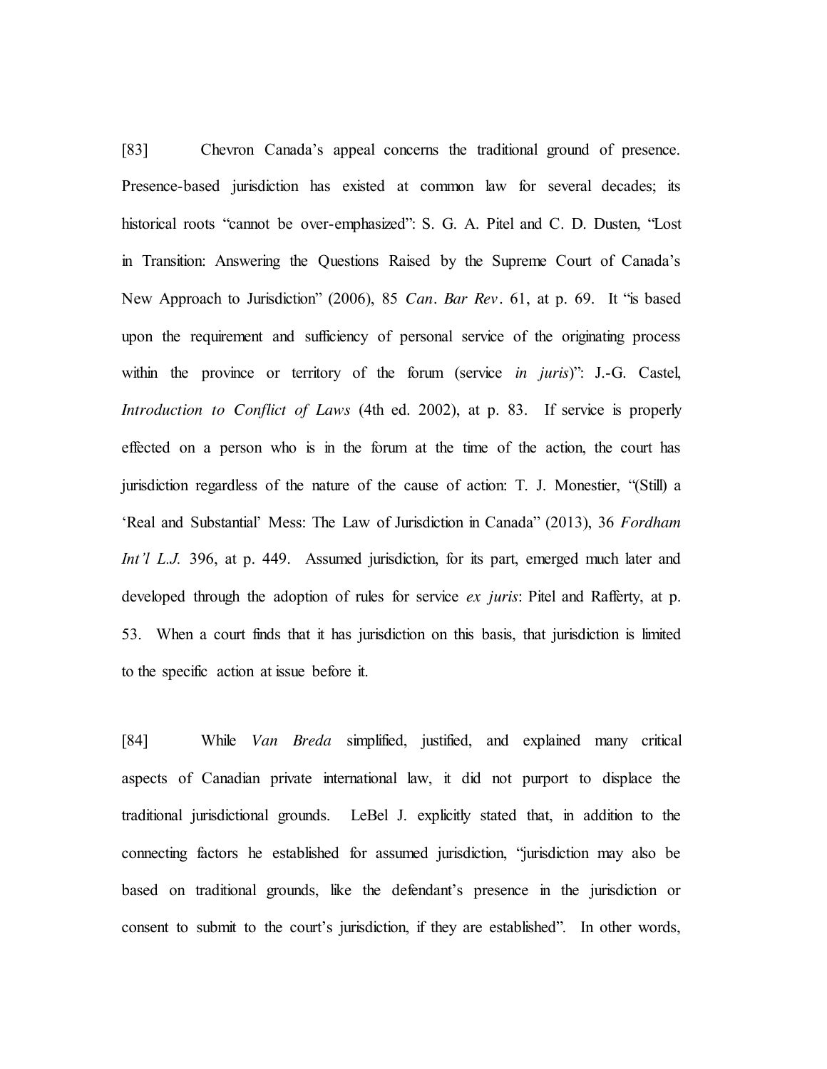[83] Chevron Canada's appeal concerns the traditional ground of presence. Presence-based jurisdiction has existed at common law for several decades; its historical roots "cannot be over-emphasized": S. G. A. Pitel and C. D. Dusten, "Lost in Transition: Answering the Questions Raised by the Supreme Court of Canada's New Approach to Jurisdiction" (2006), 85 *Can. Bar Rev*. 61, at p. 69. It "is based upon the requirement and sufficiency of personal service of the originating process within the province or territory of the forum (service *in juris*)": J.-G. Castel, *Introduction to Conflict of Laws* (4th ed. 2002), at p. 83. If service is properly effected on a person who is in the forum at the time of the action, the court has jurisdiction regardless of the nature of the cause of action: T. J. Monestier, "(Still) a 'Real and Substantial' Mess: The Law of Jurisdiction in Canada" (2013), 36 *Fordham Int'l L.J.* 396, at p. 449. Assumed jurisdiction, for its part, emerged much later and developed through the adoption of rules for service *ex juris*: Pitel and Rafferty, at p. 53. When a court finds that it has jurisdiction on this basis, that jurisdiction is limited to the specific action at issue before it.

[84] While *Van Breda* simplified, justified, and explained many critical aspects of Canadian private international law, it did not purport to displace the traditional jurisdictional grounds. LeBel J. explicitly stated that, in addition to the connecting factors he established for assumed jurisdiction, "jurisdiction may also be based on traditional grounds, like the defendant's presence in the jurisdiction or consent to submit to the court's jurisdiction, if they are established". In other words,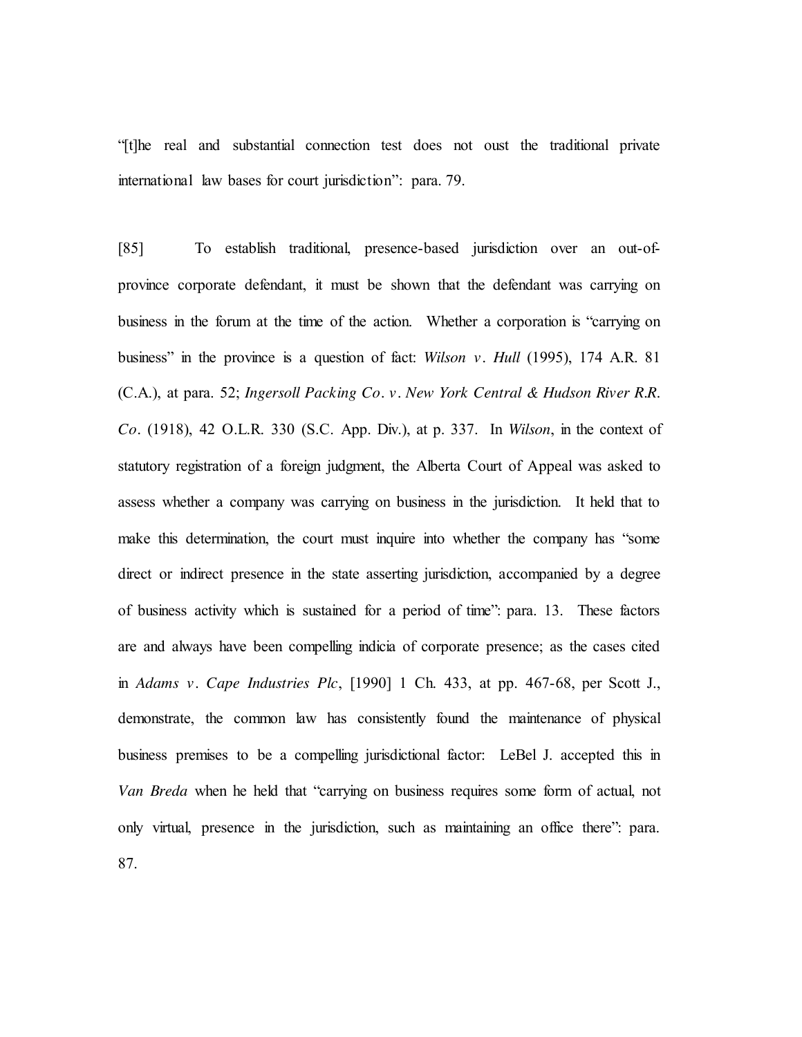"[t]he real and substantial connection test does not oust the traditional private international law bases for court jurisdiction": para. 79.

[85] To establish traditional, presence-based jurisdiction over an out-of-province corporate defendant, it must be shown that the defendant was carrying on business in the forum at the time of the action. Whether a corporation is "carrying on business" in the province is a question of fact: *Wilson v. Hull* (1995), 174 A.R. 81 (C.A.), at para. 52; *Ingersoll Packing Co. v. New York Central & Hudson River R.R. Co.* (1918), 42 O.L.R. 330 (S.C. App. Div.), at p. 337. In *Wilson*, in the context of statutory registration of a foreign judgment, the Alberta Court of Appeal was asked to assess whether a company was carrying on business in the jurisdiction. It held that to make this determination, the court must inquire into whether the company has "some direct or indirect presence in the state asserting jurisdiction, accompanied by a degree of business activity which is sustained for a period of time": para. 13. These factors are and always have been compelling indicia of corporate presence; as the cases cited in *Adams v. Cape Industries Plc*, [1990] 1 Ch. 433, at pp. 467-68, per Scott J., demonstrate, the common law has consistently found the maintenance of physical business premises to be a compelling jurisdictional factor: LeBel J. accepted this in *Van Breda* when he held that "carrying on business requires some form of actual, not only virtual, presence in the jurisdiction, such as maintaining an office there": para. 87.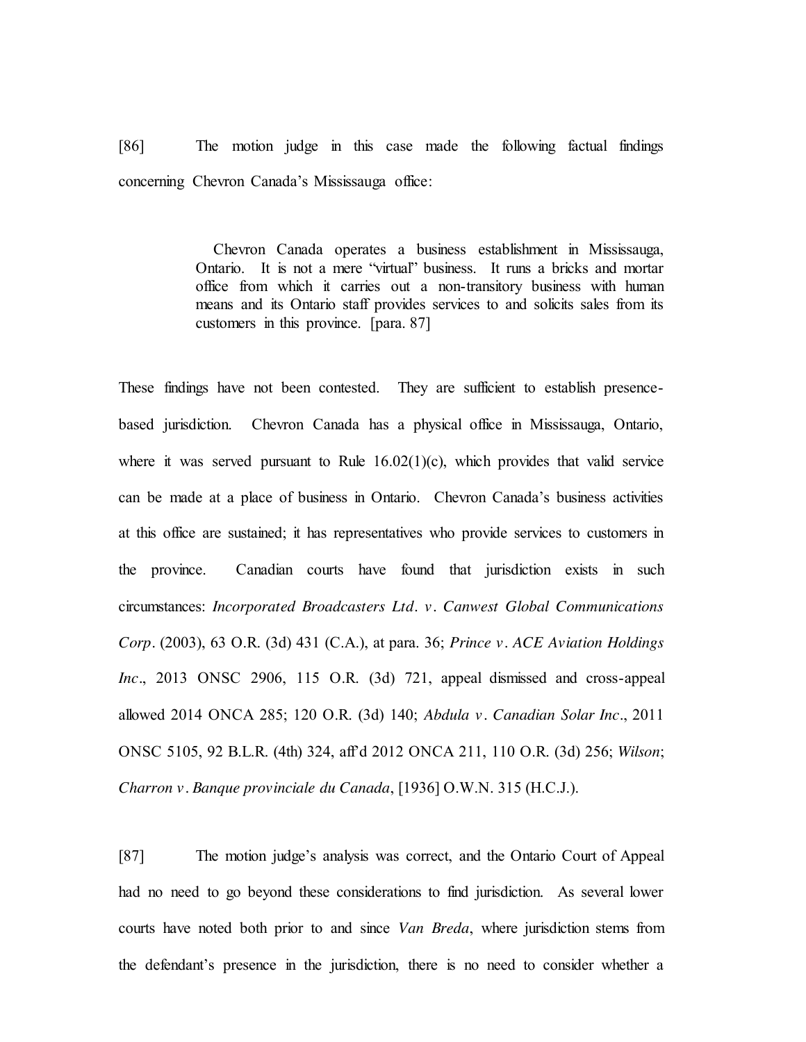[86] The motion judge in this case made the following factual findings concerning Chevron Canada's Mississauga office:

> Chevron Canada operates a business establishment in Mississauga, Ontario. It is not a mere "virtual" business. It runs a bricks and mortar office from which it carries out a non-transitory business with human means and its Ontario staff provides services to and solicits sales from its customers in this province. [para. 87]

These findings have not been contested. They are sufficient to establish presence-based jurisdiction. Chevron Canada has a physical office in Mississauga, Ontario, where it was served pursuant to Rule 16.02(1)(c), which provides that valid service can be made at a place of business in Ontario. Chevron Canada's business activities at this office are sustained; it has representatives who provide services to customers in the province. Canadian courts have found that jurisdiction exists in such circumstances: *Incorporated Broadcasters Ltd. v. Canwest Global Communications Corp.* (2003), 63 O.R. (3d) 431 (C.A.), at para. 36; *Prince v. ACE Aviation Holdings Inc.*, 2013 ONSC 2906, 115 O.R. (3d) 721, appeal dismissed and cross-appeal allowed 2014 ONCA 285; 120 O.R. (3d) 140; *Abdula v. Canadian Solar Inc.*, 2011 ONSC 5105, 92 B.L.R. (4th) 324, aff'd 2012 ONCA 211, 110 O.R. (3d) 256; *Wilson*; *Charron v. Banque provinciale du Canada*, [1936] O.W.N. 315 (H.C.J.).

[87] The motion judge's analysis was correct, and the Ontario Court of Appeal had no need to go beyond these considerations to find jurisdiction. As several lower courts have noted both prior to and since *Van Breda*, where jurisdiction stems from the defendant's presence in the jurisdiction, there is no need to consider whether a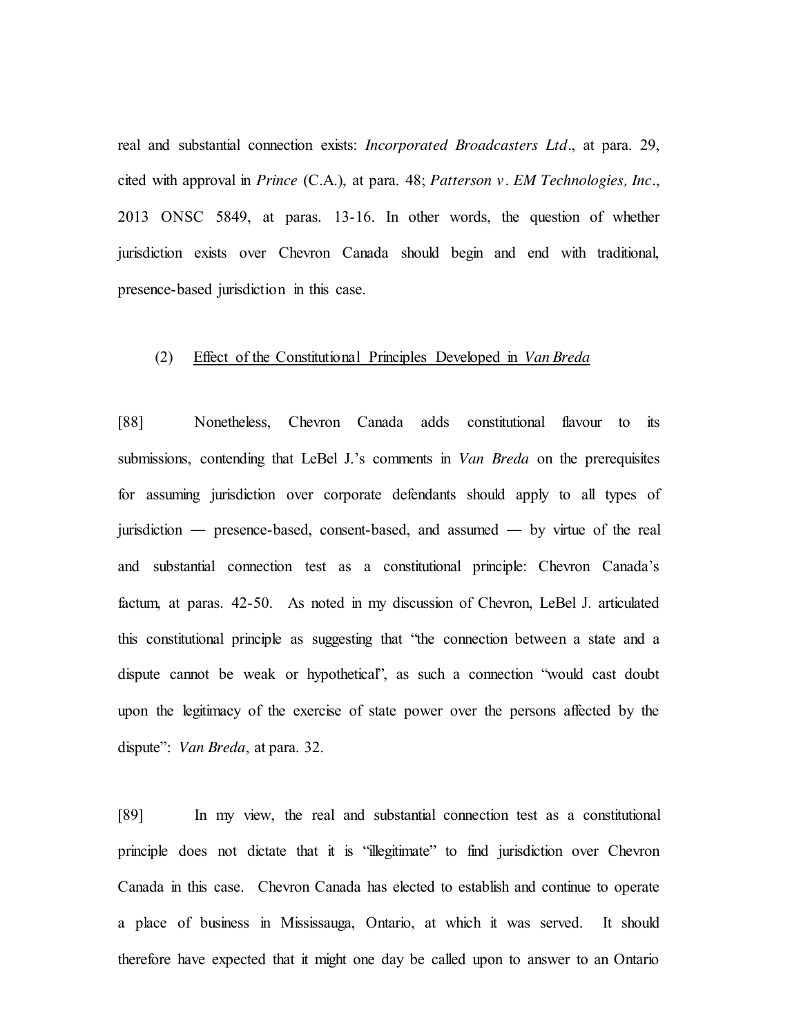real and substantial connection exists: *Incorporated Broadcasters Ltd*., at para. 29, cited with approval in *Prince* (C.A.), at para. 48; *Patterson v. EM Technologies, Inc*., 2013 ONSC 5849, at paras. 13-16. In other words, the question of whether jurisdiction exists over Chevron Canada should begin and end with traditional, presence-based jurisdiction in this case.

(2) Effect of the Constitutional Principles Developed in *Van Breda*

[88] Nonetheless, Chevron Canada adds constitutional flavour to its submissions, contending that LeBel J.'s comments in *Van Breda* on the prerequisites for assuming jurisdiction over corporate defendants should apply to all types of jurisdiction — presence-based, consent-based, and assumed — by virtue of the real and substantial connection test as a constitutional principle: Chevron Canada's factum, at paras. 42-50. As noted in my discussion of Chevron, LeBel J. articulated this constitutional principle as suggesting that "the connection between a state and a dispute cannot be weak or hypothetical", as such a connection "would cast doubt upon the legitimacy of the exercise of state power over the persons affected by the dispute": *Van Breda*, at para. 32.

[89] In my view, the real and substantial connection test as a constitutional principle does not dictate that it is "illegitimate" to find jurisdiction over Chevron Canada in this case. Chevron Canada has elected to establish and continue to operate a place of business in Mississauga, Ontario, at which it was served. It should therefore have expected that it might one day be called upon to answer to an Ontario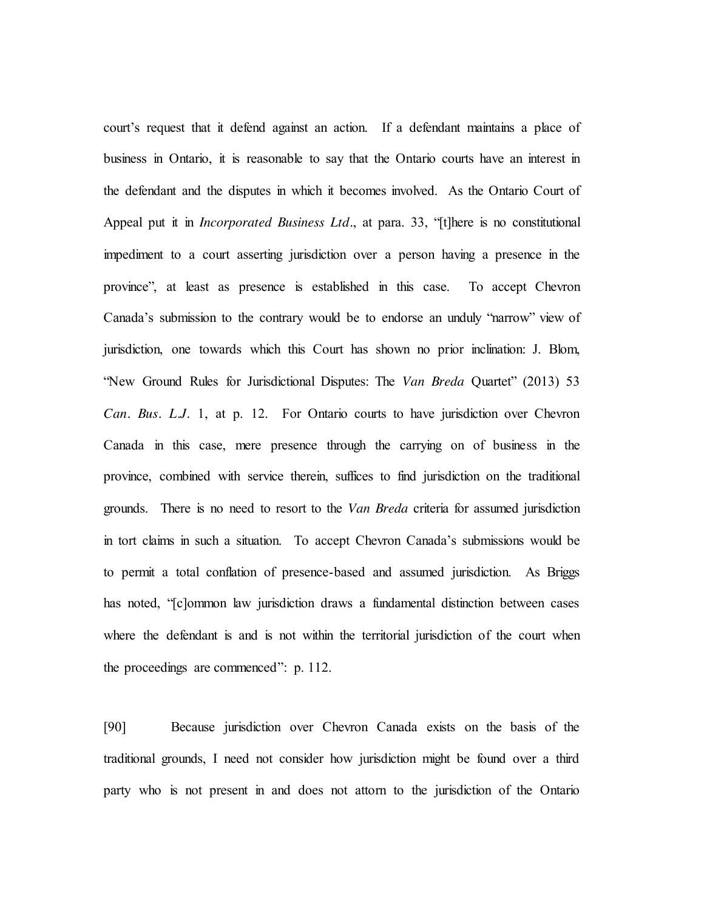court's request that it defend against an action. If a defendant maintains a place of business in Ontario, it is reasonable to say that the Ontario courts have an interest in the defendant and the disputes in which it becomes involved. As the Ontario Court of Appeal put it in *Incorporated Business Ltd*., at para. 33, "[t]here is no constitutional impediment to a court asserting jurisdiction over a person having a presence in the province", at least as presence is established in this case. To accept Chevron Canada's submission to the contrary would be to endorse an unduly "narrow" view of jurisdiction, one towards which this Court has shown no prior inclination: J. Blom, "New Ground Rules for Jurisdictional Disputes: The *Van Breda* Quartet" (2013) 53 *Can. Bus. L.J*. 1, at p. 12. For Ontario courts to have jurisdiction over Chevron Canada in this case, mere presence through the carrying on of business in the province, combined with service therein, suffices to find jurisdiction on the traditional grounds. There is no need to resort to the *Van Breda* criteria for assumed jurisdiction in tort claims in such a situation. To accept Chevron Canada's submissions would be to permit a total conflation of presence-based and assumed jurisdiction. As Briggs has noted, "[c]ommon law jurisdiction draws a fundamental distinction between cases where the defendant is and is not within the territorial jurisdiction of the court when the proceedings are commenced": p. 112.

[90] Because jurisdiction over Chevron Canada exists on the basis of the traditional grounds, I need not consider how jurisdiction might be found over a third party who is not present in and does not attorn to the jurisdiction of the Ontario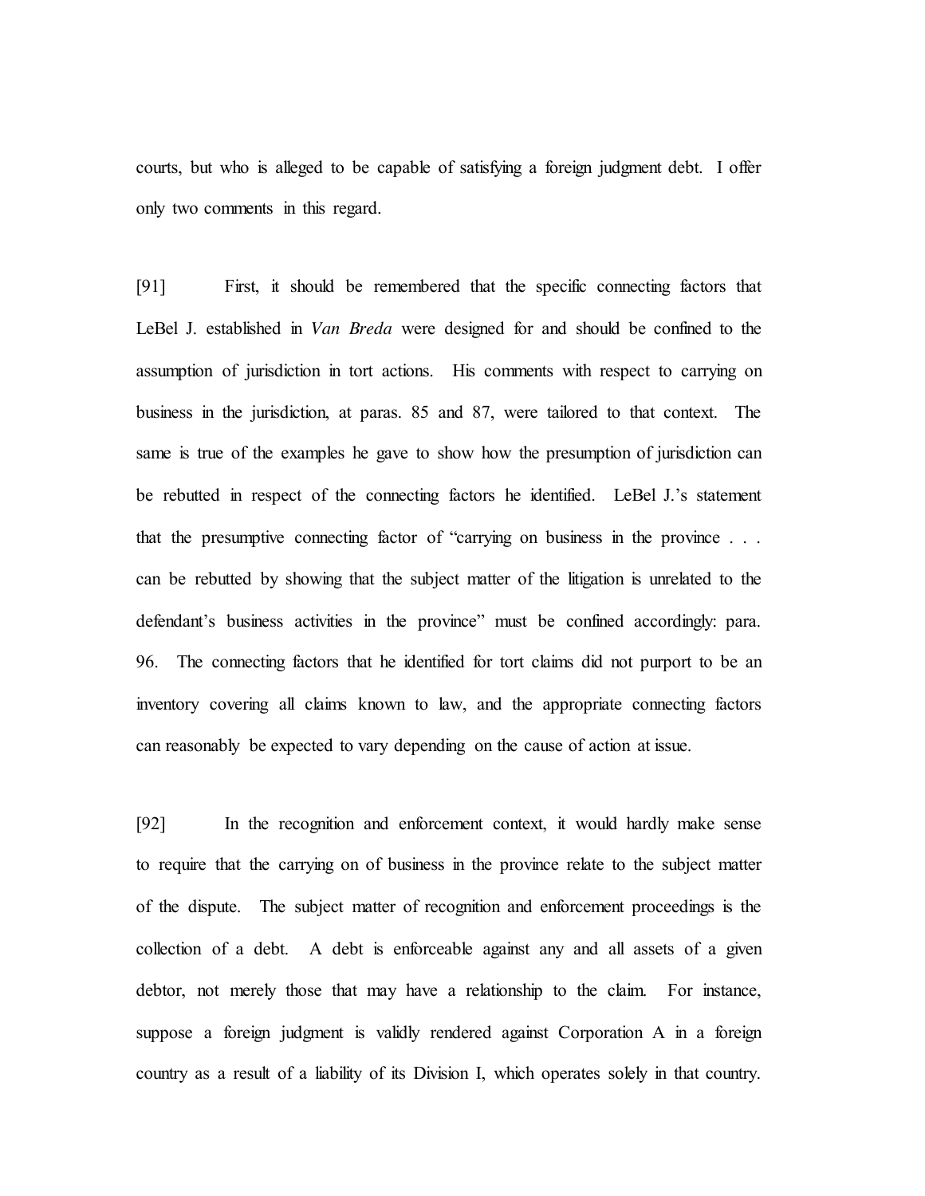courts, but who is alleged to be capable of satisfying a foreign judgment debt. I offer only two comments in this regard.

[91] First, it should be remembered that the specific connecting factors that LeBel J. established in *Van Breda* were designed for and should be confined to the assumption of jurisdiction in tort actions. His comments with respect to carrying on business in the jurisdiction, at paras. 85 and 87, were tailored to that context. The same is true of the examples he gave to show how the presumption of jurisdiction can be rebutted in respect of the connecting factors he identified. LeBel J.'s statement that the presumptive connecting factor of "carrying on business in the province . . . can be rebutted by showing that the subject matter of the litigation is unrelated to the defendant's business activities in the province" must be confined accordingly: para. 96. The connecting factors that he identified for tort claims did not purport to be an inventory covering all claims known to law, and the appropriate connecting factors can reasonably be expected to vary depending on the cause of action at issue.

[92] In the recognition and enforcement context, it would hardly make sense to require that the carrying on of business in the province relate to the subject matter of the dispute. The subject matter of recognition and enforcement proceedings is the collection of a debt. A debt is enforceable against any and all assets of a given debtor, not merely those that may have a relationship to the claim. For instance, suppose a foreign judgment is validly rendered against Corporation A in a foreign country as a result of a liability of its Division I, which operates solely in that country.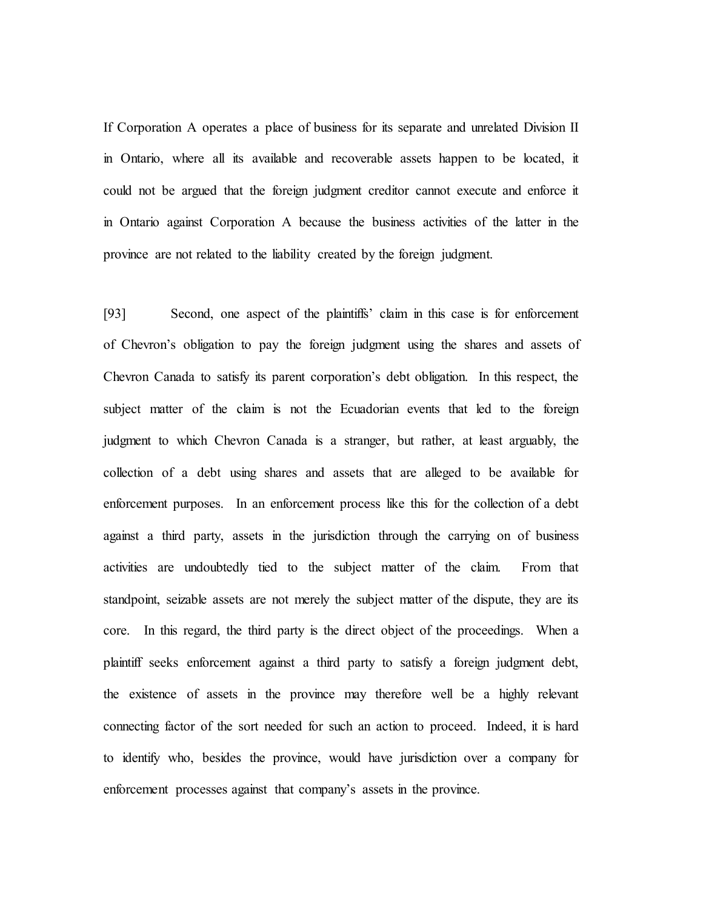If Corporation A operates a place of business for its separate and unrelated Division II in Ontario, where all its available and recoverable assets happen to be located, it could not be argued that the foreign judgment creditor cannot execute and enforce it in Ontario against Corporation A because the business activities of the latter in the province are not related to the liability created by the foreign judgment.

[93] Second, one aspect of the plaintiffs' claim in this case is for enforcement of Chevron's obligation to pay the foreign judgment using the shares and assets of Chevron Canada to satisfy its parent corporation's debt obligation. In this respect, the subject matter of the claim is not the Ecuadorian events that led to the foreign judgment to which Chevron Canada is a stranger, but rather, at least arguably, the collection of a debt using shares and assets that are alleged to be available for enforcement purposes. In an enforcement process like this for the collection of a debt against a third party, assets in the jurisdiction through the carrying on of business activities are undoubtedly tied to the subject matter of the claim. From that standpoint, seizable assets are not merely the subject matter of the dispute, they are its core. In this regard, the third party is the direct object of the proceedings. When a plaintiff seeks enforcement against a third party to satisfy a foreign judgment debt, the existence of assets in the province may therefore well be a highly relevant connecting factor of the sort needed for such an action to proceed. Indeed, it is hard to identify who, besides the province, would have jurisdiction over a company for enforcement processes against that company's assets in the province.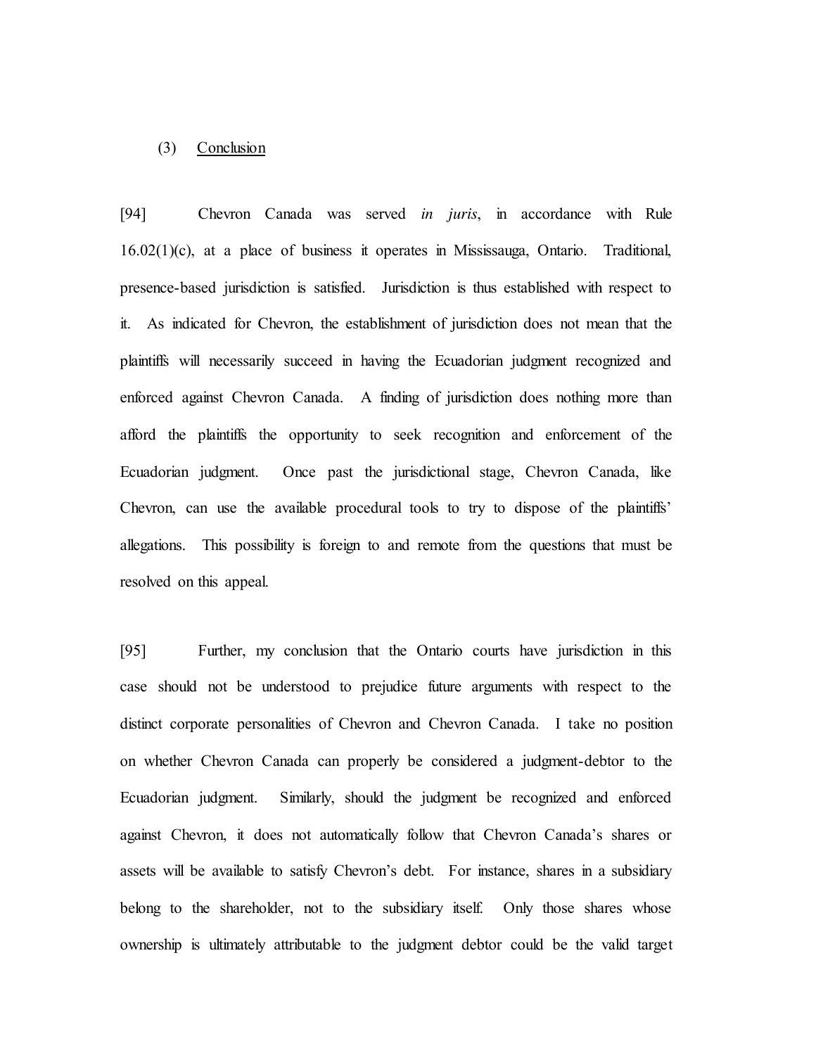### (3) Conclusion

[94] Chevron Canada was served *in juris*, in accordance with Rule 16.02(1)(c), at a place of business it operates in Mississauga, Ontario. Traditional, presence-based jurisdiction is satisfied. Jurisdiction is thus established with respect to it. As indicated for Chevron, the establishment of jurisdiction does not mean that the plaintiffs will necessarily succeed in having the Ecuadorian judgment recognized and enforced against Chevron Canada. A finding of jurisdiction does nothing more than afford the plaintiffs the opportunity to seek recognition and enforcement of the Ecuadorian judgment. Once past the jurisdictional stage, Chevron Canada, like Chevron, can use the available procedural tools to try to dispose of the plaintiffs' allegations. This possibility is foreign to and remote from the questions that must be resolved on this appeal.

[95] Further, my conclusion that the Ontario courts have jurisdiction in this case should not be understood to prejudice future arguments with respect to the distinct corporate personalities of Chevron and Chevron Canada. I take no position on whether Chevron Canada can properly be considered a judgment-debtor to the Ecuadorian judgment. Similarly, should the judgment be recognized and enforced against Chevron, it does not automatically follow that Chevron Canada's shares or assets will be available to satisfy Chevron's debt. For instance, shares in a subsidiary belong to the shareholder, not to the subsidiary itself. Only those shares whose ownership is ultimately attributable to the judgment debtor could be the valid target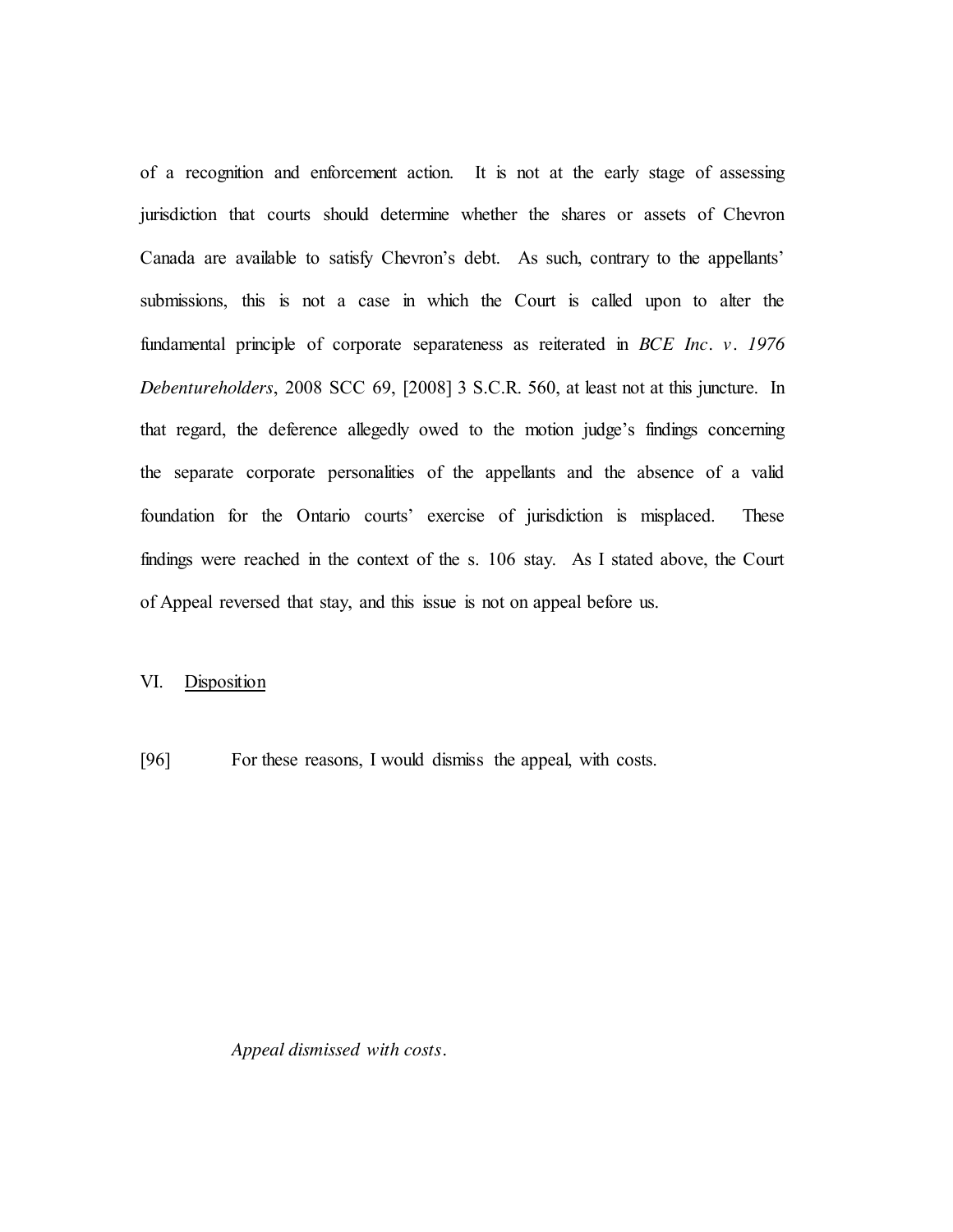of a recognition and enforcement action. It is not at the early stage of assessing jurisdiction that courts should determine whether the shares or assets of Chevron Canada are available to satisfy Chevron's debt. As such, contrary to the appellants' submissions, this is not a case in which the Court is called upon to alter the fundamental principle of corporate separateness as reiterated in *BCE Inc. v. 1976 Debentureholders*, 2008 SCC 69, [2008] 3 S.C.R. 560, at least not at this juncture. In that regard, the deference allegedly owed to the motion judge's findings concerning the separate corporate personalities of the appellants and the absence of a valid foundation for the Ontario courts' exercise of jurisdiction is misplaced. These findings were reached in the context of the s. 106 stay. As I stated above, the Court of Appeal reversed that stay, and this issue is not on appeal before us.

## VI. Disposition

[96] For these reasons, I would dismiss the appeal, with costs.

*Appeal dismissed with costs.*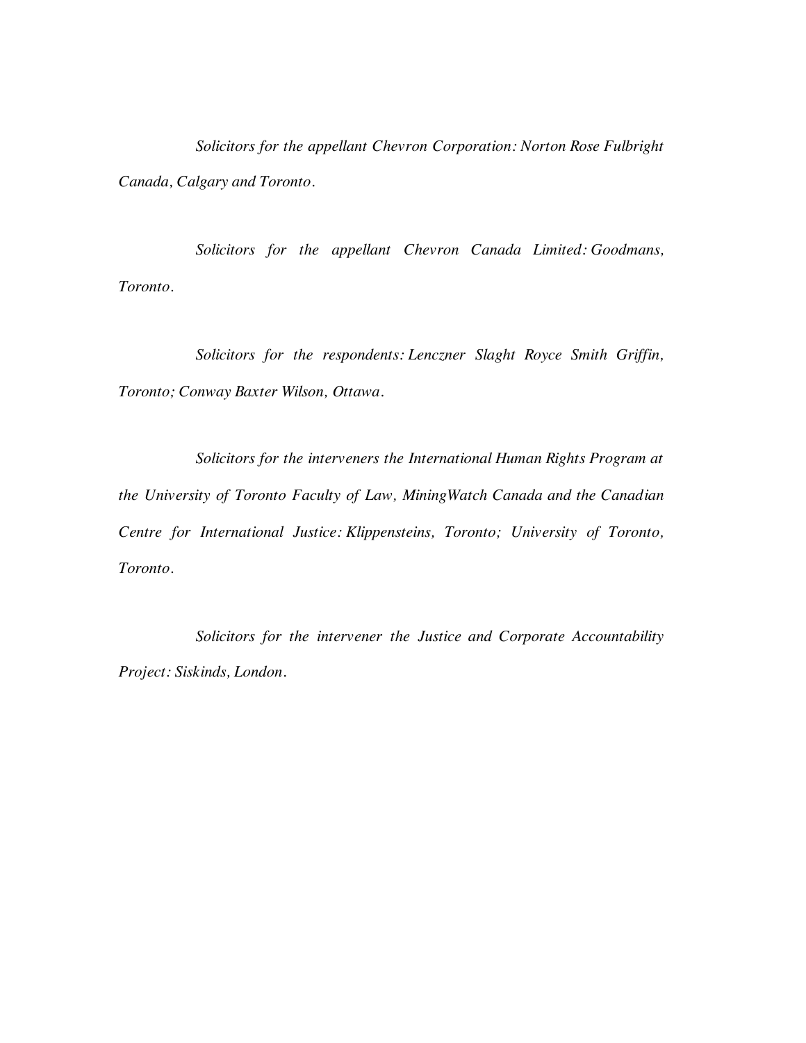*Solicitors for the appellant Chevron Corporation: Norton Rose Fulbright Canada, Calgary and Toronto.*

*Solicitors for the appellant Chevron Canada Limited: Goodmans, Toronto.*

*Solicitors for the respondents: Lenczner Slaght Royce Smith Griffin, Toronto; Conway Baxter Wilson, Ottawa.*

*Solicitors for the interveners the International Human Rights Program at the University of Toronto Faculty of Law, MiningWatch Canada and the Canadian Centre for International Justice: Klippensteins, Toronto; University of Toronto, Toronto.*

*Solicitors for the intervener the Justice and Corporate Accountability Project: Siskinds, London.*